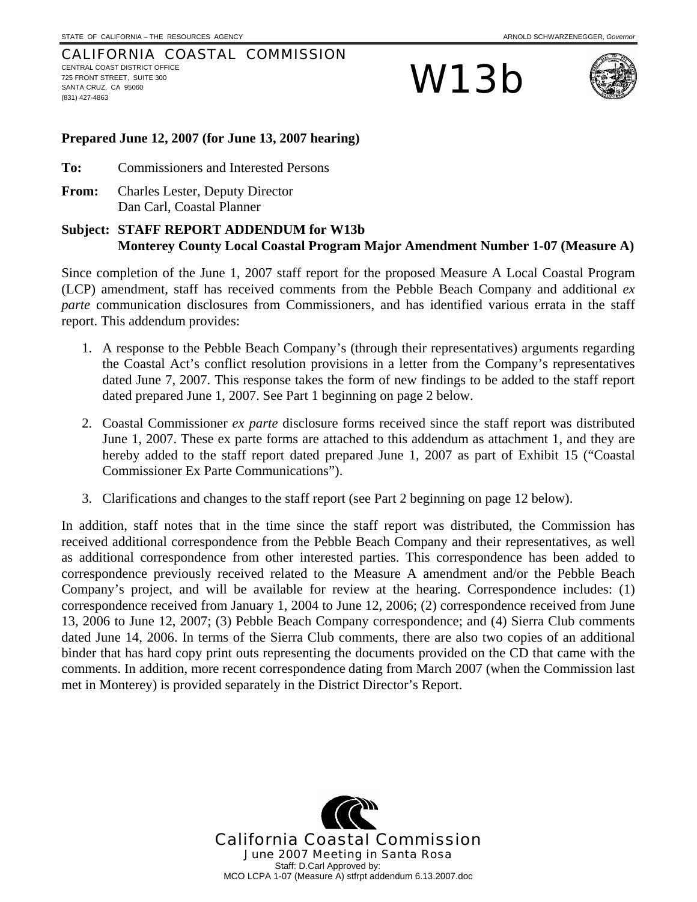STATE OF CALIFORNIA – THE RESOURCES AGENCY ARNOLD SCHWARZENEGGER, *Governor*

CALIFORNIA COASTAL COMMISSION
CENTRAL COAST DISTRICT OFFICE
725 FRONT STREET, SUITE 300
SANTA CRUZ, CA 95060
(831) 427-4863

# W13b

**Prepared June 12, 2007 (for June 13, 2007 hearing)**

**To:** Commissioners and Interested Persons

**From:** Charles Lester, Deputy Director
Dan Carl, Coastal Planner

**Subject: STAFF REPORT ADDENDUM for W13b**
**Monterey County Local Coastal Program Major Amendment Number 1-07 (Measure A)**

Since completion of the June 1, 2007 staff report for the proposed Measure A Local Coastal Program (LCP) amendment, staff has received comments from the Pebble Beach Company and additional *ex parte* communication disclosures from Commissioners, and has identified various errata in the staff report. This addendum provides:

1. A response to the Pebble Beach Company's (through their representatives) arguments regarding the Coastal Act's conflict resolution provisions in a letter from the Company's representatives dated June 7, 2007. This response takes the form of new findings to be added to the staff report dated prepared June 1, 2007. See Part 1 beginning on page 2 below.

2. Coastal Commissioner *ex parte* disclosure forms received since the staff report was distributed June 1, 2007. These ex parte forms are attached to this addendum as attachment 1, and they are hereby added to the staff report dated prepared June 1, 2007 as part of Exhibit 15 ("Coastal Commissioner Ex Parte Communications").

3. Clarifications and changes to the staff report (see Part 2 beginning on page 12 below).

In addition, staff notes that in the time since the staff report was distributed, the Commission has received additional correspondence from the Pebble Beach Company and their representatives, as well as additional correspondence from other interested parties. This correspondence has been added to correspondence previously received related to the Measure A amendment and/or the Pebble Beach Company's project, and will be available for review at the hearing. Correspondence includes: (1) correspondence received from January 1, 2004 to June 12, 2006; (2) correspondence received from June 13, 2006 to June 12, 2007; (3) Pebble Beach Company correspondence; and (4) Sierra Club comments dated June 14, 2006. In terms of the Sierra Club comments, there are also two copies of an additional binder that has hard copy print outs representing the documents provided on the CD that came with the comments. In addition, more recent correspondence dating from March 2007 (when the Commission last met in Monterey) is provided separately in the District Director's Report.

California Coastal Commission
June 2007 Meeting in Santa Rosa
Staff: D.Carl Approved by:
MCO LCPA 1-07 (Measure A) stfrpt addendum 6.13.2007.doc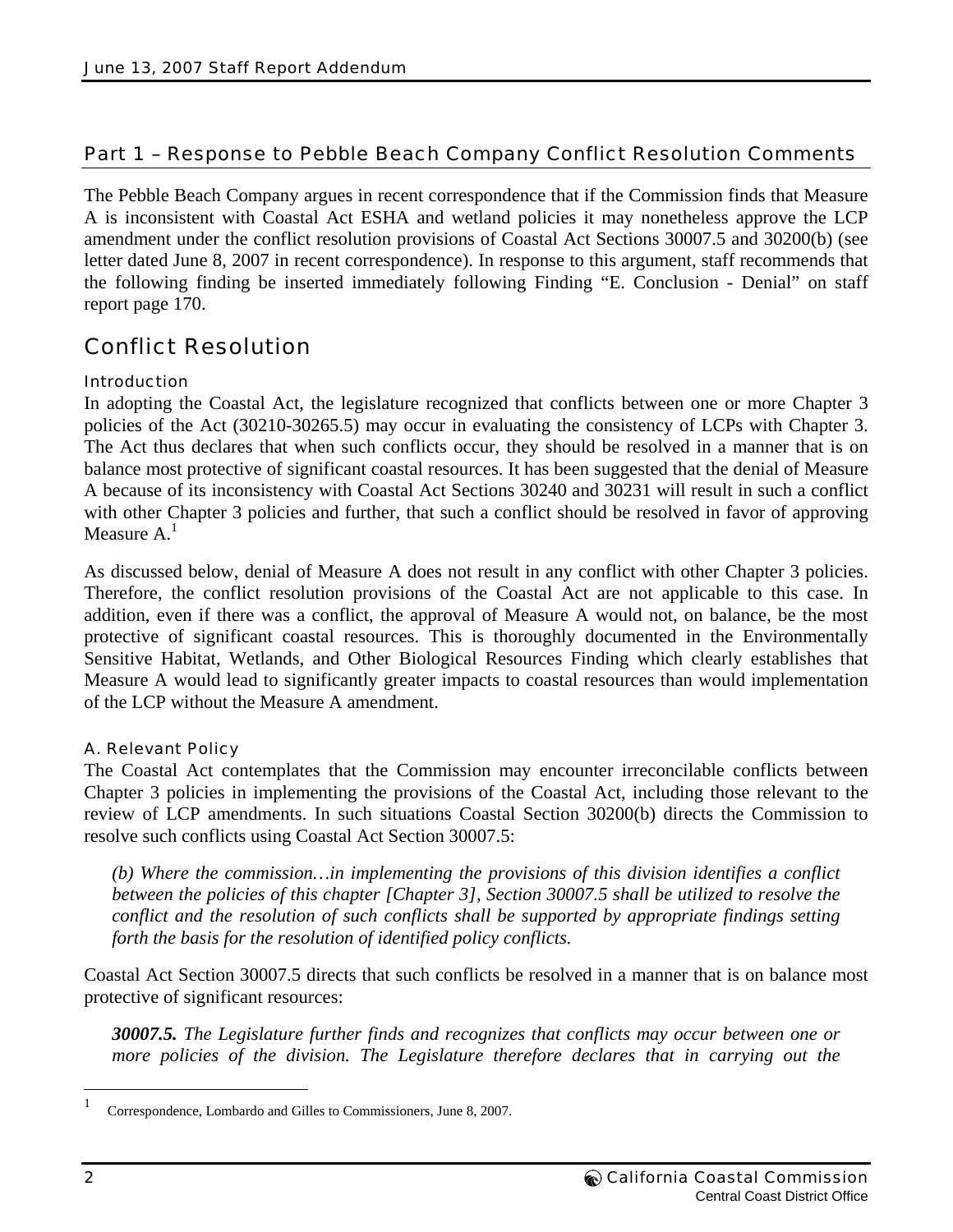## Part 1 – Response to Pebble Beach Company Conflict Resolution Comments

The Pebble Beach Company argues in recent correspondence that if the Commission finds that Measure A is inconsistent with Coastal Act ESHA and wetland policies it may nonetheless approve the LCP amendment under the conflict resolution provisions of Coastal Act Sections 30007.5 and 30200(b) (see letter dated June 8, 2007 in recent correspondence). In response to this argument, staff recommends that the following finding be inserted immediately following Finding "E. Conclusion - Denial" on staff report page 170.

## Conflict Resolution

### Introduction

In adopting the Coastal Act, the legislature recognized that conflicts between one or more Chapter 3 policies of the Act (30210-30265.5) may occur in evaluating the consistency of LCPs with Chapter 3. The Act thus declares that when such conflicts occur, they should be resolved in a manner that is on balance most protective of significant coastal resources. It has been suggested that the denial of Measure A because of its inconsistency with Coastal Act Sections 30240 and 30231 will result in such a conflict with other Chapter 3 policies and further, that such a conflict should be resolved in favor of approving Measure A.[1]

As discussed below, denial of Measure A does not result in any conflict with other Chapter 3 policies. Therefore, the conflict resolution provisions of the Coastal Act are not applicable to this case. In addition, even if there was a conflict, the approval of Measure A would not, on balance, be the most protective of significant coastal resources. This is thoroughly documented in the Environmentally Sensitive Habitat, Wetlands, and Other Biological Resources Finding which clearly establishes that Measure A would lead to significantly greater impacts to coastal resources than would implementation of the LCP without the Measure A amendment.

### A. Relevant Policy

The Coastal Act contemplates that the Commission may encounter irreconcilable conflicts between Chapter 3 policies in implementing the provisions of the Coastal Act, including those relevant to the review of LCP amendments. In such situations Coastal Section 30200(b) directs the Commission to resolve such conflicts using Coastal Act Section 30007.5:

> *(b) Where the commission…in implementing the provisions of this division identifies a conflict between the policies of this chapter [Chapter 3], Section 30007.5 shall be utilized to resolve the conflict and the resolution of such conflicts shall be supported by appropriate findings setting forth the basis for the resolution of identified policy conflicts.*

Coastal Act Section 30007.5 directs that such conflicts be resolved in a manner that is on balance most protective of significant resources:

> ***30007.5.*** *The Legislature further finds and recognizes that conflicts may occur between one or more policies of the division. The Legislature therefore declares that in carrying out the*

[1] Correspondence, Lombardo and Gilles to Commissioners, June 8, 2007.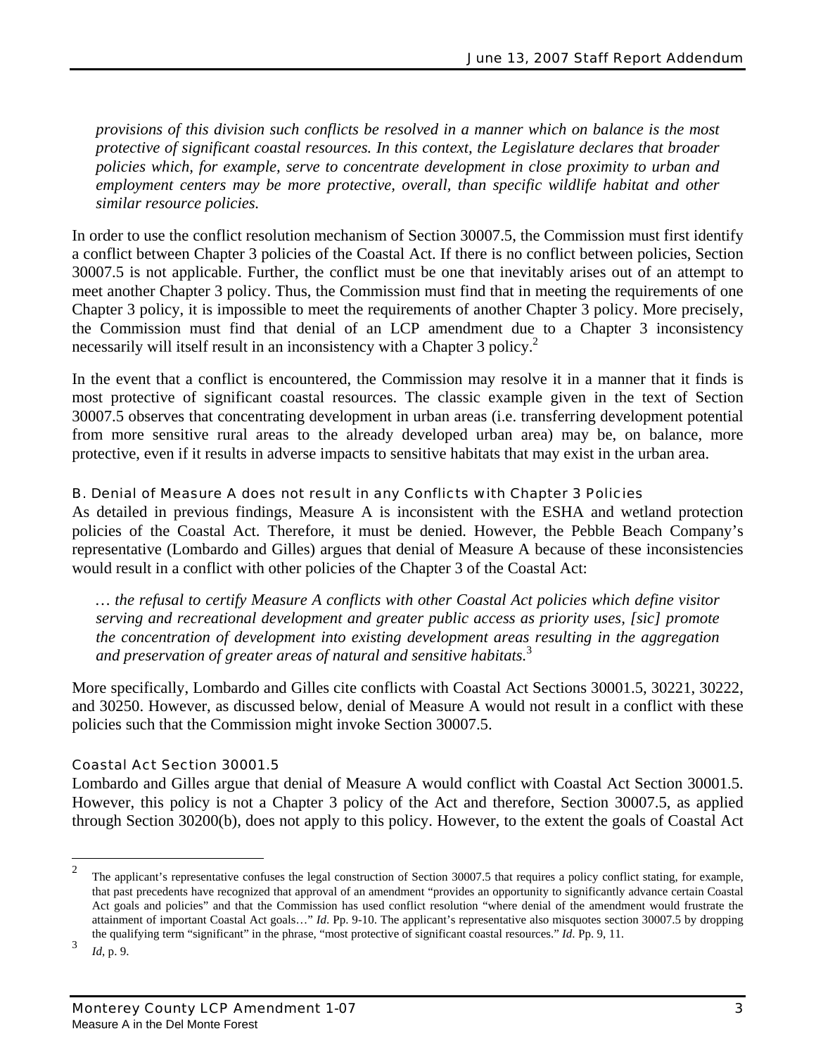*provisions of this division such conflicts be resolved in a manner which on balance is the most protective of significant coastal resources. In this context, the Legislature declares that broader policies which, for example, serve to concentrate development in close proximity to urban and employment centers may be more protective, overall, than specific wildlife habitat and other similar resource policies.*

In order to use the conflict resolution mechanism of Section 30007.5, the Commission must first identify a conflict between Chapter 3 policies of the Coastal Act. If there is no conflict between policies, Section 30007.5 is not applicable. Further, the conflict must be one that inevitably arises out of an attempt to meet another Chapter 3 policy. Thus, the Commission must find that in meeting the requirements of one Chapter 3 policy, it is impossible to meet the requirements of another Chapter 3 policy. More precisely, the Commission must find that denial of an LCP amendment due to a Chapter 3 inconsistency necessarily will itself result in an inconsistency with a Chapter 3 policy.[2]

In the event that a conflict is encountered, the Commission may resolve it in a manner that it finds is most protective of significant coastal resources. The classic example given in the text of Section 30007.5 observes that concentrating development in urban areas (i.e. transferring development potential from more sensitive rural areas to the already developed urban area) may be, on balance, more protective, even if it results in adverse impacts to sensitive habitats that may exist in the urban area.

### B. Denial of Measure A does not result in any Conflicts with Chapter 3 Policies

As detailed in previous findings, Measure A is inconsistent with the ESHA and wetland protection policies of the Coastal Act. Therefore, it must be denied. However, the Pebble Beach Company's representative (Lombardo and Gilles) argues that denial of Measure A because of these inconsistencies would result in a conflict with other policies of the Chapter 3 of the Coastal Act:

> *… the refusal to certify Measure A conflicts with other Coastal Act policies which define visitor serving and recreational development and greater public access as priority uses, [sic] promote the concentration of development into existing development areas resulting in the aggregation and preservation of greater areas of natural and sensitive habitats.*[3]

More specifically, Lombardo and Gilles cite conflicts with Coastal Act Sections 30001.5, 30221, 30222, and 30250. However, as discussed below, denial of Measure A would not result in a conflict with these policies such that the Commission might invoke Section 30007.5.

#### Coastal Act Section 30001.5

Lombardo and Gilles argue that denial of Measure A would conflict with Coastal Act Section 30001.5. However, this policy is not a Chapter 3 policy of the Act and therefore, Section 30007.5, as applied through Section 30200(b), does not apply to this policy. However, to the extent the goals of Coastal Act

---

[2] The applicant's representative confuses the legal construction of Section 30007.5 that requires a policy conflict stating, for example, that past precedents have recognized that approval of an amendment "provides an opportunity to significantly advance certain Coastal Act goals and policies" and that the Commission has used conflict resolution "where denial of the amendment would frustrate the attainment of important Coastal Act goals…" *Id.* Pp. 9-10. The applicant's representative also misquotes section 30007.5 by dropping the qualifying term "significant" in the phrase, "most protective of significant coastal resources." *Id.* Pp. 9, 11.

[3] *Id*, p. 9.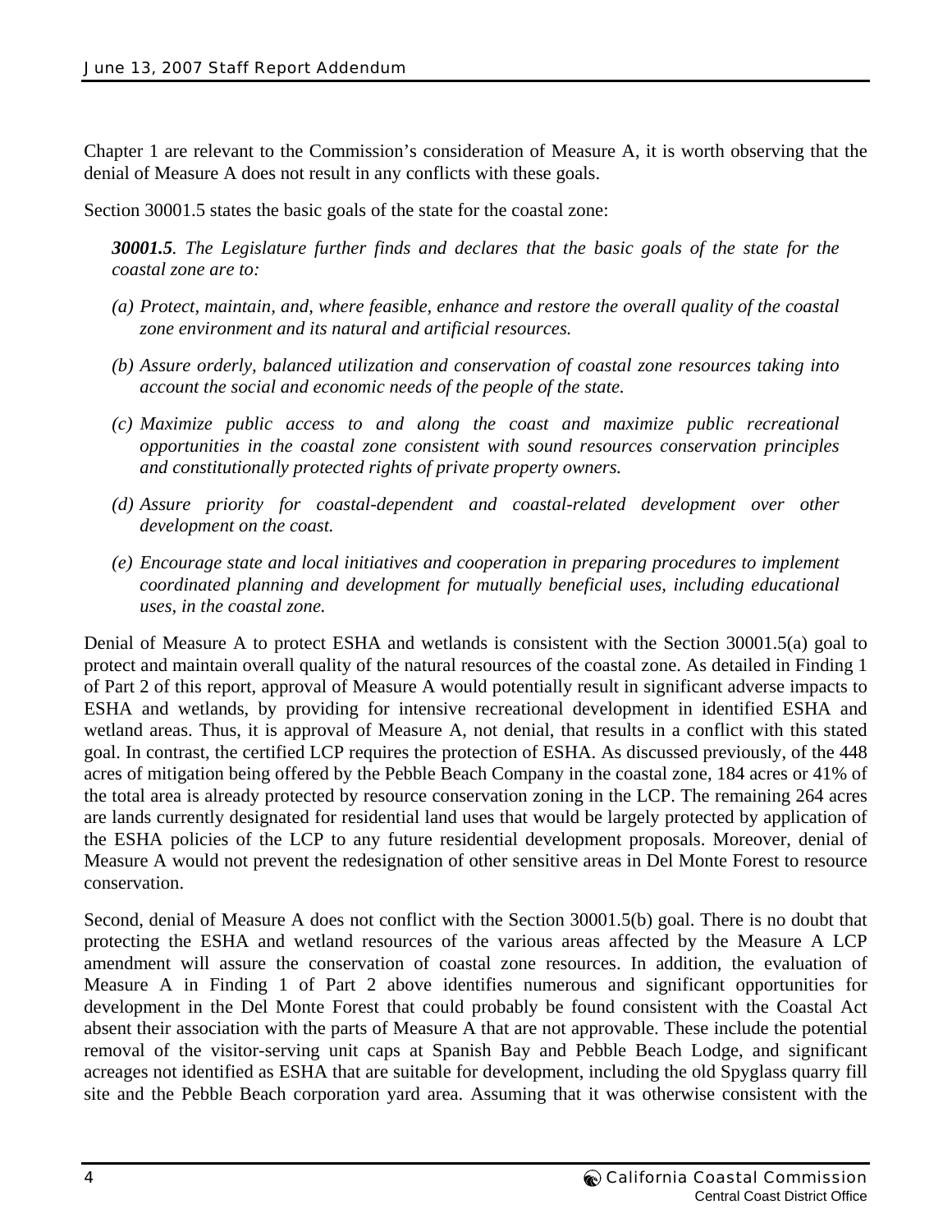Chapter 1 are relevant to the Commission's consideration of Measure A, it is worth observing that the denial of Measure A does not result in any conflicts with these goals.

Section 30001.5 states the basic goals of the state for the coastal zone:

> ***30001.5**. The Legislature further finds and declares that the basic goals of the state for the coastal zone are to:*
>
> *(a) Protect, maintain, and, where feasible, enhance and restore the overall quality of the coastal zone environment and its natural and artificial resources.*
>
> *(b) Assure orderly, balanced utilization and conservation of coastal zone resources taking into account the social and economic needs of the people of the state.*
>
> *(c) Maximize public access to and along the coast and maximize public recreational opportunities in the coastal zone consistent with sound resources conservation principles and constitutionally protected rights of private property owners.*
>
> *(d) Assure priority for coastal-dependent and coastal-related development over other development on the coast.*
>
> *(e) Encourage state and local initiatives and cooperation in preparing procedures to implement coordinated planning and development for mutually beneficial uses, including educational uses, in the coastal zone.*

Denial of Measure A to protect ESHA and wetlands is consistent with the Section 30001.5(a) goal to protect and maintain overall quality of the natural resources of the coastal zone. As detailed in Finding 1 of Part 2 of this report, approval of Measure A would potentially result in significant adverse impacts to ESHA and wetlands, by providing for intensive recreational development in identified ESHA and wetland areas. Thus, it is approval of Measure A, not denial, that results in a conflict with this stated goal. In contrast, the certified LCP requires the protection of ESHA. As discussed previously, of the 448 acres of mitigation being offered by the Pebble Beach Company in the coastal zone, 184 acres or 41% of the total area is already protected by resource conservation zoning in the LCP. The remaining 264 acres are lands currently designated for residential land uses that would be largely protected by application of the ESHA policies of the LCP to any future residential development proposals. Moreover, denial of Measure A would not prevent the redesignation of other sensitive areas in Del Monte Forest to resource conservation.

Second, denial of Measure A does not conflict with the Section 30001.5(b) goal. There is no doubt that protecting the ESHA and wetland resources of the various areas affected by the Measure A LCP amendment will assure the conservation of coastal zone resources. In addition, the evaluation of Measure A in Finding 1 of Part 2 above identifies numerous and significant opportunities for development in the Del Monte Forest that could probably be found consistent with the Coastal Act absent their association with the parts of Measure A that are not approvable. These include the potential removal of the visitor-serving unit caps at Spanish Bay and Pebble Beach Lodge, and significant acreages not identified as ESHA that are suitable for development, including the old Spyglass quarry fill site and the Pebble Beach corporation yard area. Assuming that it was otherwise consistent with the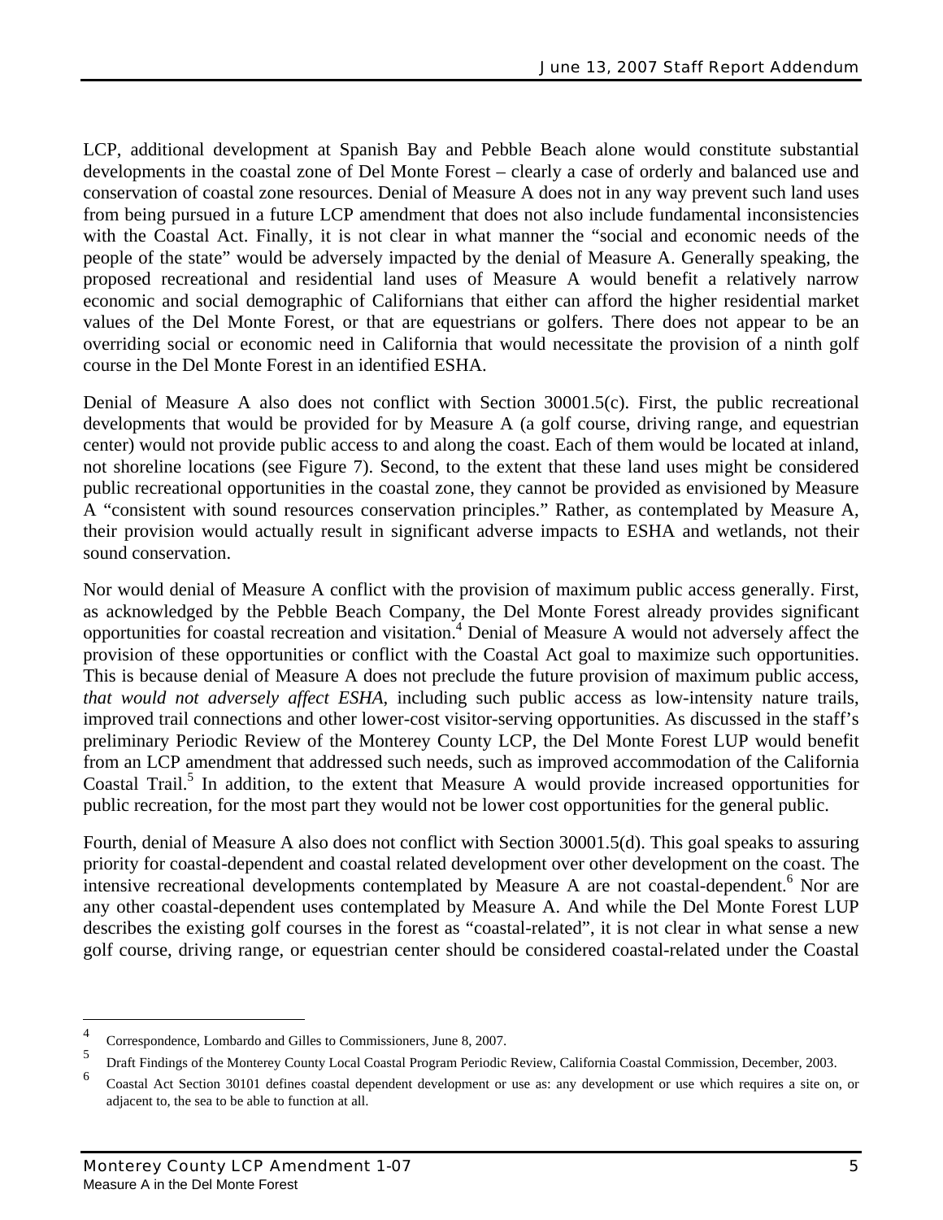LCP, additional development at Spanish Bay and Pebble Beach alone would constitute substantial developments in the coastal zone of Del Monte Forest – clearly a case of orderly and balanced use and conservation of coastal zone resources. Denial of Measure A does not in any way prevent such land uses from being pursued in a future LCP amendment that does not also include fundamental inconsistencies with the Coastal Act. Finally, it is not clear in what manner the "social and economic needs of the people of the state" would be adversely impacted by the denial of Measure A. Generally speaking, the proposed recreational and residential land uses of Measure A would benefit a relatively narrow economic and social demographic of Californians that either can afford the higher residential market values of the Del Monte Forest, or that are equestrians or golfers. There does not appear to be an overriding social or economic need in California that would necessitate the provision of a ninth golf course in the Del Monte Forest in an identified ESHA.

Denial of Measure A also does not conflict with Section 30001.5(c). First, the public recreational developments that would be provided for by Measure A (a golf course, driving range, and equestrian center) would not provide public access to and along the coast. Each of them would be located at inland, not shoreline locations (see Figure 7). Second, to the extent that these land uses might be considered public recreational opportunities in the coastal zone, they cannot be provided as envisioned by Measure A "consistent with sound resources conservation principles." Rather, as contemplated by Measure A, their provision would actually result in significant adverse impacts to ESHA and wetlands, not their sound conservation.

Nor would denial of Measure A conflict with the provision of maximum public access generally. First, as acknowledged by the Pebble Beach Company, the Del Monte Forest already provides significant opportunities for coastal recreation and visitation.[4] Denial of Measure A would not adversely affect the provision of these opportunities or conflict with the Coastal Act goal to maximize such opportunities. This is because denial of Measure A does not preclude the future provision of maximum public access, *that would not adversely affect ESHA*, including such public access as low-intensity nature trails, improved trail connections and other lower-cost visitor-serving opportunities. As discussed in the staff's preliminary Periodic Review of the Monterey County LCP, the Del Monte Forest LUP would benefit from an LCP amendment that addressed such needs, such as improved accommodation of the California Coastal Trail.[5] In addition, to the extent that Measure A would provide increased opportunities for public recreation, for the most part they would not be lower cost opportunities for the general public.

Fourth, denial of Measure A also does not conflict with Section 30001.5(d). This goal speaks to assuring priority for coastal-dependent and coastal related development over other development on the coast. The intensive recreational developments contemplated by Measure A are not coastal-dependent.[6] Nor are any other coastal-dependent uses contemplated by Measure A. And while the Del Monte Forest LUP describes the existing golf courses in the forest as "coastal-related", it is not clear in what sense a new golf course, driving range, or equestrian center should be considered coastal-related under the Coastal

---

[4] Correspondence, Lombardo and Gilles to Commissioners, June 8, 2007.

[5] Draft Findings of the Monterey County Local Coastal Program Periodic Review, California Coastal Commission, December, 2003.

[6] Coastal Act Section 30101 defines coastal dependent development or use as: any development or use which requires a site on, or adjacent to, the sea to be able to function at all.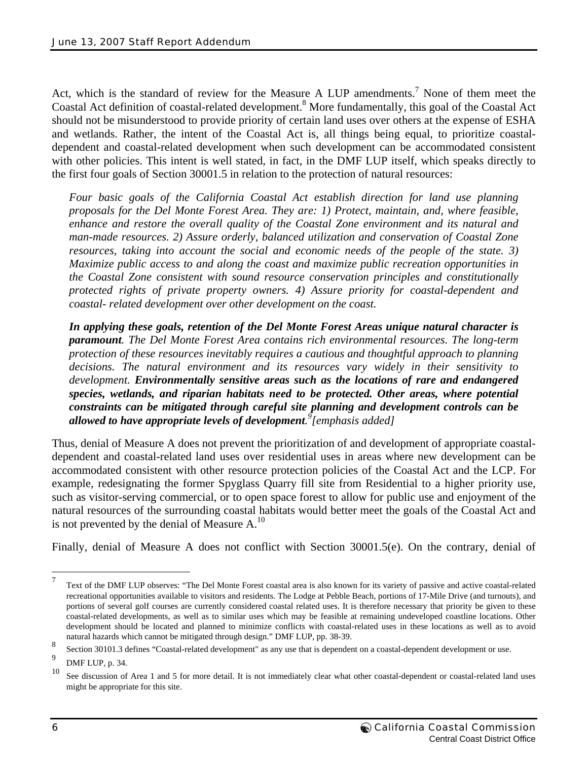Act, which is the standard of review for the Measure A LUP amendments.[7] None of them meet the Coastal Act definition of coastal-related development.[8] More fundamentally, this goal of the Coastal Act should not be misunderstood to provide priority of certain land uses over others at the expense of ESHA and wetlands. Rather, the intent of the Coastal Act is, all things being equal, to prioritize coastal-dependent and coastal-related development when such development can be accommodated consistent with other policies. This intent is well stated, in fact, in the DMF LUP itself, which speaks directly to the first four goals of Section 30001.5 in relation to the protection of natural resources:

> *Four basic goals of the California Coastal Act establish direction for land use planning proposals for the Del Monte Forest Area. They are: 1) Protect, maintain, and, where feasible, enhance and restore the overall quality of the Coastal Zone environment and its natural and man-made resources. 2) Assure orderly, balanced utilization and conservation of Coastal Zone resources, taking into account the social and economic needs of the people of the state. 3) Maximize public access to and along the coast and maximize public recreation opportunities in the Coastal Zone consistent with sound resource conservation principles and constitutionally protected rights of private property owners. 4) Assure priority for coastal-dependent and coastal- related development over other development on the coast.*
>
> ***In applying these goals, retention of the Del Monte Forest Areas unique natural character is paramount****. The Del Monte Forest Area contains rich environmental resources. The long-term protection of these resources inevitably requires a cautious and thoughtful approach to planning decisions. The natural environment and its resources vary widely in their sensitivity to development.* ***Environmentally sensitive areas such as the locations of rare and endangered species, wetlands, and riparian habitats need to be protected. Other areas, where potential constraints can be mitigated through careful site planning and development controls can be allowed to have appropriate levels of development****.*[9] *[emphasis added]*

Thus, denial of Measure A does not prevent the prioritization of and development of appropriate coastal-dependent and coastal-related land uses over residential uses in areas where new development can be accommodated consistent with other resource protection policies of the Coastal Act and the LCP. For example, redesignating the former Spyglass Quarry fill site from Residential to a higher priority use, such as visitor-serving commercial, or to open space forest to allow for public use and enjoyment of the natural resources of the surrounding coastal habitats would better meet the goals of the Coastal Act and is not prevented by the denial of Measure A.[10]

Finally, denial of Measure A does not conflict with Section 30001.5(e). On the contrary, denial of

---

[7] Text of the DMF LUP observes: "The Del Monte Forest coastal area is also known for its variety of passive and active coastal-related recreational opportunities available to visitors and residents. The Lodge at Pebble Beach, portions of 17-Mile Drive (and turnouts), and portions of several golf courses are currently considered coastal related uses. It is therefore necessary that priority be given to these coastal-related developments, as well as to similar uses which may be feasible at remaining undeveloped coastline locations. Other development should be located and planned to minimize conflicts with coastal-related uses in these locations as well as to avoid natural hazards which cannot be mitigated through design." DMF LUP, pp. 38-39.

[8] Section 30101.3 defines "Coastal-related development" as any use that is dependent on a coastal-dependent development or use.

[9] DMF LUP, p. 34.

[10] See discussion of Area 1 and 5 for more detail. It is not immediately clear what other coastal-dependent or coastal-related land uses might be appropriate for this site.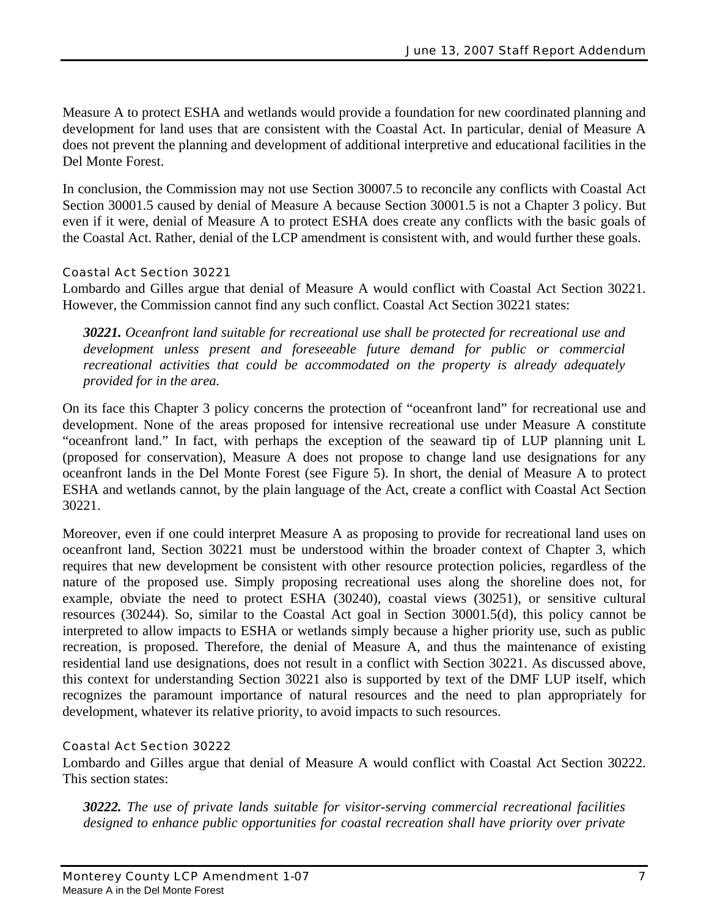Measure A to protect ESHA and wetlands would provide a foundation for new coordinated planning and development for land uses that are consistent with the Coastal Act. In particular, denial of Measure A does not prevent the planning and development of additional interpretive and educational facilities in the Del Monte Forest.

In conclusion, the Commission may not use Section 30007.5 to reconcile any conflicts with Coastal Act Section 30001.5 caused by denial of Measure A because Section 30001.5 is not a Chapter 3 policy. But even if it were, denial of Measure A to protect ESHA does create any conflicts with the basic goals of the Coastal Act. Rather, denial of the LCP amendment is consistent with, and would further these goals.

#### Coastal Act Section 30221

Lombardo and Gilles argue that denial of Measure A would conflict with Coastal Act Section 30221. However, the Commission cannot find any such conflict. Coastal Act Section 30221 states:

> ***30221.*** *Oceanfront land suitable for recreational use shall be protected for recreational use and development unless present and foreseeable future demand for public or commercial recreational activities that could be accommodated on the property is already adequately provided for in the area.*

On its face this Chapter 3 policy concerns the protection of "oceanfront land" for recreational use and development. None of the areas proposed for intensive recreational use under Measure A constitute "oceanfront land." In fact, with perhaps the exception of the seaward tip of LUP planning unit L (proposed for conservation), Measure A does not propose to change land use designations for any oceanfront lands in the Del Monte Forest (see Figure 5). In short, the denial of Measure A to protect ESHA and wetlands cannot, by the plain language of the Act, create a conflict with Coastal Act Section 30221.

Moreover, even if one could interpret Measure A as proposing to provide for recreational land uses on oceanfront land, Section 30221 must be understood within the broader context of Chapter 3, which requires that new development be consistent with other resource protection policies, regardless of the nature of the proposed use. Simply proposing recreational uses along the shoreline does not, for example, obviate the need to protect ESHA (30240), coastal views (30251), or sensitive cultural resources (30244). So, similar to the Coastal Act goal in Section 30001.5(d), this policy cannot be interpreted to allow impacts to ESHA or wetlands simply because a higher priority use, such as public recreation, is proposed. Therefore, the denial of Measure A, and thus the maintenance of existing residential land use designations, does not result in a conflict with Section 30221. As discussed above, this context for understanding Section 30221 also is supported by text of the DMF LUP itself, which recognizes the paramount importance of natural resources and the need to plan appropriately for development, whatever its relative priority, to avoid impacts to such resources.

#### Coastal Act Section 30222

Lombardo and Gilles argue that denial of Measure A would conflict with Coastal Act Section 30222. This section states:

> ***30222.*** *The use of private lands suitable for visitor-serving commercial recreational facilities designed to enhance public opportunities for coastal recreation shall have priority over private*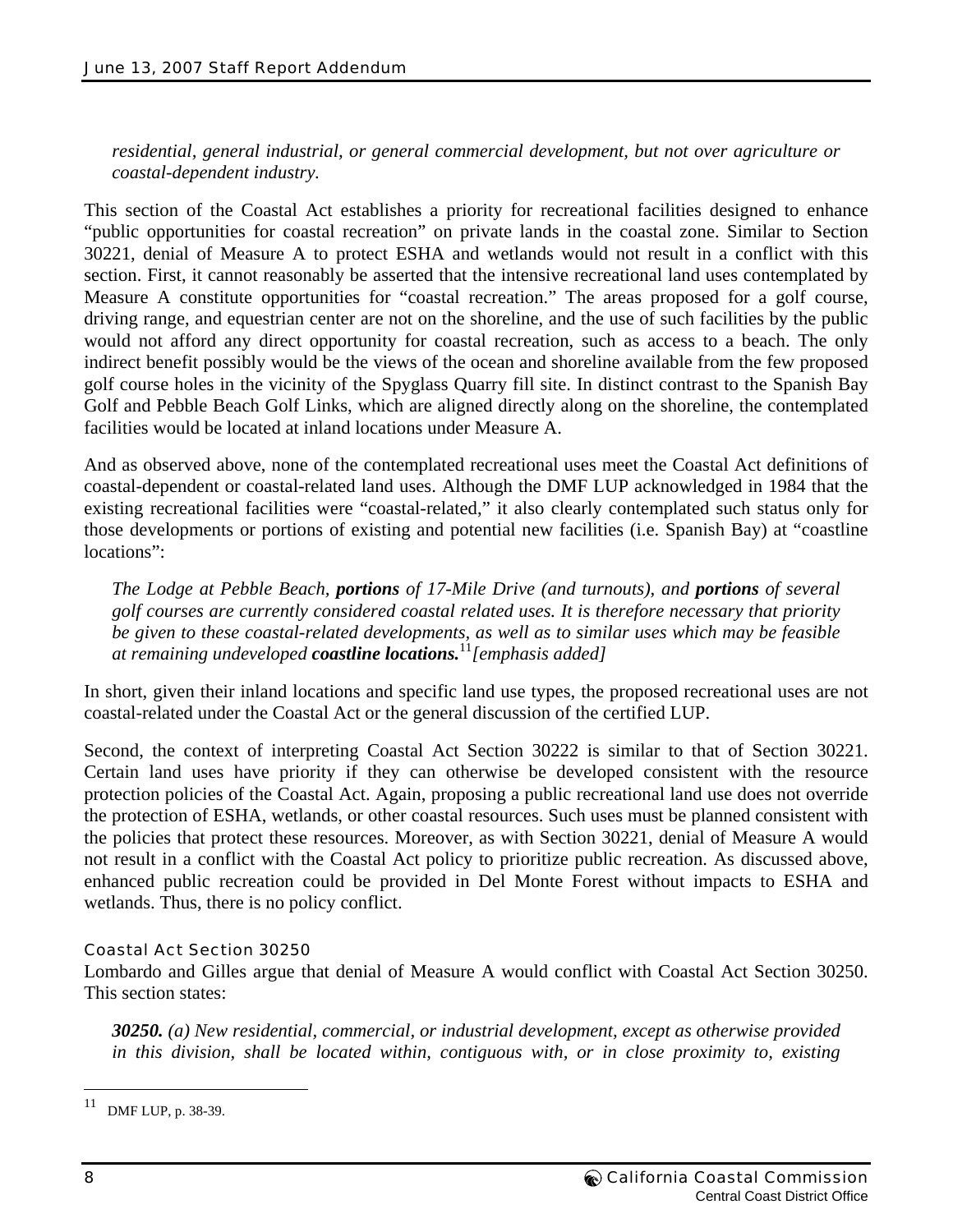*residential, general industrial, or general commercial development, but not over agriculture or coastal-dependent industry.*

This section of the Coastal Act establishes a priority for recreational facilities designed to enhance "public opportunities for coastal recreation" on private lands in the coastal zone. Similar to Section 30221, denial of Measure A to protect ESHA and wetlands would not result in a conflict with this section. First, it cannot reasonably be asserted that the intensive recreational land uses contemplated by Measure A constitute opportunities for "coastal recreation." The areas proposed for a golf course, driving range, and equestrian center are not on the shoreline, and the use of such facilities by the public would not afford any direct opportunity for coastal recreation, such as access to a beach. The only indirect benefit possibly would be the views of the ocean and shoreline available from the few proposed golf course holes in the vicinity of the Spyglass Quarry fill site. In distinct contrast to the Spanish Bay Golf and Pebble Beach Golf Links, which are aligned directly along on the shoreline, the contemplated facilities would be located at inland locations under Measure A.

And as observed above, none of the contemplated recreational uses meet the Coastal Act definitions of coastal-dependent or coastal-related land uses. Although the DMF LUP acknowledged in 1984 that the existing recreational facilities were "coastal-related," it also clearly contemplated such status only for those developments or portions of existing and potential new facilities (i.e. Spanish Bay) at "coastline locations":

> *The Lodge at Pebble Beach, **portions** of 17-Mile Drive (and turnouts), and **portions** of several golf courses are currently considered coastal related uses. It is therefore necessary that priority be given to these coastal-related developments, as well as to similar uses which may be feasible at remaining undeveloped **coastline locations.**[11] [emphasis added]*

In short, given their inland locations and specific land use types, the proposed recreational uses are not coastal-related under the Coastal Act or the general discussion of the certified LUP.

Second, the context of interpreting Coastal Act Section 30222 is similar to that of Section 30221. Certain land uses have priority if they can otherwise be developed consistent with the resource protection policies of the Coastal Act. Again, proposing a public recreational land use does not override the protection of ESHA, wetlands, or other coastal resources. Such uses must be planned consistent with the policies that protect these resources. Moreover, as with Section 30221, denial of Measure A would not result in a conflict with the Coastal Act policy to prioritize public recreation. As discussed above, enhanced public recreation could be provided in Del Monte Forest without impacts to ESHA and wetlands. Thus, there is no policy conflict.

### Coastal Act Section 30250

Lombardo and Gilles argue that denial of Measure A would conflict with Coastal Act Section 30250. This section states:

> ***30250.** (a) New residential, commercial, or industrial development, except as otherwise provided in this division, shall be located within, contiguous with, or in close proximity to, existing*

---

[11] DMF LUP, p. 38-39.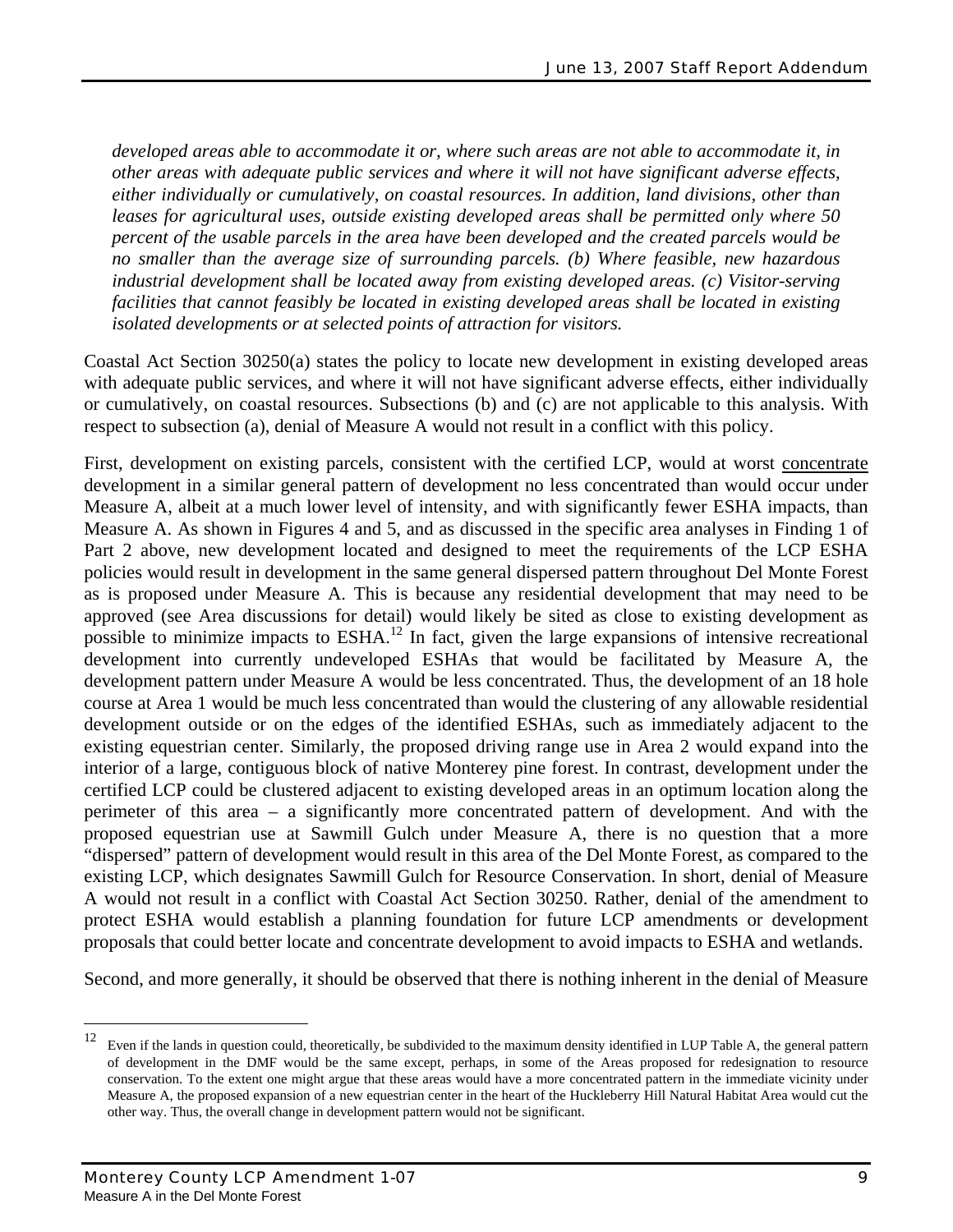*developed areas able to accommodate it or, where such areas are not able to accommodate it, in other areas with adequate public services and where it will not have significant adverse effects, either individually or cumulatively, on coastal resources. In addition, land divisions, other than leases for agricultural uses, outside existing developed areas shall be permitted only where 50 percent of the usable parcels in the area have been developed and the created parcels would be no smaller than the average size of surrounding parcels. (b) Where feasible, new hazardous industrial development shall be located away from existing developed areas. (c) Visitor-serving facilities that cannot feasibly be located in existing developed areas shall be located in existing isolated developments or at selected points of attraction for visitors.*

Coastal Act Section 30250(a) states the policy to locate new development in existing developed areas with adequate public services, and where it will not have significant adverse effects, either individually or cumulatively, on coastal resources. Subsections (b) and (c) are not applicable to this analysis. With respect to subsection (a), denial of Measure A would not result in a conflict with this policy.

First, development on existing parcels, consistent with the certified LCP, would at worst <u>concentrate</u> development in a similar general pattern of development no less concentrated than would occur under Measure A, albeit at a much lower level of intensity, and with significantly fewer ESHA impacts, than Measure A. As shown in Figures 4 and 5, and as discussed in the specific area analyses in Finding 1 of Part 2 above, new development located and designed to meet the requirements of the LCP ESHA policies would result in development in the same general dispersed pattern throughout Del Monte Forest as is proposed under Measure A. This is because any residential development that may need to be approved (see Area discussions for detail) would likely be sited as close to existing development as possible to minimize impacts to ESHA.[12] In fact, given the large expansions of intensive recreational development into currently undeveloped ESHAs that would be facilitated by Measure A, the development pattern under Measure A would be less concentrated. Thus, the development of an 18 hole course at Area 1 would be much less concentrated than would the clustering of any allowable residential development outside or on the edges of the identified ESHAs, such as immediately adjacent to the existing equestrian center. Similarly, the proposed driving range use in Area 2 would expand into the interior of a large, contiguous block of native Monterey pine forest. In contrast, development under the certified LCP could be clustered adjacent to existing developed areas in an optimum location along the perimeter of this area – a significantly more concentrated pattern of development. And with the proposed equestrian use at Sawmill Gulch under Measure A, there is no question that a more "dispersed" pattern of development would result in this area of the Del Monte Forest, as compared to the existing LCP, which designates Sawmill Gulch for Resource Conservation. In short, denial of Measure A would not result in a conflict with Coastal Act Section 30250. Rather, denial of the amendment to protect ESHA would establish a planning foundation for future LCP amendments or development proposals that could better locate and concentrate development to avoid impacts to ESHA and wetlands.

Second, and more generally, it should be observed that there is nothing inherent in the denial of Measure

---

[12] Even if the lands in question could, theoretically, be subdivided to the maximum density identified in LUP Table A, the general pattern of development in the DMF would be the same except, perhaps, in some of the Areas proposed for redesignation to resource conservation. To the extent one might argue that these areas would have a more concentrated pattern in the immediate vicinity under Measure A, the proposed expansion of a new equestrian center in the heart of the Huckleberry Hill Natural Habitat Area would cut the other way. Thus, the overall change in development pattern would not be significant.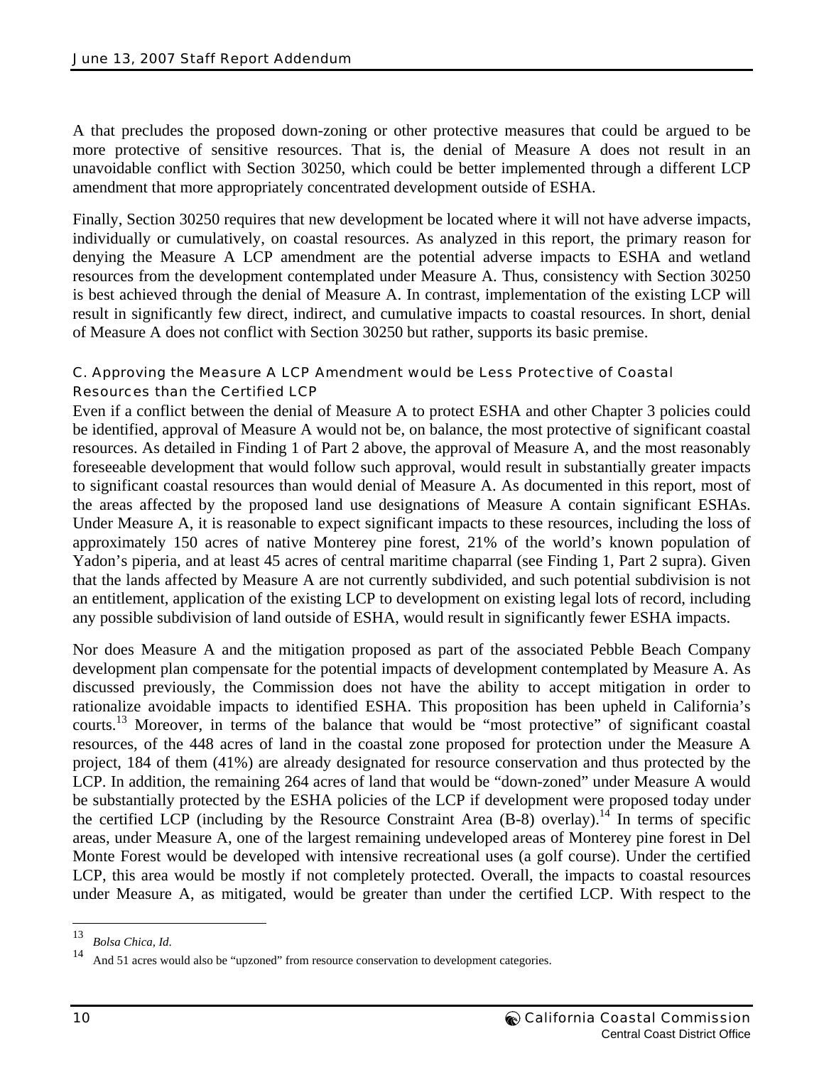A that precludes the proposed down-zoning or other protective measures that could be argued to be more protective of sensitive resources. That is, the denial of Measure A does not result in an unavoidable conflict with Section 30250, which could be better implemented through a different LCP amendment that more appropriately concentrated development outside of ESHA.

Finally, Section 30250 requires that new development be located where it will not have adverse impacts, individually or cumulatively, on coastal resources. As analyzed in this report, the primary reason for denying the Measure A LCP amendment are the potential adverse impacts to ESHA and wetland resources from the development contemplated under Measure A. Thus, consistency with Section 30250 is best achieved through the denial of Measure A. In contrast, implementation of the existing LCP will result in significantly few direct, indirect, and cumulative impacts to coastal resources. In short, denial of Measure A does not conflict with Section 30250 but rather, supports its basic premise.

### C. Approving the Measure A LCP Amendment would be Less Protective of Coastal Resources than the Certified LCP

Even if a conflict between the denial of Measure A to protect ESHA and other Chapter 3 policies could be identified, approval of Measure A would not be, on balance, the most protective of significant coastal resources. As detailed in Finding 1 of Part 2 above, the approval of Measure A, and the most reasonably foreseeable development that would follow such approval, would result in substantially greater impacts to significant coastal resources than would denial of Measure A. As documented in this report, most of the areas affected by the proposed land use designations of Measure A contain significant ESHAs. Under Measure A, it is reasonable to expect significant impacts to these resources, including the loss of approximately 150 acres of native Monterey pine forest, 21% of the world's known population of Yadon's piperia, and at least 45 acres of central maritime chaparral (see Finding 1, Part 2 supra). Given that the lands affected by Measure A are not currently subdivided, and such potential subdivision is not an entitlement, application of the existing LCP to development on existing legal lots of record, including any possible subdivision of land outside of ESHA, would result in significantly fewer ESHA impacts.

Nor does Measure A and the mitigation proposed as part of the associated Pebble Beach Company development plan compensate for the potential impacts of development contemplated by Measure A. As discussed previously, the Commission does not have the ability to accept mitigation in order to rationalize avoidable impacts to identified ESHA. This proposition has been upheld in California's courts.[13] Moreover, in terms of the balance that would be "most protective" of significant coastal resources, of the 448 acres of land in the coastal zone proposed for protection under the Measure A project, 184 of them (41%) are already designated for resource conservation and thus protected by the LCP. In addition, the remaining 264 acres of land that would be "down-zoned" under Measure A would be substantially protected by the ESHA policies of the LCP if development were proposed today under the certified LCP (including by the Resource Constraint Area (B-8) overlay).[14] In terms of specific areas, under Measure A, one of the largest remaining undeveloped areas of Monterey pine forest in Del Monte Forest would be developed with intensive recreational uses (a golf course). Under the certified LCP, this area would be mostly if not completely protected. Overall, the impacts to coastal resources under Measure A, as mitigated, would be greater than under the certified LCP. With respect to the

---

[13] *Bolsa Chica, Id.*

[14] And 51 acres would also be "upzoned" from resource conservation to development categories.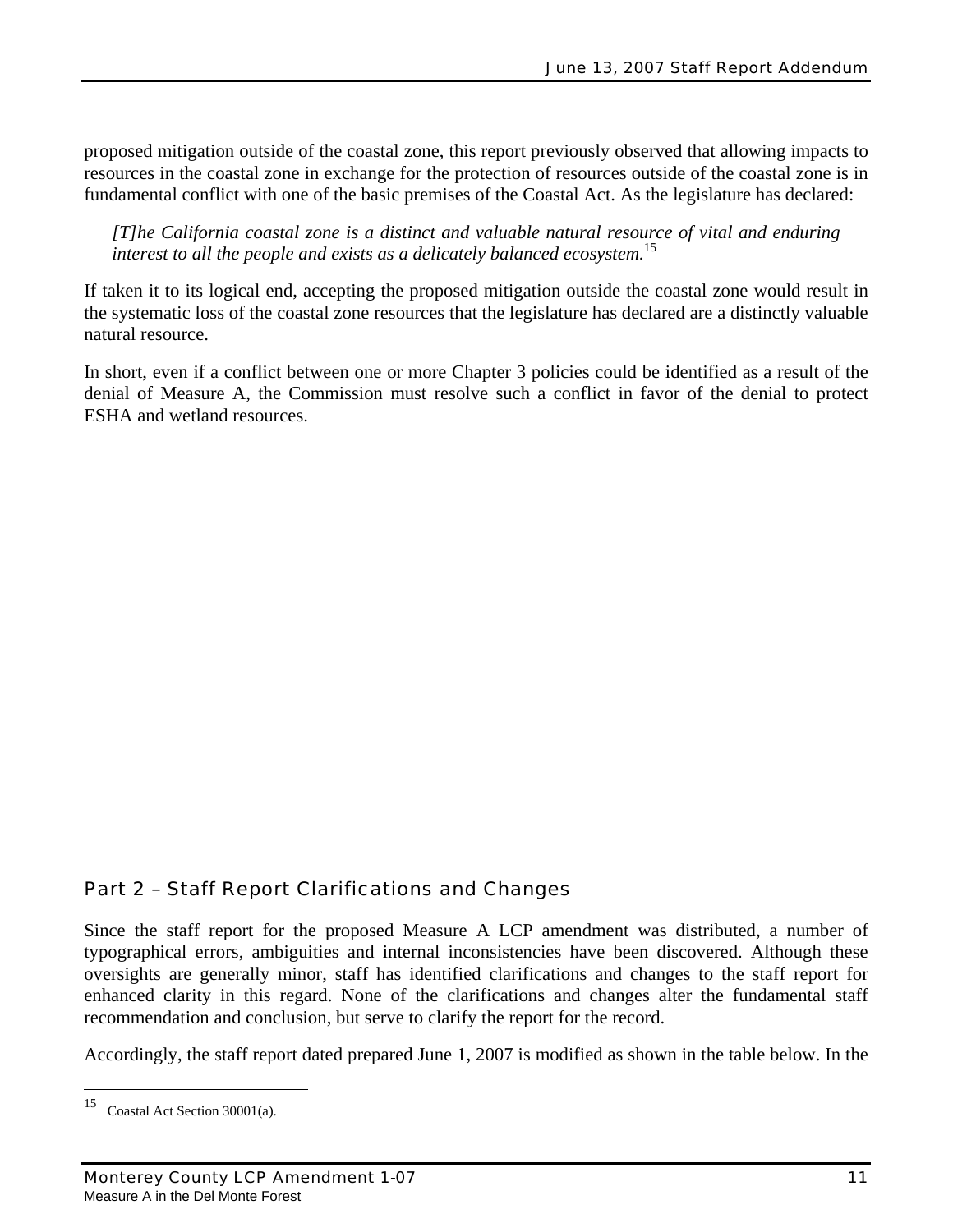proposed mitigation outside of the coastal zone, this report previously observed that allowing impacts to resources in the coastal zone in exchange for the protection of resources outside of the coastal zone is in fundamental conflict with one of the basic premises of the Coastal Act. As the legislature has declared:

> *[T]he California coastal zone is a distinct and valuable natural resource of vital and enduring interest to all the people and exists as a delicately balanced ecosystem.*[15]

If taken it to its logical end, accepting the proposed mitigation outside the coastal zone would result in the systematic loss of the coastal zone resources that the legislature has declared are a distinctly valuable natural resource.

In short, even if a conflict between one or more Chapter 3 policies could be identified as a result of the denial of Measure A, the Commission must resolve such a conflict in favor of the denial to protect ESHA and wetland resources.

## Part 2 – Staff Report Clarifications and Changes

Since the staff report for the proposed Measure A LCP amendment was distributed, a number of typographical errors, ambiguities and internal inconsistencies have been discovered. Although these oversights are generally minor, staff has identified clarifications and changes to the staff report for enhanced clarity in this regard. None of the clarifications and changes alter the fundamental staff recommendation and conclusion, but serve to clarify the report for the record.

Accordingly, the staff report dated prepared June 1, 2007 is modified as shown in the table below. In the

---

[15] Coastal Act Section 30001(a).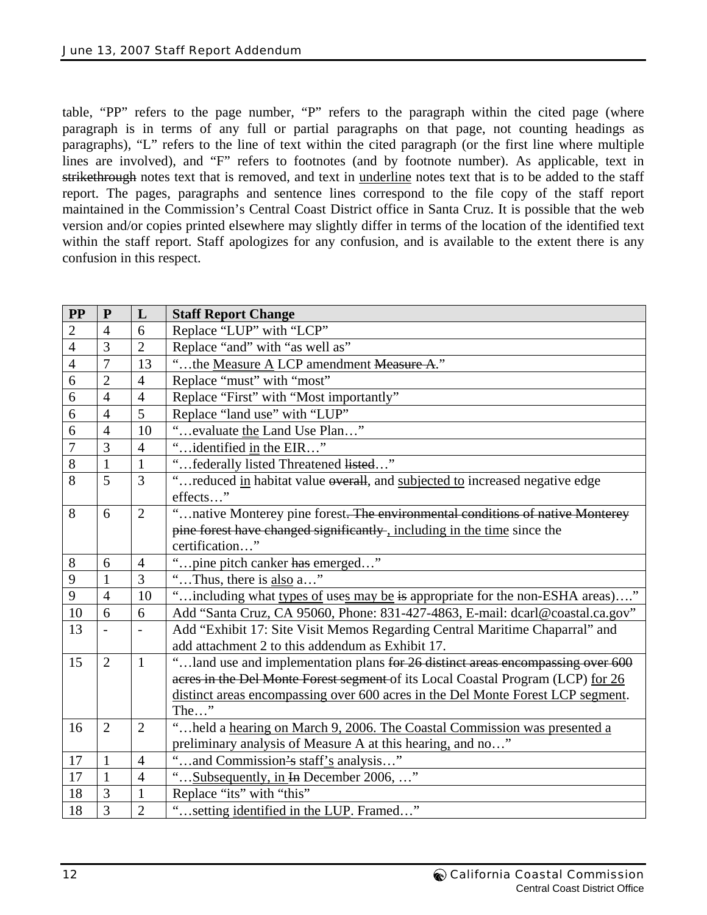table, "PP" refers to the page number, "P" refers to the paragraph within the cited page (where paragraph is in terms of any full or partial paragraphs on that page, not counting headings as paragraphs), "L" refers to the line of text within the cited paragraph (or the first line where multiple lines are involved), and "F" refers to footnotes (and by footnote number). As applicable, text in ~~strikethrough~~ notes text that is removed, and text in <u>underline</u> notes text that is to be added to the staff report. The pages, paragraphs and sentence lines correspond to the file copy of the staff report maintained in the Commission's Central Coast District office in Santa Cruz. It is possible that the web version and/or copies printed elsewhere may slightly differ in terms of the location of the identified text within the staff report. Staff apologizes for any confusion, and is available to the extent there is any confusion in this respect.

| PP | P | L | Staff Report Change |
|---|---|---|---|
| 2 | 4 | 6 | Replace "LUP" with "LCP" |
| 4 | 3 | 2 | Replace "and" with "as well as" |
| 4 | 7 | 13 | "…the <u>Measure A</u> LCP amendment ~~Measure A~~." |
| 6 | 2 | 4 | Replace "must" with "most" |
| 6 | 4 | 4 | Replace "First" with "Most importantly" |
| 6 | 4 | 5 | Replace "land use" with "LUP" |
| 6 | 4 | 10 | "…evaluate <u>the</u> Land Use Plan…" |
| 7 | 3 | 4 | "…identified <u>in</u> the EIR…" |
| 8 | 1 | 1 | "…federally listed Threatened ~~listed~~…" |
| 8 | 5 | 3 | "…reduced <u>in</u> habitat value ~~overall~~, and <u>subjected to</u> increased negative edge effects…" |
| 8 | 6 | 2 | "…native Monterey pine forest~~. The environmental conditions of native Monterey pine forest have changed significantly~~ <u>, including in the time</u> since the certification…" |
| 8 | 6 | 4 | "…pine pitch canker ~~has~~ emerged…" |
| 9 | 1 | 3 | "…Thus, there is <u>also</u> a…" |
| 9 | 4 | 10 | "…including what <u>types of</u> use<u>s may be</u> ~~is~~ appropriate for the non-ESHA areas)…." |
| 10 | 6 | 6 | Add "Santa Cruz, CA 95060, Phone: 831-427-4863, E-mail: dcarl@coastal.ca.gov" |
| 13 | - | - | Add "Exhibit 17: Site Visit Memos Regarding Central Maritime Chaparral" and add attachment 2 to this addendum as Exhibit 17. |
| 15 | 2 | 1 | "…land use and implementation plans ~~for 26 distinct areas encompassing over 600 acres in the Del Monte Forest segment~~ of its Local Coastal Program (LCP) <u>for 26 distinct areas encompassing over 600 acres in the Del Monte Forest LCP segment</u>. The…" |
| 16 | 2 | 2 | "…held a <u>hearing on March 9, 2006. The Coastal Commission was presented a preliminary analysis of Measure A at this hearing</u>, and no…" |
| 17 | 1 | 4 | "…and Commission~~'s~~ staff<u>'s</u> analysis…" |
| 17 | 1 | 4 | "…<u>Subsequently, in</u> ~~In~~ December 2006, …" |
| 18 | 3 | 1 | Replace "its" with "this" |
| 18 | 3 | 2 | "…setting <u>identified in the LUP</u>. Framed…" |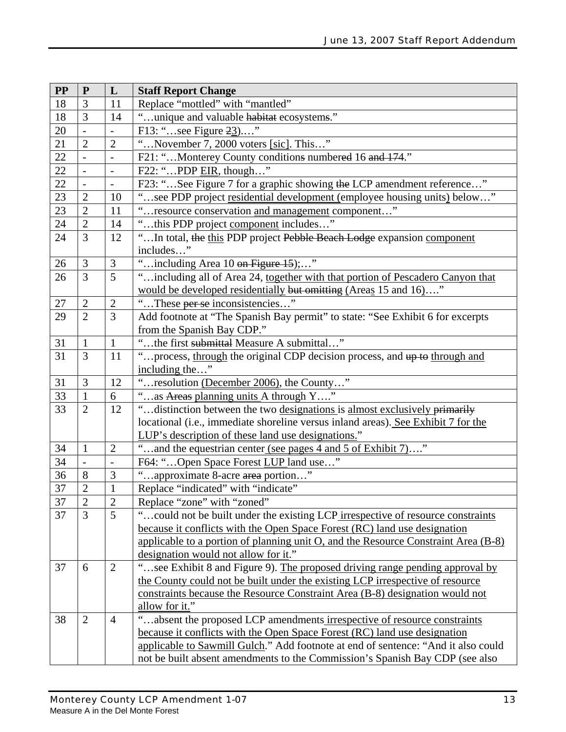| PP | P | L | Staff Report Change |
|---|---|---|---|
| 18 | 3 | 11 | Replace "mottled" with "mantled" |
| 18 | 3 | 14 | "…unique and valuable ~~habitat~~ ecosystem~~s~~." |
| 20 | - | - | F13: "…see Figure ~~2~~<u>3</u>).…" |
| 21 | 2 | 2 | "…November 7, 2000 voters <u>[sic]</u>. This…" |
| 22 | - | - | F21: "…Monterey County condition~~s~~ number~~ed~~ 16 ~~and 174~~." |
| 22 | - | - | F22: "…PDP <u>EIR</u>, though…" |
| 22 | - | - | F23: "…See Figure 7 for a graphic showing ~~the~~ LCP amendment reference…" |
| 23 | 2 | 10 | "…see PDP project <u>residential development (</u>employee housing units<u>)</u> below…" |
| 23 | 2 | 11 | "…resource conservation <u>and management</u> component…" |
| 24 | 2 | 14 | "…this PDP project <u>component</u> includes…" |
| 24 | 3 | 12 | "…In total, ~~the~~ <u>this</u> PDP project ~~Pebble Beach Lodge~~ expansion <u>component</u> includes…" |
| 26 | 3 | 3 | "…including Area 10 ~~on Figure 15~~);…" |
| 26 | 3 | 5 | "…including all of Area 24, <u>together with that portion of Pescadero Canyon that would be developed residentially</u> ~~but omitting~~ <u>(</u>Area<u>s</u> 15 and 16<u>)</u>.…" |
| 27 | 2 | 2 | "…These ~~per se~~ inconsistencies…" |
| 29 | 2 | 3 | Add footnote at "The Spanish Bay permit" to state: "See Exhibit 6 for excerpts from the Spanish Bay CDP." |
| 31 | 1 | 1 | "…the first ~~submittal~~ Measure A submittal…" |
| 31 | 3 | 11 | "…process, <u>through</u> the original CDP decision process, and ~~up to~~ <u>through and including</u> the…" |
| 31 | 3 | 12 | "…resolution <u>(December 2006)</u>, the County…" |
| 33 | 1 | 6 | "…as ~~Areas~~ <u>planning units</u> A through Y…." |
| 33 | 2 | 12 | "…distinction between the two <u>designations</u> is <u>almost exclusively</u> ~~primarily~~ locational (i.e., immediate shoreline versus inland areas)<u>. See Exhibit 7 for the LUP's description of these land use designations.</u>" |
| 34 | 1 | 2 | "…and the equestrian center <u>(see pages 4 and 5 of Exhibit 7)</u>…." |
| 34 | - | - | F64: "…Open Space Forest <u>LUP</u> land use…" |
| 36 | 8 | 3 | "…approximate 8-acre ~~area~~ portion…" |
| 37 | 2 | 1 | Replace "indicated" with "indicate" |
| 37 | 2 | 2 | Replace "zone" with "zoned" |
| 37 | 3 | 5 | "…could not be built under the existing LCP <u>irrespective of resource constraints because it conflicts with the Open Space Forest (RC) land use designation applicable to a portion of planning unit O, and the Resource Constraint Area (B-8) designation would not allow for it</u>." |
| 37 | 6 | 2 | "…see Exhibit 8 and Figure 9). <u>The proposed driving range pending approval by the County could not be built under the existing LCP irrespective of resource constraints because the Resource Constraint Area (B-8) designation would not allow for it.</u>" |
| 38 | 2 | 4 | "…absent the proposed LCP amendments <u>irrespective of resource constraints because it conflicts with the Open Space Forest (RC) land use designation applicable to Sawmill Gulch</u>." Add footnote at end of sentence: "And it also could not be built absent amendments to the Commission's Spanish Bay CDP (see also |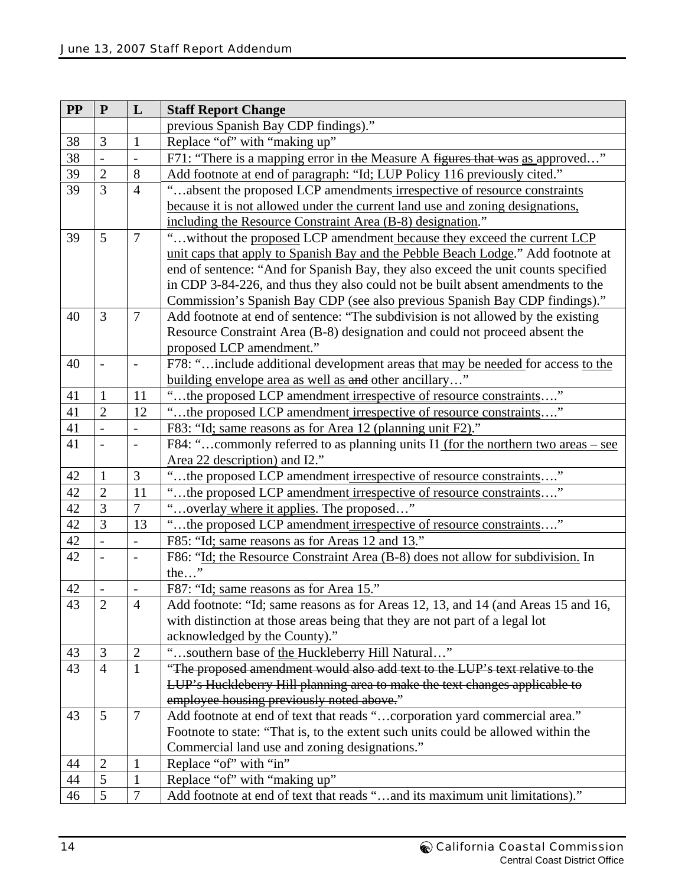| PP | P | L | Staff Report Change |
|---|---|---|---|
| | | | previous Spanish Bay CDP findings)." |
| 38 | 3 | 1 | Replace "of" with "making up" |
| 38 | - | - | F71: "There is a mapping error in ~~the~~ Measure A ~~figures that was~~ <u>as</u> approved…" |
| 39 | 2 | 8 | Add footnote at end of paragraph: "Id; LUP Policy 116 previously cited." |
| 39 | 3 | 4 | "…absent the proposed LCP amendments <u>irrespective of resource constraints because it is not allowed under the current land use and zoning designations, including the Resource Constraint Area (B-8) designation</u>." |
| 39 | 5 | 7 | "…without the <u>proposed</u> LCP amendment <u>because they exceed the current LCP unit caps that apply to Spanish Bay and the Pebble Beach Lodge</u>." Add footnote at end of sentence: "And for Spanish Bay, they also exceed the unit counts specified in CDP 3-84-226, and thus they also could not be built absent amendments to the Commission's Spanish Bay CDP (see also previous Spanish Bay CDP findings)." |
| 40 | 3 | 7 | Add footnote at end of sentence: "The subdivision is not allowed by the existing Resource Constraint Area (B-8) designation and could not proceed absent the proposed LCP amendment." |
| 40 | - | - | F78: "…include additional development areas <u>that may be needed</u> for access <u>to the building envelope area as well as</u> ~~and~~ other ancillary…" |
| 41 | 1 | 11 | "…the proposed LCP amendment <u>irrespective of resource constraints</u>…." |
| 41 | 2 | 12 | "…the proposed LCP amendment <u>irrespective of resource constraints</u>…." |
| 41 | - | - | F83: "Id<u>; same reasons as for Area 12 (planning unit F2)</u>." |
| 41 | - | - | F84: "…commonly referred to as planning units I1 <u>(for the northern two areas – see Area 22 description)</u> and I2." |
| 42 | 1 | 3 | "…the proposed LCP amendment <u>irrespective of resource constraints</u>…." |
| 42 | 2 | 11 | "…the proposed LCP amendment <u>irrespective of resource constraints</u>…." |
| 42 | 3 | 7 | "…overlay <u>where it applies</u>. The proposed…" |
| 42 | 3 | 13 | "…the proposed LCP amendment <u>irrespective of resource constraints</u>…." |
| 42 | - | - | F85: "Id<u>; same reasons as for Areas 12 and 13</u>." |
| 42 | - | - | F86: "<u>Id; the Resource Constraint Area (B-8) does not allow for subdivision.</u> In the…" |
| 42 | - | - | F87: "Id<u>; same reasons as for Area 15</u>." |
| 43 | 2 | 4 | Add footnote: "Id; same reasons as for Areas 12, 13, and 14 (and Areas 15 and 16, with distinction at those areas being that they are not part of a legal lot acknowledged by the County)." |
| 43 | 3 | 2 | "…southern base of <u>the</u> Huckleberry Hill Natural…" |
| 43 | 4 | 1 | "~~The proposed amendment would also add text to the LUP's text relative to the LUP's Huckleberry Hill planning area to make the text changes applicable to employee housing previously noted above.~~" |
| 43 | 5 | 7 | Add footnote at end of text that reads "…corporation yard commercial area." Footnote to state: "That is, to the extent such units could be allowed within the Commercial land use and zoning designations." |
| 44 | 2 | 1 | Replace "of" with "in" |
| 44 | 5 | 1 | Replace "of" with "making up" |
| 46 | 5 | 7 | Add footnote at end of text that reads "…and its maximum unit limitations)." |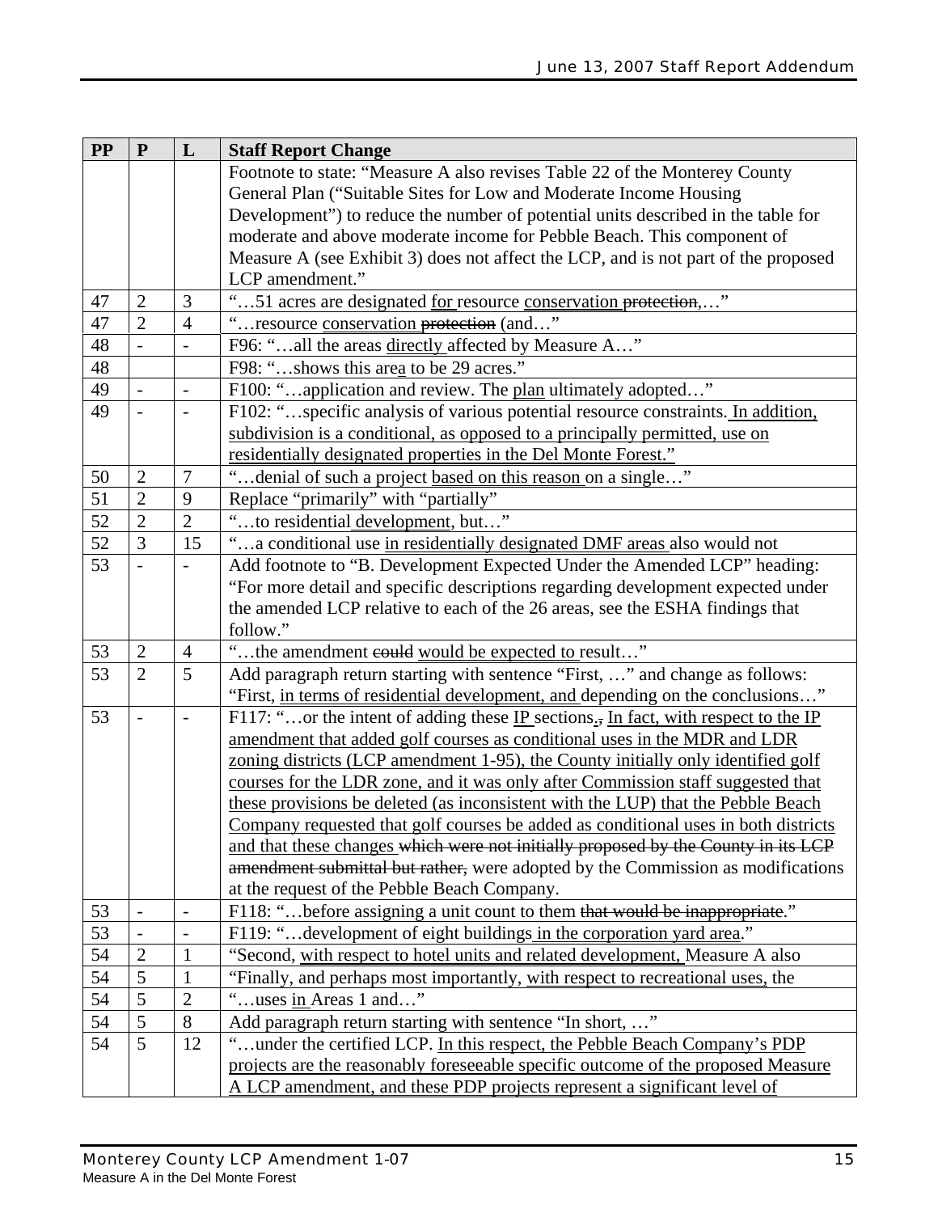| PP | P | L | Staff Report Change |
|---|---|---|---|
| | | | Footnote to state: "Measure A also revises Table 22 of the Monterey County General Plan ("Suitable Sites for Low and Moderate Income Housing Development") to reduce the number of potential units described in the table for moderate and above moderate income for Pebble Beach. This component of Measure A (see Exhibit 3) does not affect the LCP, and is not part of the proposed LCP amendment." |
| 47 | 2 | 3 | "…51 acres are designated <u>for</u> resource <u>conservation</u> ~~protection~~,…" |
| 47 | 2 | 4 | "…resource <u>conservation</u> ~~protection~~ (and…" |
| 48 | - | - | F96: "…all the areas <u>directly</u> affected by Measure A…" |
| 48 | | | F98: "…shows this are<u>a</u> to be 29 acres." |
| 49 | - | - | F100: "…application and review. The <u>plan</u> ultimately adopted…" |
| 49 | - | - | F102: "…specific analysis of various potential resource constraints. <u>In addition, subdivision is a conditional, as opposed to a principally permitted, use on residentially designated properties in the Del Monte Forest."</u> |
| 50 | 2 | 7 | "…denial of such a project <u>based on this reason</u> on a single…" |
| 51 | 2 | 9 | Replace "primarily" with "partially" |
| 52 | 2 | 2 | "…to residential <u>development</u>, but…" |
| 52 | 3 | 15 | "…a conditional use <u>in residentially designated DMF areas</u> also would not |
| 53 | - | - | Add footnote to "B. Development Expected Under the Amended LCP" heading: "For more detail and specific descriptions regarding development expected under the amended LCP relative to each of the 26 areas, see the ESHA findings that follow." |
| 53 | 2 | 4 | "…the amendment ~~could~~ <u>would be expected to</u> result…" |
| 53 | 2 | 5 | Add paragraph return starting with sentence "First, …" and change as follows: "First, <u>in terms of residential development, and</u> depending on the conclusions…" |
| 53 | - | - | F117: "…or the intent of adding these <u>IP</u> sections<u>.</u>~~,~~ <u>In fact, with respect to the IP amendment that added golf courses as conditional uses in the MDR and LDR zoning districts (LCP amendment 1-95), the County initially only identified golf courses for the LDR zone, and it was only after Commission staff suggested that these provisions be deleted (as inconsistent with the LUP) that the Pebble Beach Company requested that golf courses be added as conditional uses in both districts and that these changes</u> ~~which were not initially proposed by the County in its LCP amendment submittal but rather,~~ were adopted by the Commission as modifications at the request of the Pebble Beach Company. |
| 53 | - | - | F118: "…before assigning a unit count to them ~~that would be inappropriate~~." |
| 53 | - | - | F119: "…development of eight buildings <u>in the corporation yard area</u>." |
| 54 | 2 | 1 | "Second, <u>with respect to hotel units and related development,</u> Measure A also |
| 54 | 5 | 1 | "Finally, and perhaps most importantly, <u>with respect to recreational uses,</u> the |
| 54 | 5 | 2 | "…uses <u>in</u> Areas 1 and…" |
| 54 | 5 | 8 | Add paragraph return starting with sentence "In short, …" |
| 54 | 5 | 12 | "…under the certified LCP. <u>In this respect, the Pebble Beach Company's PDP projects are the reasonably foreseeable specific outcome of the proposed Measure A LCP amendment, and these PDP projects represent a significant level of</u> |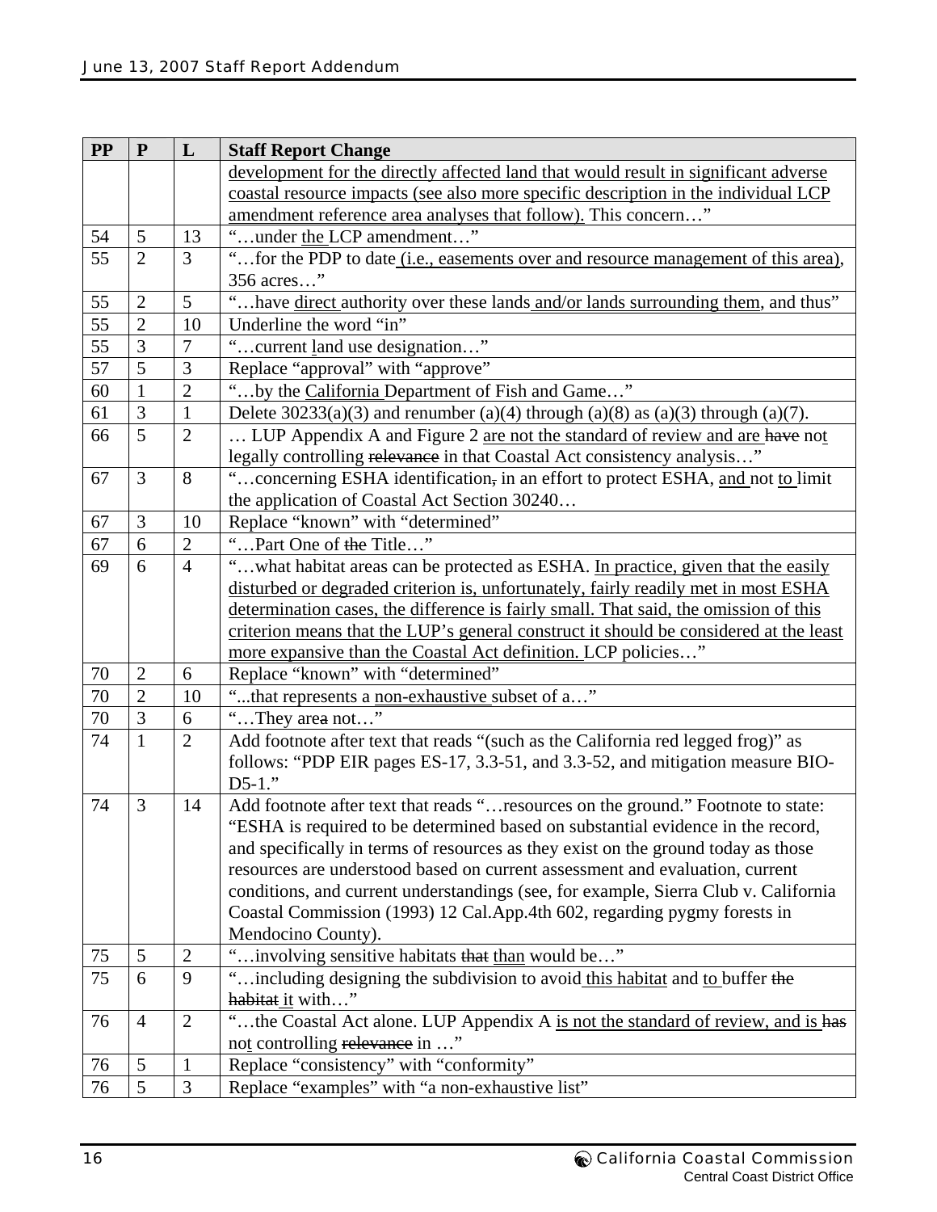| PP | P | L | Staff Report Change |
|---|---|---|---|
| | | | development for the directly affected land that would result in significant adverse coastal resource impacts (see also more specific description in the individual LCP amendment reference area analyses that follow). This concern…" |
| 54 | 5 | 13 | "…under the LCP amendment…" |
| 55 | 2 | 3 | "…for the PDP to date (i.e., easements over and resource management of this area), 356 acres…" |
| 55 | 2 | 5 | "…have direct authority over these lands and/or lands surrounding them, and thus" |
| 55 | 2 | 10 | Underline the word "in" |
| 55 | 3 | 7 | "…current land use designation…" |
| 57 | 5 | 3 | Replace "approval" with "approve" |
| 60 | 1 | 2 | "…by the California Department of Fish and Game…" |
| 61 | 3 | 1 | Delete 30233(a)(3) and renumber (a)(4) through (a)(8) as (a)(3) through (a)(7). |
| 66 | 5 | 2 | … LUP Appendix A and Figure 2 are not the standard of review and are ~~have~~ not legally controlling ~~relevance~~ in that Coastal Act consistency analysis…" |
| 67 | 3 | 8 | "…concerning ESHA identification~~,~~ in an effort to protect ESHA, and not to limit the application of Coastal Act Section 30240… |
| 67 | 3 | 10 | Replace "known" with "determined" |
| 67 | 6 | 2 | "…Part One of ~~the~~ Title…" |
| 69 | 6 | 4 | "…what habitat areas can be protected as ESHA. In practice, given that the easily disturbed or degraded criterion is, unfortunately, fairly readily met in most ESHA determination cases, the difference is fairly small. That said, the omission of this criterion means that the LUP's general construct it should be considered at the least more expansive than the Coastal Act definition. LCP policies…" |
| 70 | 2 | 6 | Replace "known" with "determined" |
| 70 | 2 | 10 | "...that represents a non-exhaustive subset of a…" |
| 70 | 3 | 6 | "…They are~~a~~ not…" |
| 74 | 1 | 2 | Add footnote after text that reads "(such as the California red legged frog)" as follows: "PDP EIR pages ES-17, 3.3-51, and 3.3-52, and mitigation measure BIO-D5-1." |
| 74 | 3 | 14 | Add footnote after text that reads "…resources on the ground." Footnote to state: "ESHA is required to be determined based on substantial evidence in the record, and specifically in terms of resources as they exist on the ground today as those resources are understood based on current assessment and evaluation, current conditions, and current understandings (see, for example, Sierra Club v. California Coastal Commission (1993) 12 Cal.App.4th 602, regarding pygmy forests in Mendocino County). |
| 75 | 5 | 2 | "…involving sensitive habitats ~~that~~ than would be…" |
| 75 | 6 | 9 | "…including designing the subdivision to avoid this habitat and to buffer ~~the habitat~~ it with…" |
| 76 | 4 | 2 | "…the Coastal Act alone. LUP Appendix A is not the standard of review, and is ~~has~~ not controlling ~~relevance~~ in …" |
| 76 | 5 | 1 | Replace "consistency" with "conformity" |
| 76 | 5 | 3 | Replace "examples" with "a non-exhaustive list" |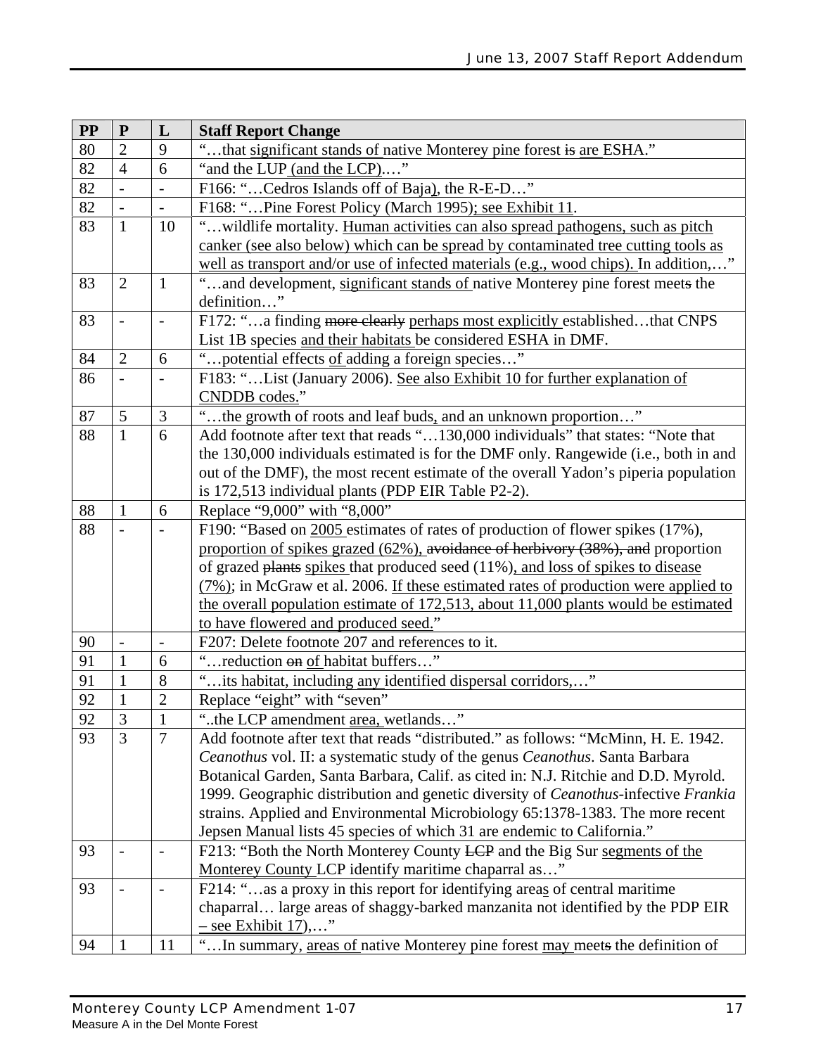| PP | P | L | Staff Report Change |
|---|---|---|---|
| 80 | 2 | 9 | "…that <u>significant stands of</u> native Monterey pine forest ~~is~~ <u>are</u> ESHA." |
| 82 | 4 | 6 | "and the LUP <u>(and the LCP)</u>.…" |
| 82 | - | - | F166: "…Cedros Islands off of Baja<u>)</u>, the R-E-D…" |
| 82 | - | - | F168: "…Pine Forest Policy (March 1995)<u>; see Exhibit 11</u>. |
| 83 | 1 | 10 | "…wildlife mortality. <u>Human activities can also spread pathogens, such as pitch canker (see also below) which can be spread by contaminated tree cutting tools as well as transport and/or use of infected materials (e.g., wood chips).</u> In addition,…" |
| 83 | 2 | 1 | "…and development, <u>significant stands of</u> native Monterey pine forest meet~~s~~ the definition…" |
| 83 | - | - | F172: "…a finding ~~more clearly~~ <u>perhaps most explicitly</u> established…that CNPS List 1B species <u>and their habitats</u> be considered ESHA in DMF. |
| 84 | 2 | 6 | "…potential effects <u>of</u> adding a foreign species…" |
| 86 | - | - | F183: "…List (January 2006). <u>See also Exhibit 10 for further explanation of CNDDB codes.</u>" |
| 87 | 5 | 3 | "…the growth of roots and leaf buds<u>,</u> and an unknown proportion…" |
| 88 | 1 | 6 | Add footnote after text that reads "…130,000 individuals" that states: "Note that the 130,000 individuals estimated is for the DMF only. Rangewide (i.e., both in and out of the DMF), the most recent estimate of the overall Yadon's piperia population is 172,513 individual plants (PDP EIR Table P2-2). |
| 88 | 1 | 6 | Replace "9,000" with "8,000" |
| 88 | - | - | F190: "Based on <u>2005</u> estimates of rates of production of flower spikes (17%), <u>proportion of spikes grazed (62%),</u> ~~avoidance of herbivory (38%), and~~ proportion of grazed ~~plants~~ <u>spikes</u> that produced seed (11%)<u>, and loss of spikes to disease (7%)</u>; in McGraw et al. 2006. <u>If these estimated rates of production were applied to the overall population estimate of 172,513, about 11,000 plants would be estimated to have flowered and produced seed.</u>" |
| 90 | - | - | F207: Delete footnote 207 and references to it. |
| 91 | 1 | 6 | "…reduction ~~on~~ <u>of</u> habitat buffers…" |
| 91 | 1 | 8 | "…its habitat, including <u>any</u> identified dispersal corridors,…" |
| 92 | 1 | 2 | Replace "eight" with "seven" |
| 92 | 3 | 1 | "..the LCP amendment <u>area,</u> wetlands…" |
| 93 | 3 | 7 | Add footnote after text that reads "distributed." as follows: "McMinn, H. E. 1942. *Ceanothus* vol. II: a systematic study of the genus *Ceanothus*. Santa Barbara Botanical Garden, Santa Barbara, Calif. as cited in: N.J. Ritchie and D.D. Myrold. 1999. Geographic distribution and genetic diversity of *Ceanothus*-infective *Frankia* strains. Applied and Environmental Microbiology 65:1378-1383. The more recent Jepsen Manual lists 45 species of which 31 are endemic to California." |
| 93 | - | - | F213: "Both the North Monterey County ~~LCP~~ and the Big Sur <u>segments of the Monterey County</u> LCP identify maritime chaparral as…" |
| 93 | - | - | F214: "…as a proxy in this report for identifying area<u>s</u> of central maritime chaparral… large areas of shaggy-barked manzanita not identified by the PDP EIR <u>– see Exhibit 17</u>),…" |
| 94 | 1 | 11 | "…In summary, <u>areas of</u> native Monterey pine forest <u>may</u> meet~~s~~ the definition of |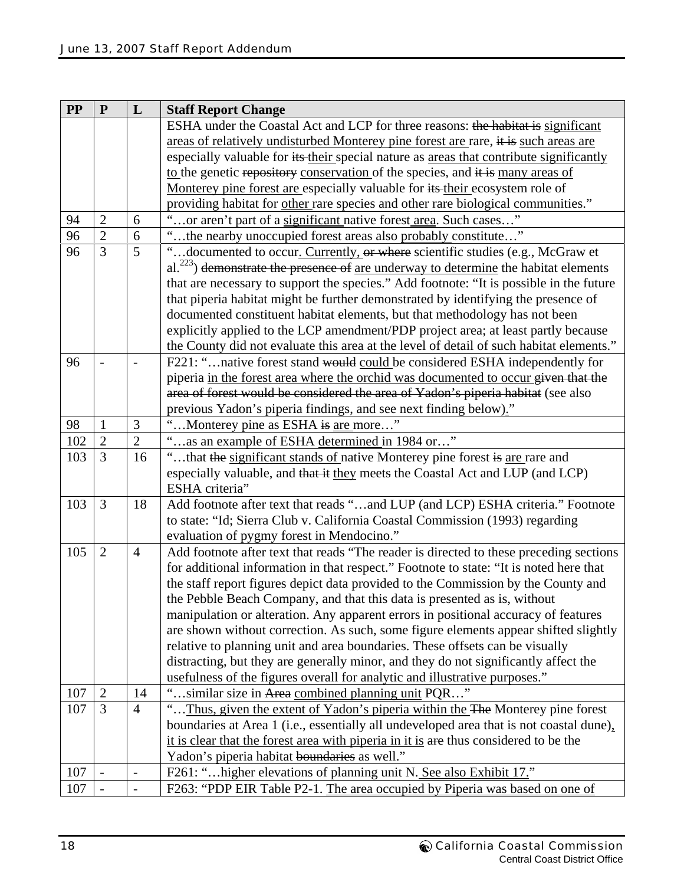| PP | P | L | Staff Report Change |
|---|---|---|---|
| | | | ESHA under the Coastal Act and LCP for three reasons: ~~the habitat is~~ significant areas of relatively undisturbed Monterey pine forest are rare, ~~it is~~ such areas are especially valuable for ~~its~~ their special nature as areas that contribute significantly to the genetic ~~repository~~ conservation of the species, and ~~it is~~ many areas of Monterey pine forest are especially valuable for ~~its~~ their ecosystem role of providing habitat for other rare species and other rare biological communities." |
| 94 | 2 | 6 | "…or aren't part of a significant native forest area. Such cases…" |
| 96 | 2 | 6 | "…the nearby unoccupied forest areas also probably constitute…" |
| 96 | 3 | 5 | "…documented to occur. Currently, ~~or where~~ scientific studies (e.g., McGraw et al.[223]) ~~demonstrate the presence of~~ are underway to determine the habitat elements that are necessary to support the species." Add footnote: "It is possible in the future that piperia habitat might be further demonstrated by identifying the presence of documented constituent habitat elements, but that methodology has not been explicitly applied to the LCP amendment/PDP project area; at least partly because the County did not evaluate this area at the level of detail of such habitat elements." |
| 96 | - | - | F221: "…native forest stand ~~would~~ could be considered ESHA independently for piperia in the forest area where the orchid was documented to occur ~~given that the area of forest would be considered the area of Yadon's piperia habitat~~ (see also previous Yadon's piperia findings, and see next finding below)." |
| 98 | 1 | 3 | "…Monterey pine as ESHA ~~is~~ are more…" |
| 102 | 2 | 2 | "…as an example of ESHA determined in 1984 or…" |
| 103 | 3 | 16 | "…that ~~the~~ significant stands of native Monterey pine forest ~~is~~ are rare and especially valuable, and ~~that it~~ they meet~~s~~ the Coastal Act and LUP (and LCP) ESHA criteria" |
| 103 | 3 | 18 | Add footnote after text that reads "…and LUP (and LCP) ESHA criteria." Footnote to state: "Id; Sierra Club v. California Coastal Commission (1993) regarding evaluation of pygmy forest in Mendocino." |
| 105 | 2 | 4 | Add footnote after text that reads "The reader is directed to these preceding sections for additional information in that respect." Footnote to state: "It is noted here that the staff report figures depict data provided to the Commission by the County and the Pebble Beach Company, and that this data is presented as is, without manipulation or alteration. Any apparent errors in positional accuracy of features are shown without correction. As such, some figure elements appear shifted slightly relative to planning unit and area boundaries. These offsets can be visually distracting, but they are generally minor, and they do not significantly affect the usefulness of the figures overall for analytic and illustrative purposes." |
| 107 | 2 | 14 | "…similar size in ~~Area~~ combined planning unit PQR…" |
| 107 | 3 | 4 | "…Thus, given the extent of Yadon's piperia within the ~~The~~ Monterey pine forest boundaries at Area 1 (i.e., essentially all undeveloped area that is not coastal dune), it is clear that the forest area with piperia in it is ~~are~~ thus considered to be the Yadon's piperia habitat ~~boundaries~~ as well." |
| 107 | - | - | F261: "…higher elevations of planning unit N. See also Exhibit 17." |
| 107 | - | - | F263: "PDP EIR Table P2-1. The area occupied by Piperia was based on one of |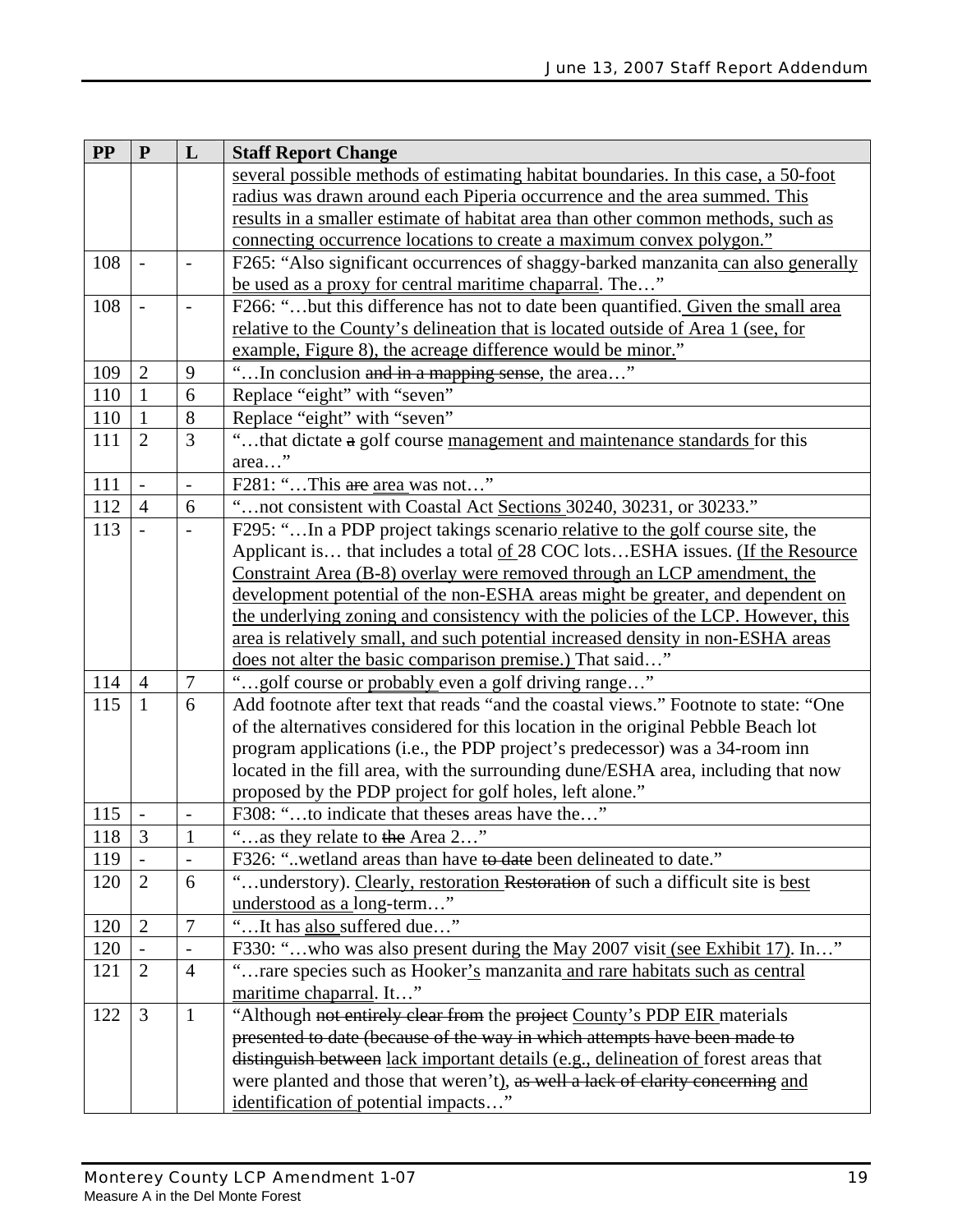| PP | P | L | Staff Report Change |
|---|---|---|---|
| | | | <u>several possible methods of estimating habitat boundaries. In this case, a 50-foot radius was drawn around each Piperia occurrence and the area summed. This results in a smaller estimate of habitat area than other common methods, such as connecting occurrence locations to create a maximum convex polygon.”</u> |
| 108 | - | - | F265: “Also significant occurrences of shaggy-barked manzanita<u> can also generally be used as a proxy for central maritime chaparral</u>. The…” |
| 108 | - | - | F266: “…but this difference has not to date been quantified<u>. Given the small area relative to the County’s delineation that is located outside of Area 1 (see, for example, Figure 8), the acreage difference would be minor.</u>” |
| 109 | 2 | 9 | “…In conclusion ~~and in a mapping sense~~, the area…” |
| 110 | 1 | 6 | Replace “eight” with “seven” |
| 110 | 1 | 8 | Replace “eight” with “seven” |
| 111 | 2 | 3 | “…that dictate ~~a~~ golf course <u>management and maintenance standards </u>for this area…” |
| 111 | - | - | F281: “…This ~~are~~ <u>area </u>was not…” |
| 112 | 4 | 6 | “…not consistent with Coastal Act <u>Sections </u>30240, 30231, or 30233.” |
| 113 | - | - | F295: “…In a PDP project takings scenario<u> relative to the golf course site</u>, the Applicant is… that includes a total <u>of </u>28 COC lots…ESHA issues. <u>(If the Resource Constraint Area (B-8) overlay were removed through an LCP amendment, the development potential of the non-ESHA areas might be greater, and dependent on the underlying zoning and consistency with the policies of the LCP. However, this area is relatively small, and such potential increased density in non-ESHA areas does not alter the basic comparison premise.) </u>That said…” |
| 114 | 4 | 7 | “…golf course or <u>probably </u>even a golf driving range…” |
| 115 | 1 | 6 | Add footnote after text that reads “and the coastal views.” Footnote to state: “One of the alternatives considered for this location in the original Pebble Beach lot program applications (i.e., the PDP project’s predecessor) was a 34-room inn located in the fill area, with the surrounding dune/ESHA area, including that now proposed by the PDP project for golf holes, left alone.” |
| 115 | - | - | F308: “…to indicate that these~~s~~ areas have the…” |
| 118 | 3 | 1 | “…as they relate to ~~the~~ Area 2…” |
| 119 | - | - | F326: “..wetland areas than have ~~to date~~ been delineated to date.” |
| 120 | 2 | 6 | “…understory). <u>Clearly, restoration </u>~~Restoration~~ of such a difficult site is <u>best understood as a </u>long-term…” |
| 120 | 2 | 7 | “…It has <u>also </u>suffered due…” |
| 120 | - | - | F330: “…who was also present during the May 2007 visit<u> (see Exhibit 17)</u>. In…” |
| 121 | 2 | 4 | “…rare species such as Hooker<u>’s</u> manzanita<u> and rare habitats such as central maritime chaparral</u>. It…” |
| 122 | 3 | 1 | “Although ~~not entirely clear from~~ the ~~project~~ <u>County’s PDP EIR </u>materials ~~presented to date (because of the way in which attempts have been made to distinguish between~~ <u>lack important details (e.g., delineation of </u>forest areas that were planted and those that weren’t<u>)</u>, ~~as well a lack of clarity concerning~~ <u>and identification of </u>potential impacts…” |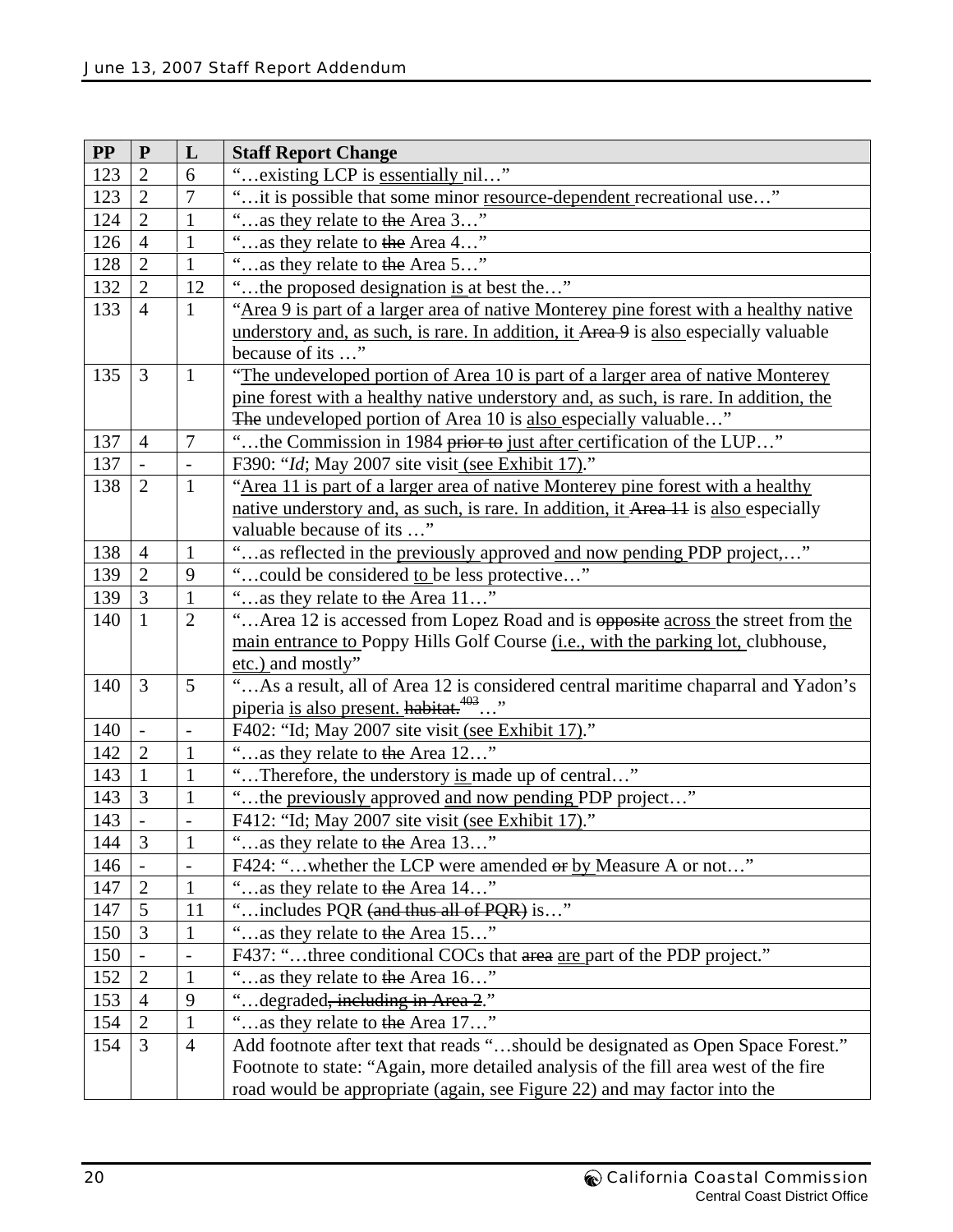| PP | P | L | Staff Report Change |
|---|---|---|---|
| 123 | 2 | 6 | "…existing LCP is <u>essentially</u> nil…" |
| 123 | 2 | 7 | "…it is possible that some minor <u>resource-dependent</u> recreational use…" |
| 124 | 2 | 1 | "…as they relate to ~~the~~ Area 3…" |
| 126 | 4 | 1 | "…as they relate to ~~the~~ Area 4…" |
| 128 | 2 | 1 | "…as they relate to ~~the~~ Area 5…" |
| 132 | 2 | 12 | "…the proposed designation <u>is</u> at best the…" |
| 133 | 4 | 1 | "<u>Area 9 is part of a larger area of native Monterey pine forest with a healthy native understory and, as such, is rare. In addition, it</u> ~~Area 9~~ is <u>also</u> especially valuable because of its …" |
| 135 | 3 | 1 | "<u>The undeveloped portion of Area 10 is part of a larger area of native Monterey pine forest with a healthy native understory and, as such, is rare. In addition, the</u> ~~The~~ undeveloped portion of Area 10 is <u>also</u> especially valuable…" |
| 137 | 4 | 7 | "…the Commission in 1984 ~~prior to~~ <u>just after</u> certification of the LUP…" |
| 137 | - | - | F390: "*Id*; May 2007 site visit <u>(see Exhibit 17)</u>." |
| 138 | 2 | 1 | "<u>Area 11 is part of a larger area of native Monterey pine forest with a healthy native understory and, as such, is rare. In addition, it</u> ~~Area 11~~ is <u>also</u> especially valuable because of its …" |
| 138 | 4 | 1 | "…as reflected in the <u>previously</u> approved <u>and now pending</u> PDP project,…" |
| 139 | 2 | 9 | "…could be considered <u>to</u> be less protective…" |
| 139 | 3 | 1 | "…as they relate to ~~the~~ Area 11…" |
| 140 | 1 | 2 | "…Area 12 is accessed from Lopez Road and is ~~opposite~~ <u>across</u> the street from <u>the main entrance to</u> Poppy Hills Golf Course <u>(i.e., with the parking lot,</u> clubhouse, <u>etc.)</u> and mostly" |
| 140 | 3 | 5 | "…As a result, all of Area 12 is considered central maritime chaparral and Yadon's piperia <u>is also present.</u> ~~habitat.[403]~~…" |
| 140 | - | - | F402: "Id; May 2007 site visit <u>(see Exhibit 17)</u>." |
| 142 | 2 | 1 | "…as they relate to ~~the~~ Area 12…" |
| 143 | 1 | 1 | "…Therefore, the understory <u>is</u> made up of central…" |
| 143 | 3 | 1 | "…the <u>previously</u> approved <u>and now pending</u> PDP project…" |
| 143 | - | - | F412: "Id; May 2007 site visit <u>(see Exhibit 17)</u>." |
| 144 | 3 | 1 | "…as they relate to ~~the~~ Area 13…" |
| 146 | - | - | F424: "…whether the LCP were amended ~~or~~ <u>by</u> Measure A or not…" |
| 147 | 2 | 1 | "…as they relate to ~~the~~ Area 14…" |
| 147 | 5 | 11 | "…includes PQR ~~(and thus all of PQR)~~ is…" |
| 150 | 3 | 1 | "…as they relate to ~~the~~ Area 15…" |
| 150 | - | - | F437: "…three conditional COCs that ~~area~~ <u>are</u> part of the PDP project." |
| 152 | 2 | 1 | "…as they relate to ~~the~~ Area 16…" |
| 153 | 4 | 9 | "…degraded~~, including in Area 2~~." |
| 154 | 2 | 1 | "…as they relate to ~~the~~ Area 17…" |
| 154 | 3 | 4 | Add footnote after text that reads "…should be designated as Open Space Forest." Footnote to state: "Again, more detailed analysis of the fill area west of the fire road would be appropriate (again, see Figure 22) and may factor into the |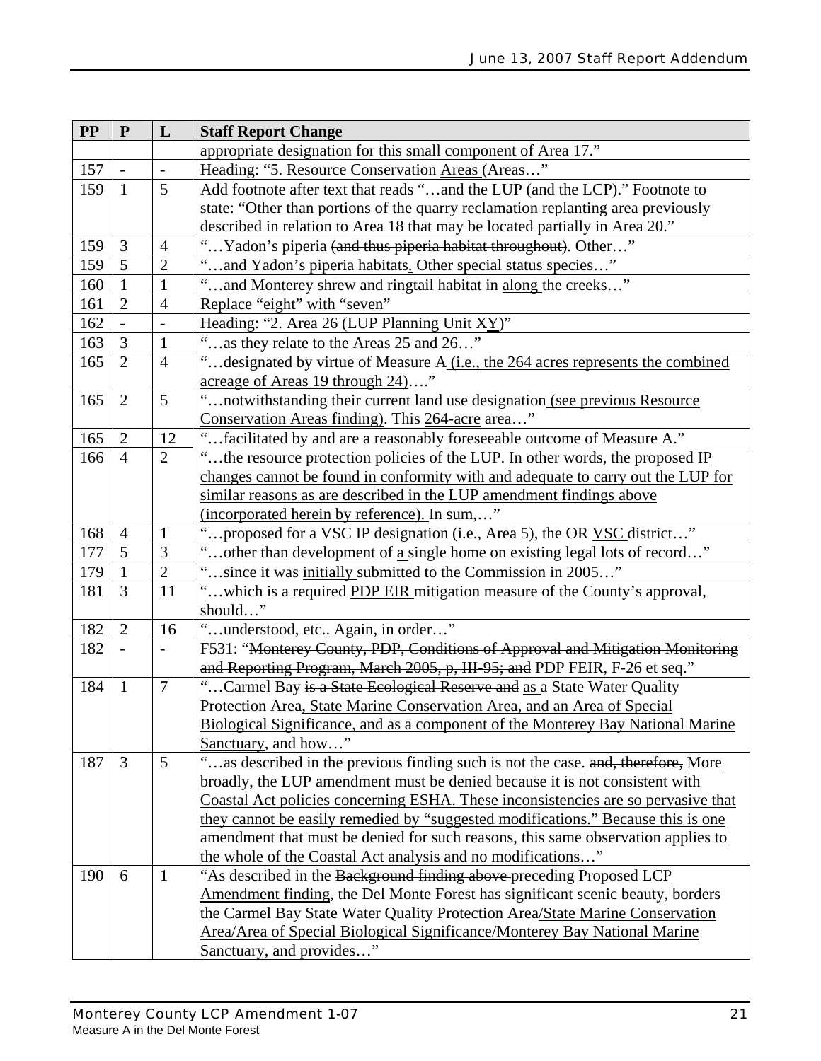| PP | P | L | Staff Report Change |
|---|---|---|---|
| | | | appropriate designation for this small component of Area 17." |
| 157 | - | - | Heading: "5. Resource Conservation <u>Areas</u> (Areas…" |
| 159 | 1 | 5 | Add footnote after text that reads "…and the LUP (and the LCP)." Footnote to state: "Other than portions of the quarry reclamation replanting area previously described in relation to Area 18 that may be located partially in Area 20." |
| 159 | 3 | 4 | "…Yadon's piperia ~~(and thus piperia habitat throughout)~~. Other…" |
| 159 | 5 | 2 | "…and Yadon's piperia habitats<u>.</u> Other special status species…" |
| 160 | 1 | 1 | "…and Monterey shrew and ringtail habitat ~~in~~ <u>along</u> the creeks…" |
| 161 | 2 | 4 | Replace "eight" with "seven" |
| 162 | - | - | Heading: "2. Area 26 (LUP Planning Unit ~~X~~<u>Y</u>)" |
| 163 | 3 | 1 | "…as they relate to ~~the~~ Areas 25 and 26…" |
| 165 | 2 | 4 | "…designated by virtue of Measure A <u>(i.e., the 264 acres represents the combined acreage of Areas 19 through 24)</u>…." |
| 165 | 2 | 5 | "…notwithstanding their current land use designation <u>(see previous Resource Conservation Areas finding)</u>. This <u>264-acre</u> area…" |
| 165 | 2 | 12 | "…facilitated by and <u>are</u> a reasonably foreseeable outcome of Measure A." |
| 166 | 4 | 2 | "…the resource protection policies of the LUP. <u>In other words, the proposed IP changes cannot be found in conformity with and adequate to carry out the LUP for similar reasons as are described in the LUP amendment findings above (incorporated herein by reference).</u> In sum,…" |
| 168 | 4 | 1 | "…proposed for a VSC IP designation (i.e., Area 5), the ~~OR~~ <u>VSC</u> district…" |
| 177 | 5 | 3 | "…other than development of <u>a</u> single home on existing legal lots of record…" |
| 179 | 1 | 2 | "…since it was <u>initially</u> submitted to the Commission in 2005…" |
| 181 | 3 | 11 | "…which is a required <u>PDP EIR</u> mitigation measure ~~of the County's approval~~, should…" |
| 182 | 2 | 16 | "…understood, etc.<u>.</u> Again, in order…" |
| 182 | - | - | F531: "~~Monterey County, PDP, Conditions of Approval and Mitigation Monitoring and Reporting Program, March 2005, p, III-95; and~~ PDP FEIR, F-26 et seq." |
| 184 | 1 | 7 | "…Carmel Bay ~~is a State Ecological Reserve and~~ <u>as</u> a State Water Quality Protection Area<u>, State Marine Conservation Area, and an Area of Special Biological Significance, and as a component of the Monterey Bay National Marine Sanctuary</u>, and how…" |
| 187 | 3 | 5 | "…as described in the previous finding such is not the case<u>.</u> ~~and, therefore,~~ <u>More broadly, the LUP amendment must be denied because it is not consistent with Coastal Act policies concerning ESHA. These inconsistencies are so pervasive that they cannot be easily remedied by "suggested modifications." Because this is one amendment that must be denied for such reasons, this same observation applies to the whole of the Coastal Act analysis and</u> no modifications…" |
| 190 | 6 | 1 | "As described in the ~~Background finding above~~ <u>preceding Proposed LCP Amendment finding</u>, the Del Monte Forest has significant scenic beauty, borders the Carmel Bay State Water Quality Protection Area<u>/State Marine Conservation Area/Area of Special Biological Significance/Monterey Bay National Marine Sanctuary</u>, and provides…" |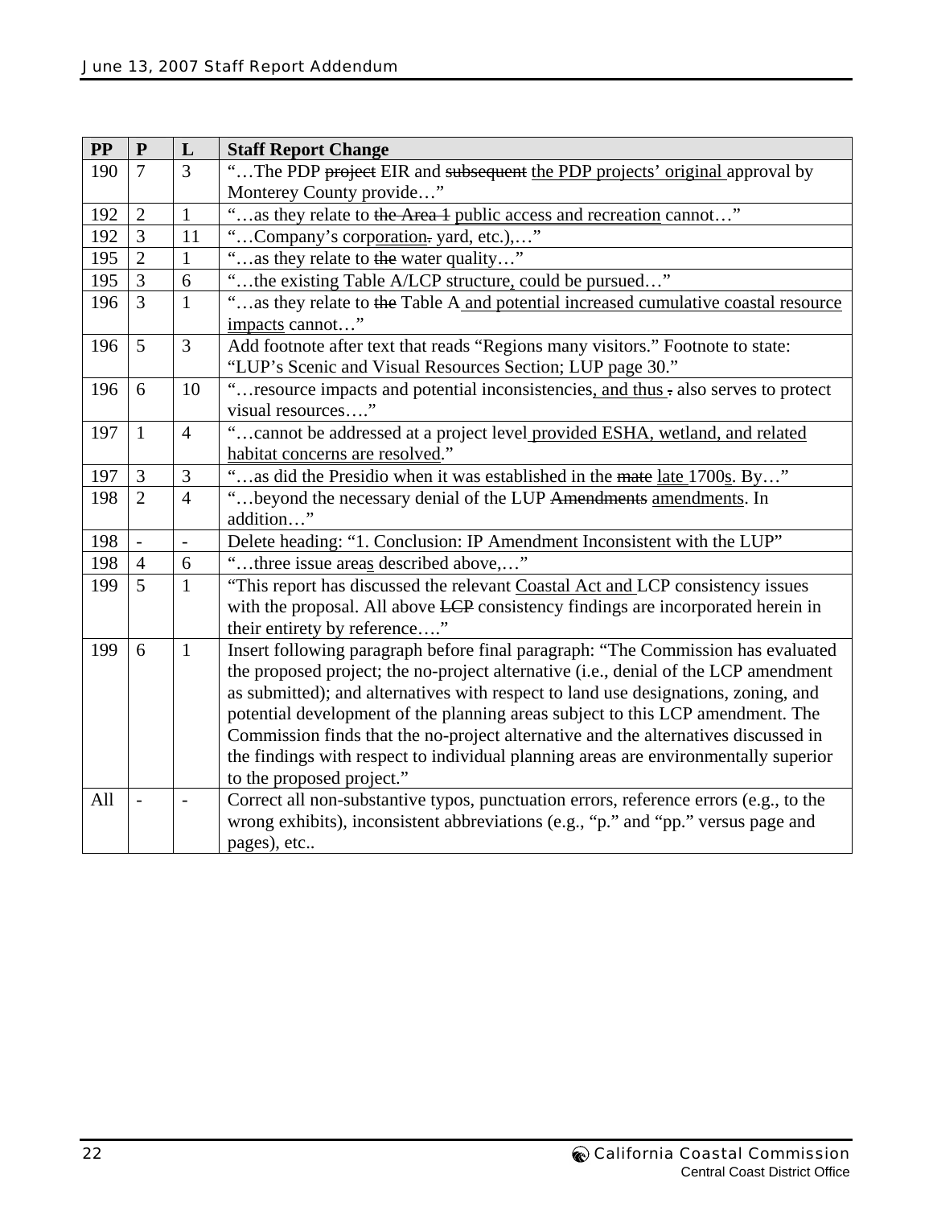| PP | P | L | Staff Report Change |
|---|---|---|---|
| 190 | 7 | 3 | "…The PDP ~~project~~ EIR and ~~subsequent~~ <u>the PDP projects' original</u> approval by Monterey County provide…" |
| 192 | 2 | 1 | "…as they relate to ~~the Area 1~~ <u>public access and recreation</u> cannot…" |
| 192 | 3 | 11 | "…Company's corp<u>oration</u>~~.~~ yard, etc.),…" |
| 195 | 2 | 1 | "…as they relate to ~~the~~ water quality…" |
| 195 | 3 | 6 | "…the existing Table A/LCP structure<u>,</u> could be pursued…" |
| 196 | 3 | 1 | "…as they relate to ~~the~~ Table A <u>and potential increased cumulative coastal resource impacts</u> cannot…" |
| 196 | 5 | 3 | Add footnote after text that reads "Regions many visitors." Footnote to state: "LUP's Scenic and Visual Resources Section; LUP page 30." |
| 196 | 6 | 10 | "…resource impacts and potential inconsistencies<u>, and thus</u> ~~.~~ also serves to protect visual resources…." |
| 197 | 1 | 4 | "…cannot be addressed at a project level <u>provided ESHA, wetland, and related habitat concerns are resolved</u>." |
| 197 | 3 | 3 | "…as did the Presidio when it was established in the ~~mate~~ <u>late</u> 1700<u>s</u>. By…" |
| 198 | 2 | 4 | "…beyond the necessary denial of the LUP ~~Amendments~~ <u>amendments</u>. In addition…" |
| 198 | - | - | Delete heading: "1. Conclusion: IP Amendment Inconsistent with the LUP" |
| 198 | 4 | 6 | "…three issue area<u>s</u> described above,…" |
| 199 | 5 | 1 | "This report has discussed the relevant <u>Coastal Act and</u> LCP consistency issues with the proposal. All above ~~LCP~~ consistency findings are incorporated herein in their entirety by reference…." |
| 199 | 6 | 1 | Insert following paragraph before final paragraph: "The Commission has evaluated the proposed project; the no-project alternative (i.e., denial of the LCP amendment as submitted); and alternatives with respect to land use designations, zoning, and potential development of the planning areas subject to this LCP amendment. The Commission finds that the no-project alternative and the alternatives discussed in the findings with respect to individual planning areas are environmentally superior to the proposed project." |
| All | - | - | Correct all non-substantive typos, punctuation errors, reference errors (e.g., to the wrong exhibits), inconsistent abbreviations (e.g., "p." and "pp." versus page and pages), etc.. |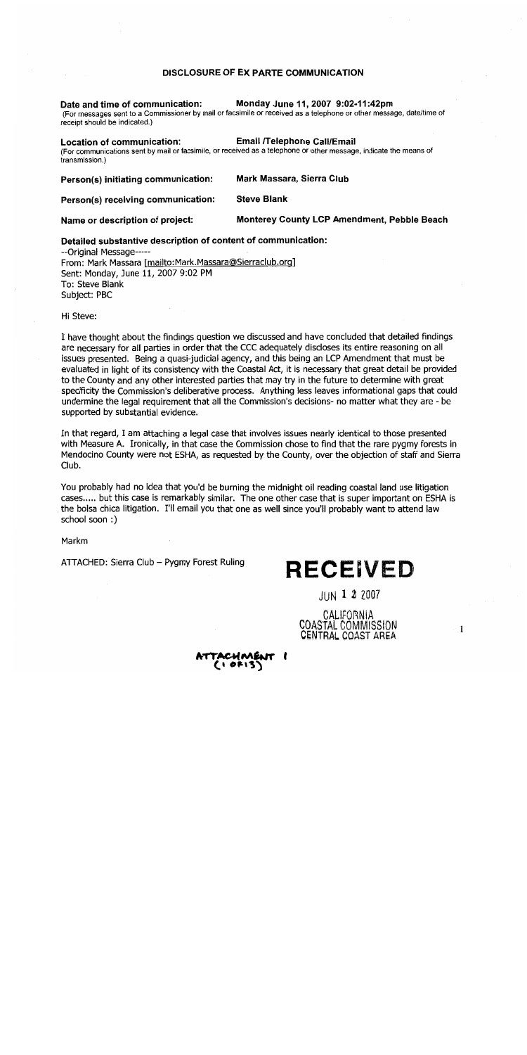## DISCLOSURE OF EX PARTE COMMUNICATION

**Date and time of communication:** **Monday June 11, 2007 9:02-11:42pm**
(For messages sent to a Commissioner by mail or facsimile or received as a telephone or other message, date/time of receipt should be indicated.)

**Location of communication:** **Email /Telephone Call/Email**
(For communications sent by mail or facsimile, or received as a telephone or other message, indicate the means of transmission.)

**Person(s) initiating communication:** **Mark Massara, Sierra Club**

**Person(s) receiving communication:** **Steve Blank**

**Name or description of project:** **Monterey County LCP Amendment, Pebble Beach**

**Detailed substantive description of content of communication:**

--Original Message-----
From: Mark Massara [mailto:Mark.Massara@Sierraclub.org]
Sent: Monday, June 11, 2007 9:02 PM
To: Steve Blank
Subject: PBC

Hi Steve:

I have thought about the findings question we discussed and have concluded that detailed findings are necessary for all parties in order that the CCC adequately discloses its entire reasoning on all issues presented. Being a quasi-judicial agency, and this being an LCP Amendment that must be evaluated in light of its consistency with the Coastal Act, it is necessary that great detail be provided to the County and any other interested parties that may try in the future to determine with great specificity the Commission's deliberative process. Anything less leaves informational gaps that could undermine the legal requirement that all the Commission's decisions- no matter what they are - be supported by substantial evidence.

In that regard, I am attaching a legal case that involves issues nearly identical to those presented with Measure A. Ironically, in that case the Commission chose to find that the rare pygmy forests in Mendocino County were not ESHA, as requested by the County, over the objection of staff and Sierra Club.

You probably had no idea that you'd be burning the midnight oil reading coastal land use litigation cases..... but this case is remarkably similar. The one other case that is super important on ESHA is the bolsa chica litigation. I'll email you that one as well since you'll probably want to attend law school soon :)

Markm

ATTACHED: Sierra Club – Pygmy Forest Ruling

**RECEIVED**

JUN 1 2 2007

CALIFORNIA
COASTAL COMMISSION
CENTRAL COAST AREA

ATTACHMENT 1
(1 OF 13)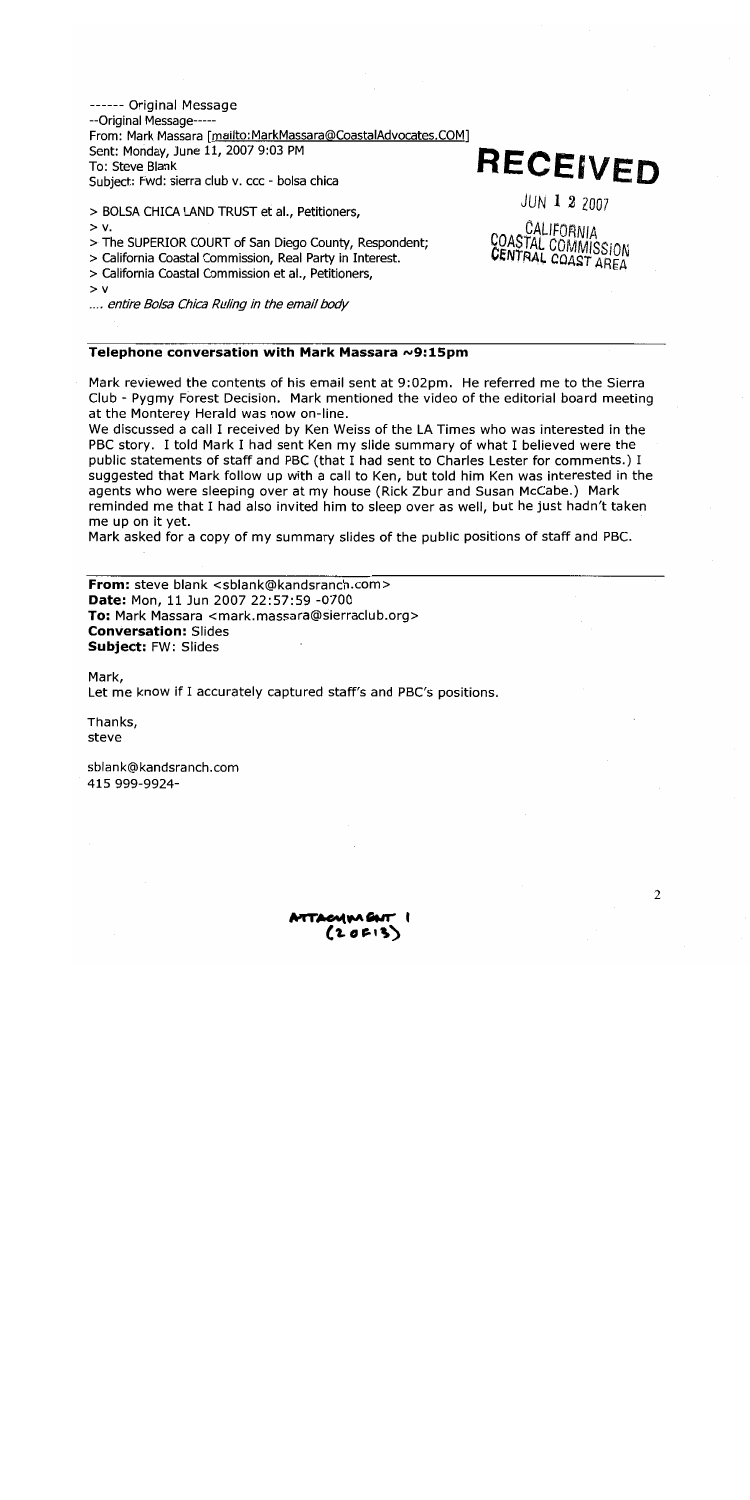------ Original Message

--Original Message-----

From: Mark Massara [mailto:MarkMassara@CoastalAdvocates.COM]

Sent: Monday, June 11, 2007 9:03 PM

To: Steve Blank

Subject: Fwd: sierra club v. ccc - bolsa chica

**RECEIVED**

JUN 1 2 2007

CALIFORNIA
COASTAL COMMISSION
CENTRAL COAST AREA

> BOLSA CHICA LAND TRUST et al., Petitioners,

> v.

> The SUPERIOR COURT of San Diego County, Respondent;

> California Coastal Commission, Real Party in Interest.

> California Coastal Commission et al., Petitioners,

> v

.... *entire Bolsa Chica Ruling in the email body*

---

**Telephone conversation with Mark Massara ~9:15pm**

Mark reviewed the contents of his email sent at 9:02pm. He referred me to the Sierra Club - Pygmy Forest Decision. Mark mentioned the video of the editorial board meeting at the Monterey Herald was now on-line.

We discussed a call I received by Ken Weiss of the LA Times who was interested in the PBC story. I told Mark I had sent Ken my slide summary of what I believed were the public statements of staff and PBC (that I had sent to Charles Lester for comments.) I suggested that Mark follow up with a call to Ken, but told him Ken was interested in the agents who were sleeping over at my house (Rick Zbur and Susan McCabe.) Mark reminded me that I had also invited him to sleep over as well, but he just hadn't taken me up on it yet.

Mark asked for a copy of my summary slides of the public positions of staff and PBC.

---

**From:** steve blank <sblank@kandsranch.com>
**Date:** Mon, 11 Jun 2007 22:57:59 -0700
**To:** Mark Massara <mark.massara@sierraclub.org>
**Conversation:** Slides
**Subject:** FW: Slides

Mark,

Let me know if I accurately captured staff's and PBC's positions.

Thanks,

steve

sblank@kandsranch.com

415 999-9924-

ATTACHMENT 1
(2 OF 13)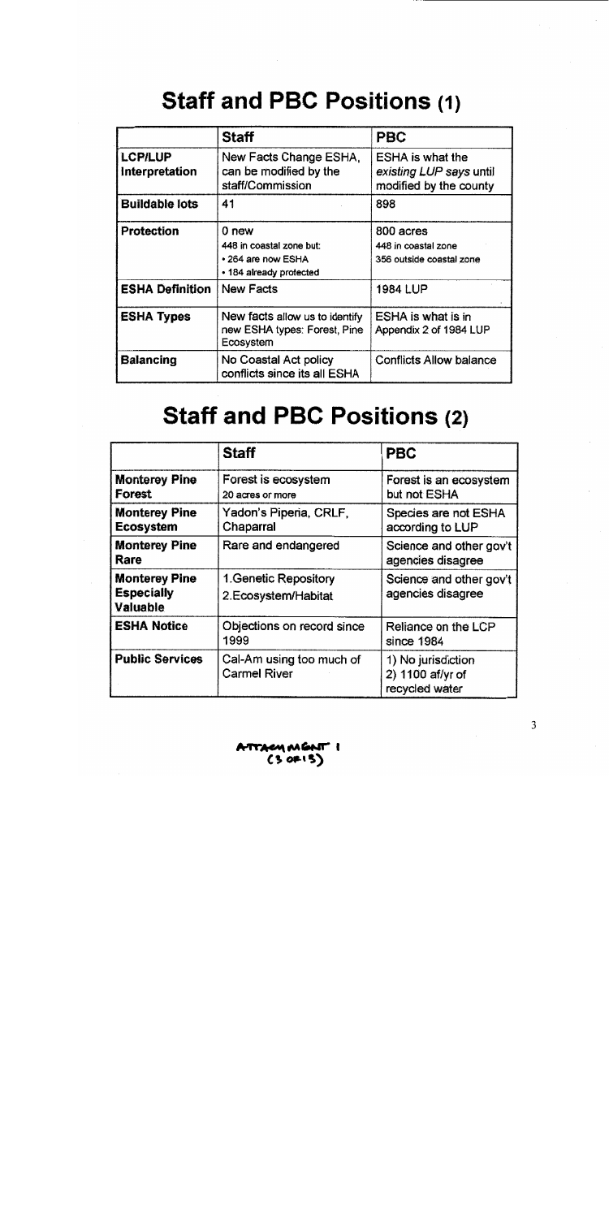# Staff and PBC Positions (1)

| | Staff | PBC |
|---|---|---|
| **LCP/LUP Interpretation** | New Facts Change ESHA, can be modified by the staff/Commission | ESHA is what the *existing LUP says* until modified by the county |
| **Buildable lots** | 41 | 898 |
| **Protection** | 0 new<br>448 in coastal zone but:<br>• 264 are now ESHA<br>• 184 already protected | 800 acres<br>448 in coastal zone<br>356 outside coastal zone |
| **ESHA Definition** | New Facts | 1984 LUP |
| **ESHA Types** | New facts allow us to identify new ESHA types: Forest, Pine Ecosystem | ESHA is what is in Appendix 2 of 1984 LUP |
| **Balancing** | No Coastal Act policy conflicts since its all ESHA | Conflicts Allow balance |

# Staff and PBC Positions (2)

| | Staff | PBC |
|---|---|---|
| **Monterey Pine Forest** | Forest is ecosystem<br>20 acres or more | Forest is an ecosystem but not ESHA |
| **Monterey Pine Ecosystem** | Yadon's Piperia, CRLF, Chaparral | Species are not ESHA according to LUP |
| **Monterey Pine Rare** | Rare and endangered | Science and other gov't agencies disagree |
| **Monterey Pine Especially Valuable** | 1. Genetic Repository<br>2. Ecosystem/Habitat | Science and other gov't agencies disagree |
| **ESHA Notice** | Objections on record since 1999 | Reliance on the LCP since 1984 |
| **Public Services** | Cal-Am using too much of Carmel River | 1) No jurisdiction<br>2) 1100 af/yr of recycled water |

ATTACHMENT 1
(3 OF 15)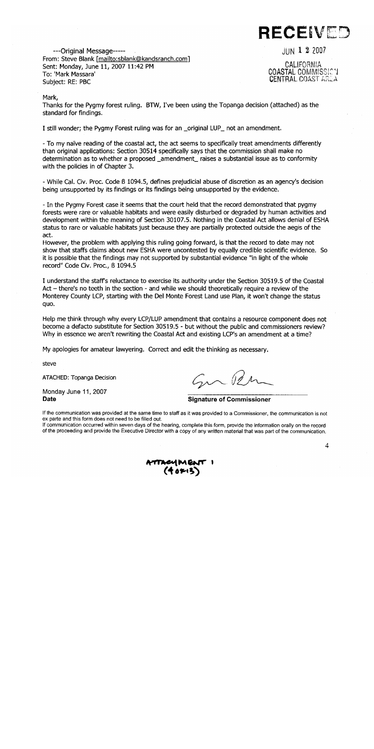**RECEIVED**

JUN 1 2 2007

CALIFORNIA
COASTAL COMMISSION
CENTRAL COAST AREA

---Original Message-----
From: Steve Blank [mailto:sblank@kandsranch.com]
Sent: Monday, June 11, 2007 11:42 PM
To: 'Mark Massara'
Subject: RE: PBC

Mark,

Thanks for the Pygmy forest ruling. BTW, I've been using the Topanga decision (attached) as the standard for findings.

I still wonder; the Pygmy Forest ruling was for an _original LUP_ not an amendment.

- To my naïve reading of the coastal act, the act seems to specifically treat amendments differently than original applications: Section 30514 specifically says that the commission shall make no determination as to whether a proposed _amendment_ raises a substantial issue as to conformity with the policies in of Chapter 3.

- While Cal. Civ. Proc. Code ß 1094.5, defines prejudicial abuse of discretion as an agency's decision being unsupported by its findings or its findings being unsupported by the evidence.

- In the Pygmy Forest case it seems that the court held that the record demonstrated that pygmy forests were rare or valuable habitats and were easily disturbed or degraded by human activities and development within the meaning of Section 30107.5. Nothing in the Coastal Act allows denial of ESHA status to rare or valuable habitats just because they are partially protected outside the aegis of the act.

However, the problem with applying this ruling going forward, is that the record to date may not show that staffs claims about new ESHA were uncontested by equally credible scientific evidence. So it is possible that the findings may not supported by substantial evidence "in light of the whole record" Code Civ. Proc., ß 1094.5

I understand the staff's reluctance to exercise its authority under the Section 30519.5 of the Coastal Act – there's no teeth in the section - and while we should theoretically require a review of the Monterey County LCP, starting with the Del Monte Forest Land use Plan, it won't change the status quo.

Help me think through why every LCP/LUP amendment that contains a resource component does not become a defacto substitute for Section 30519.5 - but without the public and commissioners review? Why in essence we aren't rewriting the Coastal Act and existing LCP's an amendment at a time?

My apologies for amateur lawyering. Correct and edit the thinking as necessary.

steve

ATACHED: Topanga Decision

Monday June 11, 2007
**Date**

**Signature of Commissioner**

If the communication was provided at the same time to staff as it was provided to a Commissioner, the communication is not ex parte and this form does not need to be filled out.
If communication occurred within seven days of the hearing, complete this form, provide the information orally on the record of the proceeding and provide the Executive Director with a copy of any written material that was part of the communication.

ATTACHMENT 1
(4 of 13)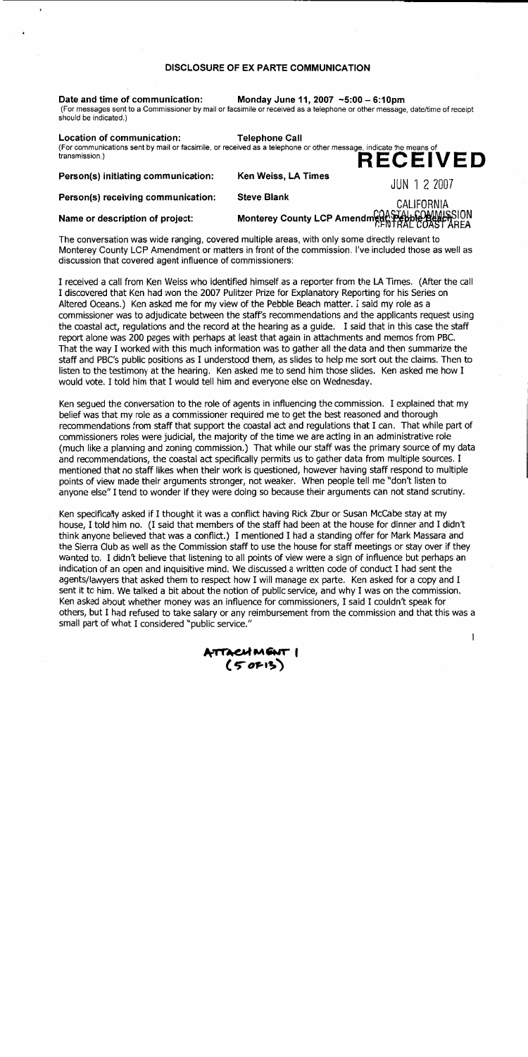# DISCLOSURE OF EX PARTE COMMUNICATION

**Date and time of communication:** **Monday June 11, 2007 ~5:00 – 6:10pm**
(For messages sent to a Commissioner by mail or facsimile or received as a telephone or other message, date/time of receipt should be indicated.)

**Location of communication:** **Telephone Call**
(For communications sent by mail or facsimile, or received as a telephone or other message, indicate the means of transmission.)

**RECEIVED**

JUN 1 2 2007

CALIFORNIA COASTAL COMMISSION CENTRAL COAST AREA

**Person(s) initiating communication:** **Ken Weiss, LA Times**

**Person(s) receiving communication:** **Steve Blank**

**Name or description of project:** **Monterey County LCP Amendment Pebble Beach**

The conversation was wide ranging, covered multiple areas, with only some directly relevant to Monterey County LCP Amendment or matters in front of the commission. I've included those as well as discussion that covered agent influence of commissioners:

I received a call from Ken Weiss who identified himself as a reporter from the LA Times. (After the call I discovered that Ken had won the 2007 Pulitzer Prize for Explanatory Reporting for his Series on Altered Oceans.) Ken asked me for my view of the Pebble Beach matter. I said my role as a commissioner was to adjudicate between the staff's recommendations and the applicants request using the coastal act, regulations and the record at the hearing as a guide. I said that in this case the staff report alone was 200 pages with perhaps at least that again in attachments and memos from PBC. That the way I worked with this much information was to gather all the data and then summarize the staff and PBC's public positions as I understood them, as slides to help me sort out the claims. Then to listen to the testimony at the hearing. Ken asked me to send him those slides. Ken asked me how I would vote. I told him that I would tell him and everyone else on Wednesday.

Ken segued the conversation to the role of agents in influencing the commission. I explained that my belief was that my role as a commissioner required me to get the best reasoned and thorough recommendations from staff that support the coastal act and regulations that I can. That while part of commissioners roles were judicial, the majority of the time we are acting in an administrative role (much like a planning and zoning commission.) That while our staff was the primary source of my data and recommendations, the coastal act specifically permits us to gather data from multiple sources. I mentioned that no staff likes when their work is questioned, however having staff respond to multiple points of view made their arguments stronger, not weaker. When people tell me "don't listen to anyone else" I tend to wonder if they were doing so because their arguments can not stand scrutiny.

Ken specifically asked if I thought it was a conflict having Rick Zbur or Susan McCabe stay at my house, I told him no. (I said that members of the staff had been at the house for dinner and I didn't think anyone believed that was a conflict.) I mentioned I had a standing offer for Mark Massara and the Sierra Club as well as the Commission staff to use the house for staff meetings or stay over if they wanted to. I didn't believe that listening to all points of view were a sign of influence but perhaps an indication of an open and inquisitive mind. We discussed a written code of conduct I had sent the agents/lawyers that asked them to respect how I will manage ex parte. Ken asked for a copy and I sent it to him. We talked a bit about the notion of public service, and why I was on the commission. Ken asked about whether money was an influence for commissioners, I said I couldn't speak for others, but I had refused to take salary or any reimbursement from the commission and that this was a small part of what I considered "public service."

ATTACHMENT 1
(5 of 13)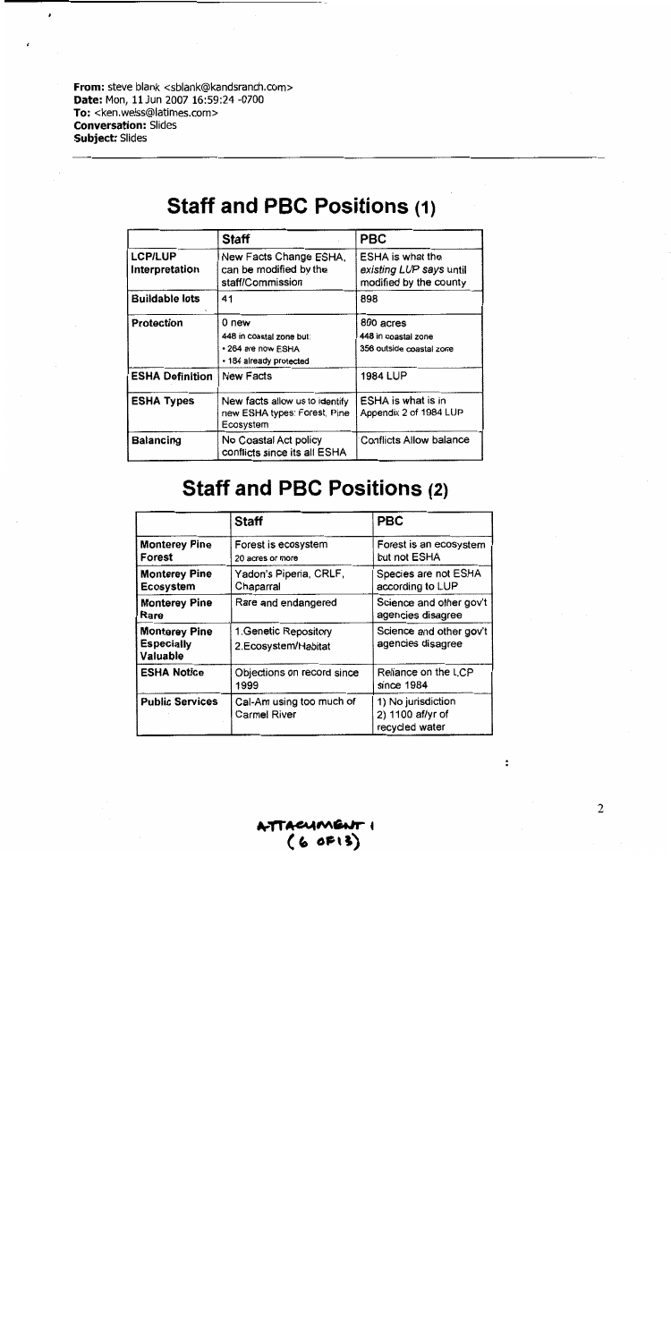**From:** steve blank <sblank@kandsranch.com>
**Date:** Mon, 11 Jun 2007 16:59:24 -0700
**To:** <ken.weiss@latimes.com>
**Conversation:** Slides
**Subject:** Slides

## Staff and PBC Positions (1)

| | Staff | PBC |
|---|---|---|
| **LCP/LUP Interpretation** | New Facts Change ESHA, can be modified by the staff/Commission | ESHA is what the existing LUP says until modified by the county |
| **Buildable lots** | 41 | 898 |
| **Protection** | 0 new<br>448 in coastal zone but:<br>• 264 are now ESHA<br>• 184 already protected | 800 acres<br>448 in coastal zone<br>356 outside coastal zone |
| **ESHA Definition** | New Facts | 1984 LUP |
| **ESHA Types** | New facts allow us to identify new ESHA types: Forest, Pine Ecosystem | ESHA is what is in Appendix 2 of 1984 LUP |
| **Balancing** | No Coastal Act policy conflicts since its all ESHA | Conflicts Allow balance |

## Staff and PBC Positions (2)

| | Staff | PBC |
|---|---|---|
| **Monterey Pine Forest** | Forest is ecosystem<br>20 acres or more | Forest is an ecosystem but not ESHA |
| **Monterey Pine Ecosystem** | Yadon's Piperia, CRLF, Chaparral | Species are not ESHA according to LUP |
| **Monterey Pine Rare** | Rare and endangered | Science and other gov't agencies disagree |
| **Monterey Pine Especially Valuable** | 1.Genetic Repository<br>2.Ecosystem/Habitat | Science and other gov't agencies disagree |
| **ESHA Notice** | Objections on record since 1999 | Reliance on the LCP since 1984 |
| **Public Services** | Cal-Am using too much of Carmel River | 1) No jurisdiction<br>2) 1100 af/yr of recycled water |

ATTACHMENT 1
(6 OF 13)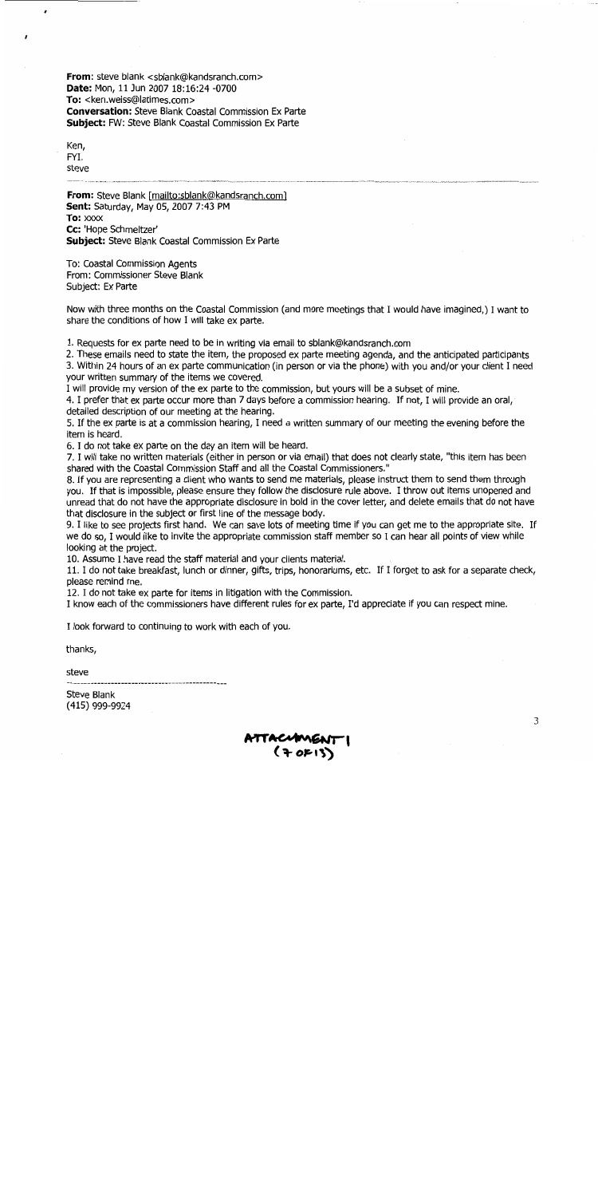**From**: steve blank <sblank@kandsranch.com>
**Date**: Mon, 11 Jun 2007 18:16:24 -0700
**To**: <ken.weiss@latimes.com>
**Conversation**: Steve Blank Coastal Commission Ex Parte
**Subject**: FW: Steve Blank Coastal Commission Ex Parte

Ken,
FYI.
steve

---

**From:** Steve Blank [mailto:sblank@kandsranch.com]
**Sent:** Saturday, May 05, 2007 7:43 PM
**To:** xxxx
**Cc:** 'Hope Schmeltzer'
**Subject:** Steve Blank Coastal Commission Ex Parte

To: Coastal Commission Agents
From: Commissioner Steve Blank
Subject: Ex Parte

Now with three months on the Coastal Commission (and more meetings that I would have imagined,) I want to share the conditions of how I will take ex parte.

1. Requests for ex parte need to be in writing via email to sblank@kandsranch.com
2. These emails need to state the item, the proposed ex parte meeting agenda, and the anticipated participants
3. Within 24 hours of an ex parte communication (in person or via the phone) with you and/or your client I need your written summary of the items we covered.

I will provide my version of the ex parte to the commission, but yours will be a subset of mine.

4. I prefer that ex parte occur more than 7 days before a commission hearing. If not, I will provide an oral, detailed description of our meeting at the hearing.
5. If the ex parte is at a commission hearing, I need a written summary of our meeting the evening before the item is heard.
6. I do not take ex parte on the day an item will be heard.
7. I will take no written materials (either in person or via email) that does not clearly state, "this item has been shared with the Coastal Commission Staff and all the Coastal Commissioners."
8. If you are representing a client who wants to send me materials, please instruct them to send them through you. If that is impossible, please ensure they follow the disclosure rule above. I throw out items unopened and unread that do not have the appropriate disclosure in bold in the cover letter, and delete emails that do not have that disclosure in the subject or first line of the message body.
9. I like to see projects first hand. We can save lots of meeting time if you can get me to the appropriate site. If we do so, I would like to invite the appropriate commission staff member so I can hear all points of view while looking at the project.
10. Assume I have read the staff material and your clients material.
11. I do not take breakfast, lunch or dinner, gifts, trips, honorariums, etc. If I forget to ask for a separate check, please remind me.
12. I do not take ex parte for items in litigation with the Commission.

I know each of the commissioners have different rules for ex parte, I'd appreciate if you can respect mine.

I look forward to continuing to work with each of you.

thanks,

steve

---

Steve Blank
(415) 999-9924

ATTACHMENT 1
(7 OF 13)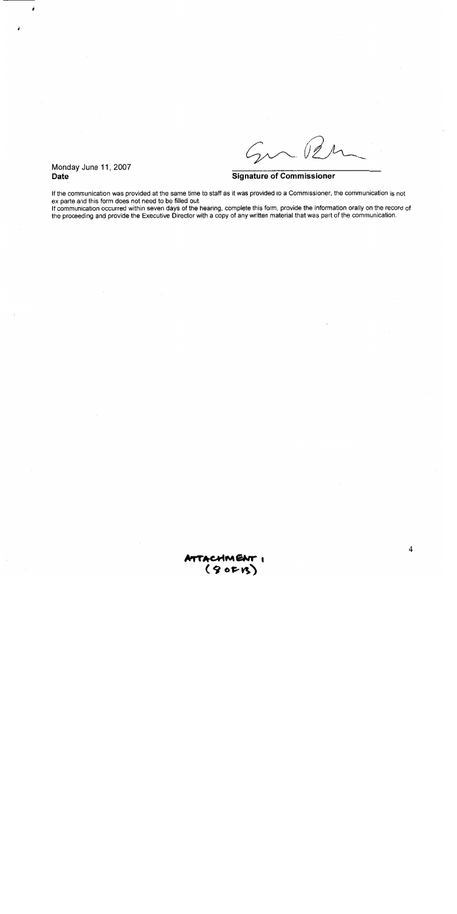Monday June 11, 2007
**Date**

**Signature of Commissioner**

If the communication was provided at the same time to staff as it was provided to a Commissioner, the communication is not ex parte and this form does not need to be filled out.
If communication occurred within seven days of the hearing, complete this form, provide the information orally on the record of the proceeding and provide the Executive Director with a copy of any written material that was part of the communication.

ATTACHMENT 1
(9 OF 13)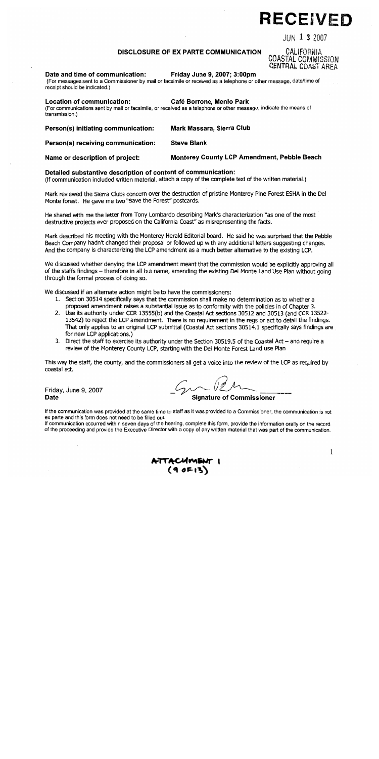# RECEIVED

JUN 1 2 2007

CALIFORNIA
COASTAL COMMISSION
CENTRAL COAST AREA

## DISCLOSURE OF EX PARTE COMMUNICATION

**Date and time of communication:** **Friday June 9, 2007; 3:00pm**

(For messages sent to a Commissioner by mail or facsimile or received as a telephone or other message, date/time of receipt should be indicated.)

**Location of communication:** **Café Borrone, Menlo Park**

(For communications sent by mail or facsimile, or received as a telephone or other message, indicate the means of transmission.)

**Person(s) initiating communication:** **Mark Massara, Sierra Club**

**Person(s) receiving communication:** **Steve Blank**

**Name or description of project:** **Monterey County LCP Amendment, Pebble Beach**

**Detailed substantive description of content of communication:**

(If communication included written material, attach a copy of the complete text of the written material.)

Mark reviewed the Sierra Clubs concern over the destruction of pristine Monterey Pine Forest ESHA in the Del Monte forest. He gave me two "Save the Forest" postcards.

He shared with me the letter from Tony Lombardo describing Mark's characterization "as one of the most destructive projects ever proposed on the California Coast" as misrepresenting the facts.

Mark described his meeting with the Monterey Herald Editorial board. He said he was surprised that the Pebble Beach Company hadn't changed their proposal or followed up with any additional letters suggesting changes. And the company is characterizing the LCP amendment as a much better alternative to the existing LCP.

We discussed whether denying the LCP amendment meant that the commission would be explicitly approving all of the staffs findings – therefore in all but name, amending the existing Del Monte Land Use Plan without going through the formal process of doing so.

We discussed if an alternate action might be to have the commissioners:

1. Section 30514 specifically says that the commission shall make no determination as to whether a proposed amendment raises a substantial issue as to conformity with the policies in of Chapter 3.
2. Use its authority under CCR 13555(b) and the Coastal Act sections 30512 and 30513 (and CCR 13522-13542) to reject the LCP amendment. There is no requirement in the regs or act to detail the findings. That only applies to an original LCP submittal (Coastal Act sections 30514.1 specifically says findings are for new LCP applications.)
3. Direct the staff to exercise its authority under the Section 30519.5 of the Coastal Act – and require a review of the Monterey County LCP, starting with the Del Monte Forest Land use Plan

This way the staff, the county, and the commissioners all get a voice into the review of the LCP as required by coastal act.

Friday, June 9, 2007
**Date**

[signature]
**Signature of Commissioner**

If the communication was provided at the same time to staff as it was provided to a Commissioner, the communication is not ex parte and this form does not need to be filled out.

If communication occurred within seven days of the hearing, complete this form, provide the information orally on the record of the proceeding and provide the Executive Director with a copy of any written material that was part of the communication.

ATTACHMENT 1
(9 OF 13)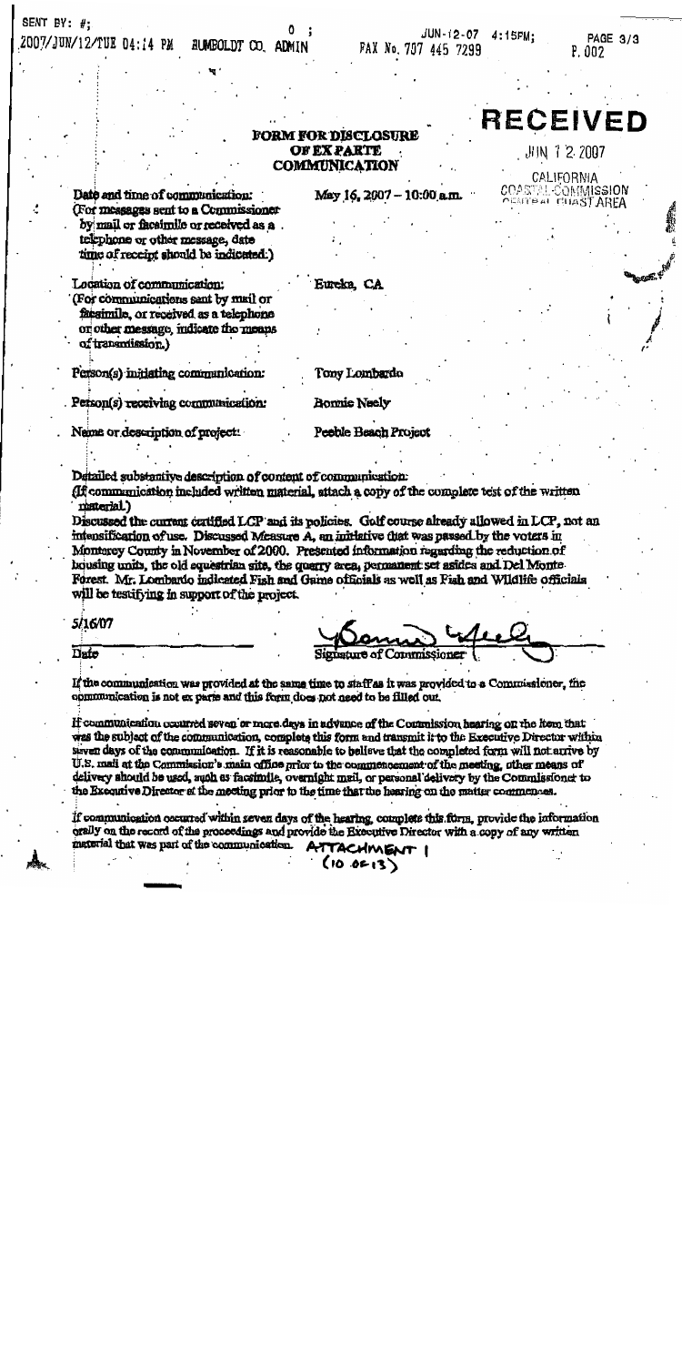# FORM FOR DISCLOSURE OF EX PARTE COMMUNICATION

RECEIVED

JUN 1 2 2007

CALIFORNIA COASTAL COMMISSION CENTRAL COAST AREA

| | |
|---|---|
| Date and time of communication: (For messages sent to a Commissioner by mail or facsimile or received as a telephone or other message, date time of receipt should be indicated.) | May 16, 2007 – 10:00 a.m. |
| Location of communication: (For communications sent by mail or facsimile, or received as a telephone or other message, indicate the means of transmission.) | Eureka, CA |
| Person(s) initiating communication: | Tony Lombardo |
| Person(s) receiving communication: | Bonnie Neely |
| Name or description of project: | Pebble Beach Project |

Detailed substantive description of content of communication:
(If communication included written material, attach a copy of the complete text of the written material.)

Discussed the current certified LCP and its policies. Golf course already allowed in LCP, not an intensification of use. Discussed Measure A, an initiative that was passed by the voters in Monterey County in November of 2000. Presented information regarding the reduction of housing units, the old equestrian site, the quarry area, permanent set asides and Del Monte Forest. Mr. Lombardo indicated Fish and Game officials as well as Fish and Wildlife officials will be testifying in support of the project.

5/16/07
Date

[Signature]
Signature of Commissioner

If the communication was provided at the same time to staff as it was provided to a Commissioner, the communication is not ex parte and this form does not need to be filled out.

If communication occurred seven or more days in advance of the Commission hearing on the item that was the subject of the communication, complete this form and transmit it to the Executive Director within seven days of the communication. If it is reasonable to believe that the completed form will not arrive by U.S. mail at the Commission's main office prior to the commencement of the meeting, other means of delivery should be used, such as facsimile, overnight mail, or personal delivery by the Commissioner to the Executive Director at the meeting prior to the time that the hearing on the matter commences.

If communication occurred within seven days of the hearing, complete this form, provide the information orally on the record of the proceedings and provide the Executive Director with a copy of any written material that was part of the communication.

ATTACHMENT 1
(10 of 13)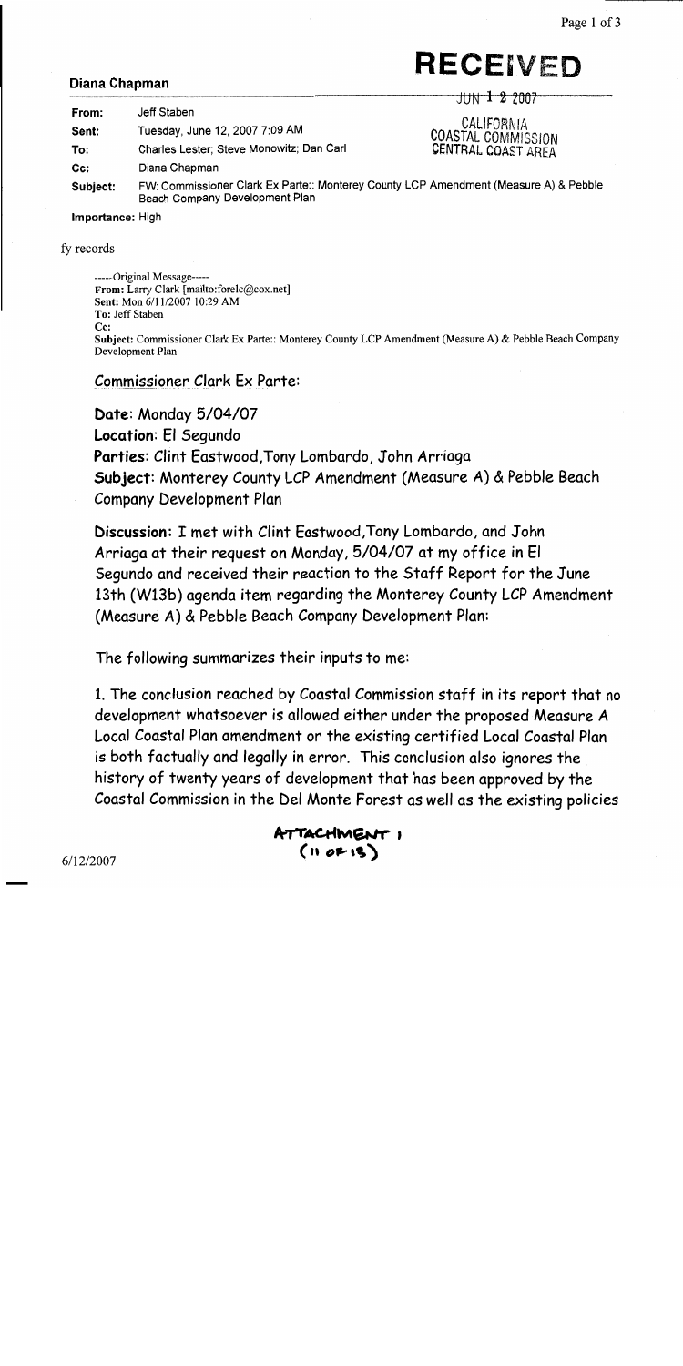**RECEIVED**

JUN 1 2 2007

CALIFORNIA
COASTAL COMMISSION
CENTRAL COAST AREA

**Diana Chapman**

| | |
|---|---|
| **From:** | Jeff Staben |
| **Sent:** | Tuesday, June 12, 2007 7:09 AM |
| **To:** | Charles Lester; Steve Monowitz; Dan Carl |
| **Cc:** | Diana Chapman |
| **Subject:** | FW: Commissioner Clark Ex Parte:: Monterey County LCP Amendment (Measure A) & Pebble Beach Company Development Plan |

**Importance:** High

fy records

-----Original Message-----
**From:** Larry Clark [mailto:forelc@cox.net]
**Sent:** Mon 6/11/2007 10:29 AM
**To:** Jeff Staben
**Cc:**
**Subject:** Commissioner Clark Ex Parte:: Monterey County LCP Amendment (Measure A) & Pebble Beach Company Development Plan

Commissioner Clark Ex Parte:

**Date**: Monday 5/04/07

**Location**: El Segundo

**Parties**: Clint Eastwood,Tony Lombardo, John Arriaga

**Subject**: Monterey County LCP Amendment (Measure A) & Pebble Beach Company Development Plan

**Discussion:** I met with Clint Eastwood,Tony Lombardo, and John Arriaga at their request on Monday, 5/04/07 at my office in El Segundo and received their reaction to the Staff Report for the June 13th (W13b) agenda item regarding the Monterey County LCP Amendment (Measure A) & Pebble Beach Company Development Plan:

The following summarizes their inputs to me:

1. The conclusion reached by Coastal Commission staff in its report that no development whatsoever is allowed either under the proposed Measure A Local Coastal Plan amendment or the existing certified Local Coastal Plan is both factually and legally in error. This conclusion also ignores the history of twenty years of development that has been approved by the Coastal Commission in the Del Monte Forest as well as the existing policies

**ATTACHMENT 1**
**(11 of 13)**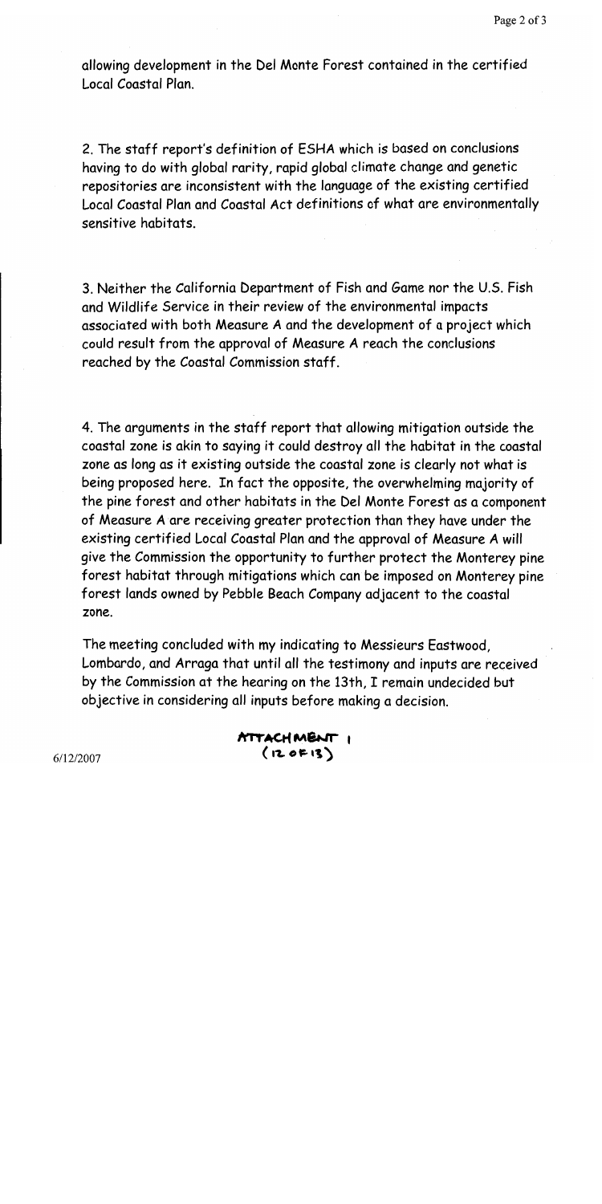allowing development in the Del Monte Forest contained in the certified Local Coastal Plan.

2. The staff report's definition of ESHA which is based on conclusions having to do with global rarity, rapid global climate change and genetic repositories are inconsistent with the language of the existing certified Local Coastal Plan and Coastal Act definitions of what are environmentally sensitive habitats.

3. Neither the California Department of Fish and Game nor the U.S. Fish and Wildlife Service in their review of the environmental impacts associated with both Measure A and the development of a project which could result from the approval of Measure A reach the conclusions reached by the Coastal Commission staff.

4. The arguments in the staff report that allowing mitigation outside the coastal zone is akin to saying it could destroy all the habitat in the coastal zone as long as it existing outside the coastal zone is clearly not what is being proposed here. In fact the opposite, the overwhelming majority of the pine forest and other habitats in the Del Monte Forest as a component of Measure A are receiving greater protection than they have under the existing certified Local Coastal Plan and the approval of Measure A will give the Commission the opportunity to further protect the Monterey pine forest habitat through mitigations which can be imposed on Monterey pine forest lands owned by Pebble Beach Company adjacent to the coastal zone.

The meeting concluded with my indicating to Messieurs Eastwood, Lombardo, and Arraga that until all the testimony and inputs are received by the Commission at the hearing on the 13th, I remain undecided but objective in considering all inputs before making a decision.

ATTACHMENT 1
(12 OF 13)

6/12/2007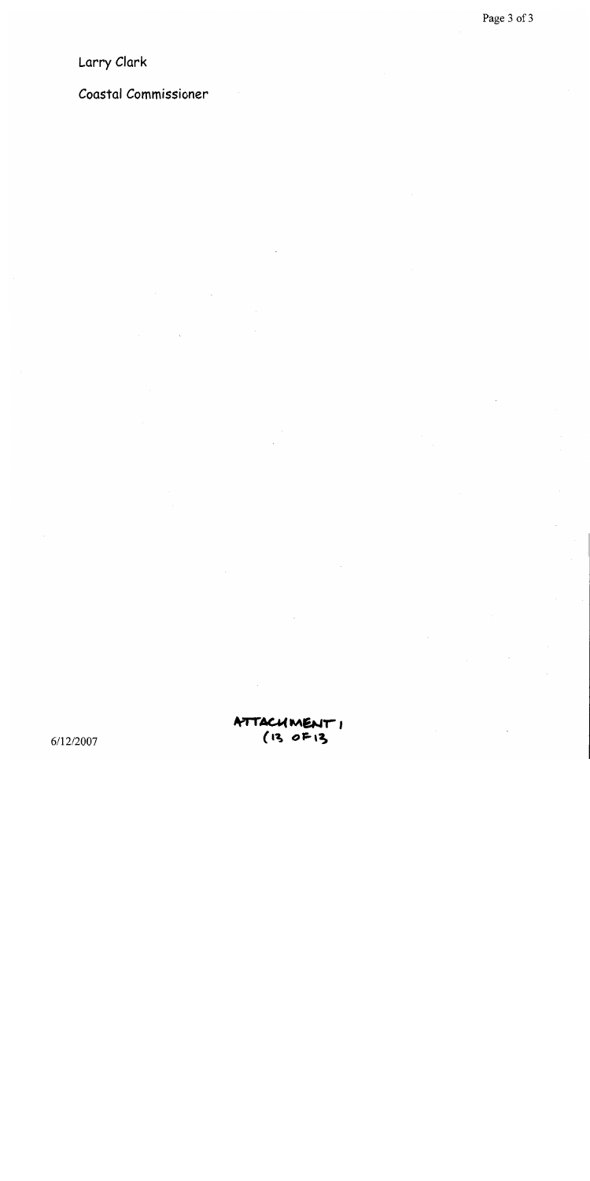Larry Clark

Coastal Commissioner

6/12/2007

ATTACHMENT 1
(13 OF 13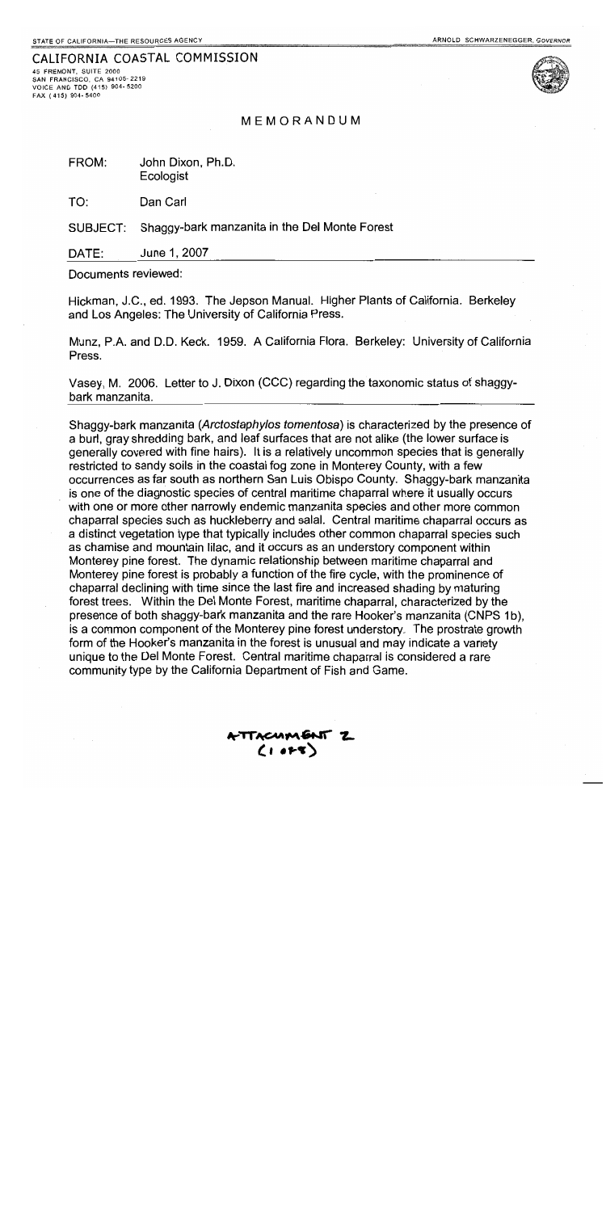STATE OF CALIFORNIA—THE RESOURCES AGENCY

ARNOLD SCHWARZENEGGER, GOVERNOR

CALIFORNIA COASTAL COMMISSION
45 FREMONT, SUITE 2000
SAN FRANCISCO, CA 94105-2219
VOICE AND TDD (415) 904-5200
FAX (415) 904-5400

# MEMORANDUM

FROM: John Dixon, Ph.D.
Ecologist

TO: Dan Carl

SUBJECT: Shaggy-bark manzanita in the Del Monte Forest

DATE: June 1, 2007

Documents reviewed:

Hickman, J.C., ed. 1993. The Jepson Manual. Higher Plants of California. Berkeley and Los Angeles: The University of California Press.

Munz, P.A. and D.D. Keck. 1959. A California Flora. Berkeley: University of California Press.

Vasey, M. 2006. Letter to J. Dixon (CCC) regarding the taxonomic status of shaggy-bark manzanita.

Shaggy-bark manzanita (*Arctostaphylos tomentosa*) is characterized by the presence of a burl, gray shredding bark, and leaf surfaces that are not alike (the lower surface is generally covered with fine hairs). It is a relatively uncommon species that is generally restricted to sandy soils in the coastal fog zone in Monterey County, with a few occurrences as far south as northern San Luis Obispo County. Shaggy-bark manzanita is one of the diagnostic species of central maritime chaparral where it usually occurs with one or more other narrowly endemic manzanita species and other more common chaparral species such as huckleberry and salal. Central maritime chaparral occurs as a distinct vegetation type that typically includes other common chaparral species such as chamise and mountain lilac, and it occurs as an understory component within Monterey pine forest. The dynamic relationship between maritime chaparral and Monterey pine forest is probably a function of the fire cycle, with the prominence of chaparral declining with time since the last fire and increased shading by maturing forest trees. Within the Del Monte Forest, maritime chaparral, characterized by the presence of both shaggy-bark manzanita and the rare Hooker's manzanita (CNPS 1b), is a common component of the Monterey pine forest understory. The prostrate growth form of the Hooker's manzanita in the forest is unusual and may indicate a variety unique to the Del Monte Forest. Central maritime chaparral is considered a rare community type by the California Department of Fish and Game.

ATTACHMENT 2
(1 of 8)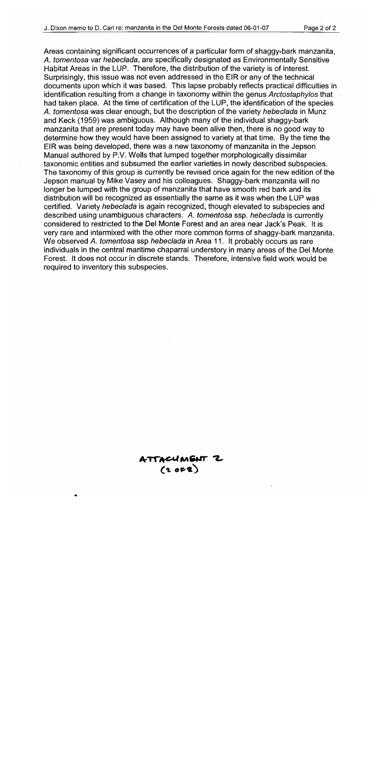Areas containing significant occurrences of a particular form of shaggy-bark manzanita, *A. tomentosa* var *hebeclada*, are specifically designated as Environmentally Sensitive Habitat Areas in the LUP. Therefore, the distribution of the variety is of interest. Surprisingly, this issue was not even addressed in the EIR or any of the technical documents upon which it was based. This lapse probably reflects practical difficulties in identification resulting from a change in taxonomy within the genus *Arctostaphylos* that had taken place. At the time of certification of the LUP, the identification of the species *A. tomentosa* was clear enough, but the description of the variety *hebeclada* in Munz and Keck (1959) was ambiguous. Although many of the individual shaggy-bark manzanita that are present today may have been alive then, there is no good way to determine how they would have been assigned to variety at that time. By the time the EIR was being developed, there was a new taxonomy of manzanita in the Jepson Manual authored by P.V. Wells that lumped together morphologically dissimilar taxonomic entities and subsumed the earlier varieties in newly described subspecies. The taxonomy of this group is currently be revised once again for the new edition of the Jepson manual by Mike Vasey and his colleagues. Shaggy-bark manzanita will no longer be lumped with the group of manzanita that have smooth red bark and its distribution will be recognized as essentially the same as it was when the LUP was certified. Variety *hebeclada* is again recognized, though elevated to subspecies and described using unambiguous characters. *A. tomentosa* ssp. *hebeclada* is currently considered to restricted to the Del Monte Forest and an area near Jack's Peak. It is very rare and intermixed with the other more common forms of shaggy-bark manzanita. We observed *A. tomentosa* ssp *hebeclada* in Area 11. It probably occurs as rare individuals in the central maritime chaparral understory in many areas of the Del Monte Forest. It does not occur in discrete stands. Therefore, intensive field work would be required to inventory this subspecies.

ATTACHMENT 2
(2 OF 2)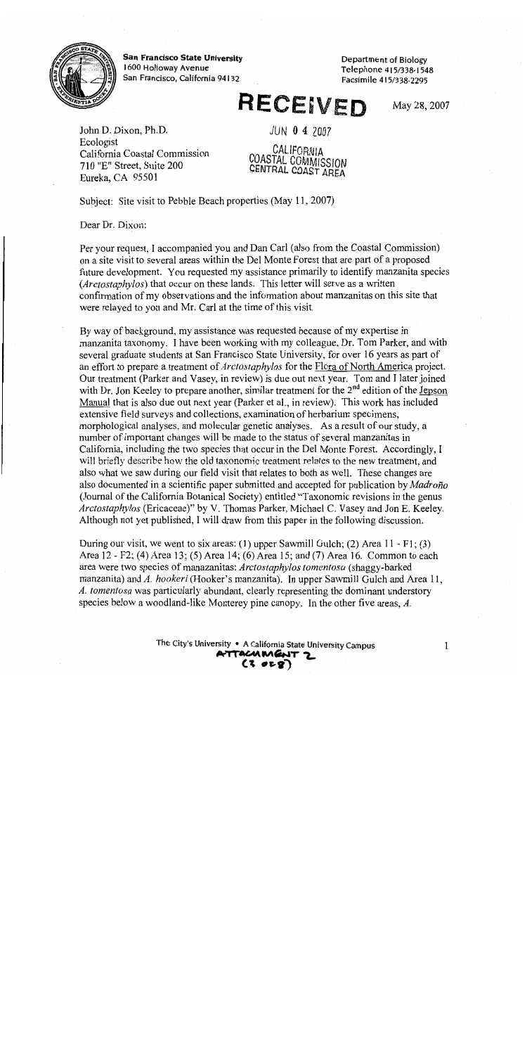**San Francisco State University**
1600 Holloway Avenue
San Francisco, California 94132

Department of Biology
Telephone 415/338-1548
Facsimile 415/338-2295

**RECEIVED**

JUN 0 4 2007

CALIFORNIA
COASTAL COMMISSION
CENTRAL COAST AREA

May 28, 2007

John D. Dixon, Ph.D.
Ecologist
California Coastal Commission
710 "E" Street, Suite 200
Eureka, CA 95501

Subject: Site visit to Pebble Beach properties (May 11, 2007)

Dear Dr. Dixon:

Per your request, I accompanied you and Dan Carl (also from the Coastal Commission) on a site visit to several areas within the Del Monte Forest that are part of a proposed future development. You requested my assistance primarily to identify manzanita species (*Arctostaphylos*) that occur on these lands. This letter will serve as a written confirmation of my observations and the information about manzanitas on this site that were relayed to you and Mr. Carl at the time of this visit.

By way of background, my assistance was requested because of my expertise in manzanita taxonomy. I have been working with my colleague, Dr. Tom Parker, and with several graduate students at San Francisco State University, for over 16 years as part of an effort to prepare a treatment of *Arctostaphylos* for the Flora of North America project. Our treatment (Parker and Vasey, in review) is due out next year. Tom and I later joined with Dr. Jon Keeley to prepare another, similar treatment for the 2[nd] edition of the Jepson Manual that is also due out next year (Parker et al., in review). This work has included extensive field surveys and collections, examination of herbarium specimens, morphological analyses, and molecular genetic analyses. As a result of our study, a number of important changes will be made to the status of several manzanitas in California, including the two species that occur in the Del Monte Forest. Accordingly, I will briefly describe how the old taxonomic treatment relates to the new treatment, and also what we saw during our field visit that relates to both as well. These changes are also documented in a scientific paper submitted and accepted for publication by *Madroño* (Journal of the California Botanical Society) entitled "Taxonomic revisions in the genus *Arctostaphylos* (Ericaceae)" by V. Thomas Parker, Michael C. Vasey and Jon E. Keeley. Although not yet published, I will draw from this paper in the following discussion.

During our visit, we went to six areas: (1) upper Sawmill Gulch; (2) Area 11 - F1; (3) Area 12 - F2; (4) Area 13; (5) Area 14; (6) Area 15; and (7) Area 16. Common to each area were two species of manazanitas: *Arctostaphylos tomentosa* (shaggy-barked manzanita) and *A. hookeri* (Hooker's manzanita). In upper Sawmill Gulch and Area 11, *A. tomentosa* was particularly abundant, clearly representing the dominant understory species below a woodland-like Monterey pine canopy. In the other five areas, *A.*

The City's University • A California State University Campus

ATTACHMENT 2
(3 of 8)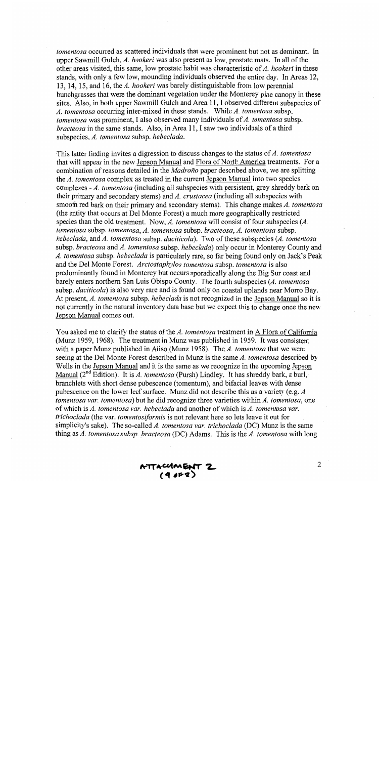*tomentosa* occurred as scattered individuals that were prominent but not as dominant. In upper Sawmill Gulch, *A. hookeri* was also present as low, prostate mats. In all of the other areas visited, this same, low prostate habit was characteristic of *A. hookeri* in these stands, with only a few low, mounding individuals observed the entire day. In Areas 12, 13, 14, 15, and 16, the *A. hookeri* was barely distinguishable from low perennial bunchgrasses that were the dominant vegetation under the Monterey pine canopy in these sites. Also, in both upper Sawmill Gulch and Area 11, I observed different subspecies of *A. tomentosa* occurring inter-mixed in these stands. While *A. tomentosa* subsp. *tomentosa* was prominent, I also observed many individuals of *A. tomentosa* subsp. *bracteosa* in the same stands. Also, in Area 11, I saw two individuals of a third subspecies, *A. tomentosa* subsp. *hebeclada*.

This latter finding invites a digression to discuss changes to the status of *A. tomentosa* that will appear in the new Jepson Manual and Flora of North America treatments. For a combination of reasons detailed in the *Madroño* paper described above, we are splitting the *A. tomentosa* complex as treated in the current Jepson Manual into two species complexes - *A. tomentosa* (including all subspecies with persistent, grey shreddy bark on their primary and secondary stems) and *A. crustacea* (including all subspecies with smooth red bark on their primary and secondary stems). This change makes *A. tomentosa* (the entity that occurs at Del Monte Forest) a much more geographically restricted species than the old treatment. Now, *A. tomentosa* will consist of four subspecies (*A. tomentosa* subsp. *tomentosa*, *A. tomentosa* subsp. *bracteosa*, *A. tomentosa* subsp. *hebeclada*, and *A. tomentosa* subsp. *daciticola*). Two of these subspecies (*A. tomentosa* subsp. *bracteosa* and *A. tomentosa* subsp. *hebeclada*) only occur in Monterey County and *A. tomentosa* subsp. *hebeclada* is particularly rare, so far being found only on Jack's Peak and the Del Monte Forest. *Arctostaphylos tomentosa* subsp. *tomentosa* is also predominantly found in Monterey but occurs sporadically along the Big Sur coast and barely enters northern San Luis Obispo County. The fourth subspecies (*A. tomentosa* subsp. *daciticola*) is also very rare and is found only on coastal uplands near Morro Bay. At present, *A. tomentosa* subsp. *hebeclada* is not recognized in the Jepson Manual so it is not currently in the natural inventory data base but we expect this to change once the new Jepson Manual comes out.

You asked me to clarify the status of the *A. tomentosa* treatment in A Flora of California (Munz 1959, 1968). The treatment in Munz was published in 1959. It was consistent with a paper Munz published in Aliso (Munz 1958). The *A. tomentosa* that we were seeing at the Del Monte Forest described in Munz is the same *A. tomentosa* described by Wells in the Jepson Manual and it is the same as we recognize in the upcoming Jepson Manual (2nd Edition). It is *A. tomentosa* (Pursh) Lindley. It has shreddy bark, a burl, branchlets with short dense pubescence (tomentum), and bifacial leaves with dense pubescence on the lower leaf surface. Munz did not describe this as a variety (e.g. *A tomentosa var. tomentosa*) but he did recognize three varieties within *A. tomentosa*, one of which is *A. tomentosa var. hebeclada* and another of which is *A. tomentosa var. trichoclada* (the var. *tomentosiformis* is not relevant here so lets leave it out for simplicity's sake). The so-called *A. tomentosa var. trichoclada* (DC) Munz is the same thing as *A. tomentosa subsp. bracteosa* (DC) Adams. This is the *A. tomentosa* with long

ATTACHMENT 2
(9 OF 8)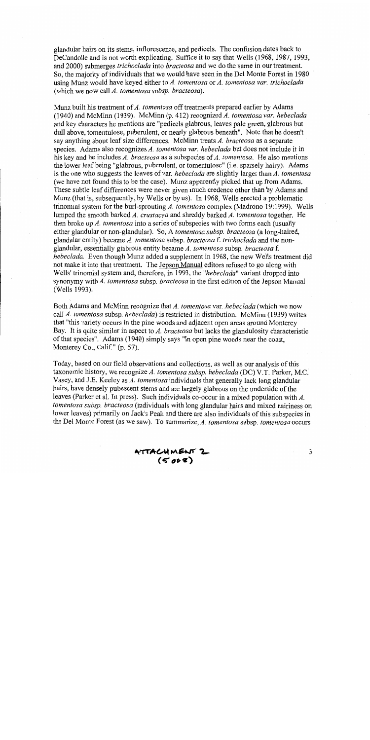glandular hairs on its stems, inflorescence, and pedicels. The confusion dates back to DeCandolle and is not worth explicating. Suffice it to say that Wells (1968, 1987, 1993, and 2000) submerges *trichoclada* into *bracteosa* and we do the same in our treatment. So, the majority of individuals that we would have seen in the Del Monte Forest in 1980 using Munz would have keyed either to *A. tomentosa* or *A. tomentosa var. trichoclada* (which we now call *A. tomentosa subsp. bracteosa*).

Munz built his treatment of *A. tomentosa* off treatments prepared earlier by Adams (1940) and McMinn (1939). McMinn (p. 412) recognized *A. tomentosa var. hebeclada* and key characters he mentions are "pedicels glabrous, leaves pale green, glabrous but dull above, tomentulose, puberulent, or nearly glabrous beneath". Note that he doesn't say anything about leaf size differences. McMinn treats *A. bracteosa* as a separate species. Adams also recognizes *A. tomentosa var. hebeclada* but does not include it in his key and he includes *A. bracteosa* as a subspecies of *A. tomentosa*. He also mentions the lower leaf being "glabrous, puberulent, or tomentulose" (i.e. sparsely hairy). Adams is the one who suggests the leaves of var. *hebeclada* are slightly larger than *A. tomentosa* (we have not found this to be the case). Munz apparently picked that up from Adams. These subtle leaf differences were never given much credence other than by Adams and Munz (that is, subsequently, by Wells or by us). In 1968, Wells erected a problematic trinomial system for the burl-sprouting *A. tomentosa* complex (Madrono 19:1999). Wells lumped the smooth barked *A. crustacea* and shreddy barked *A. tomentosa* together. He then broke up *A. tomentosa* into a series of subspecies with two forms each (usually either glandular or non-glandular). So, A *tomentosa subsp. bracteosa* (a long-haired, glandular entity) became *A. tomentosa* subsp. *bracteosa* f. *trichoclada* and the non-glandular, essentially glabrous entity became *A. tomentosa* subsp. *bracteosa* f. *hebeclada*. Even though Munz added a supplement in 1968, the new Wells treatment did not make it into that treatment. The Jepson Manual editors refused to go along with Wells' trinomial system and, therefore, in 1993, the "*hebeclada*" variant dropped into synonymy with *A. tomentosa* subsp. *bracteosa* in the first edition of the Jepson Manual (Wells 1993).

Both Adams and McMinn recognize that *A. tomentosa* var. *hebeclada* (which we now call *A. tomentosa* subsp. *hebeclada*) is restricted in distribution. McMinn (1939) writes that "this variety occurs in the pine woods and adjacent open areas around Monterey Bay. It is quite similar in aspect to *A. bracteosa* but lacks the glandulosity characteristic of that species". Adams (1940) simply says "In open pine woods near the coast, Monterey Co., Calif." (p. 57).

Today, based on our field observations and collections, as well as our analysis of this taxonomic history, we recognize *A. tomentosa subsp. hebeclada* (DC) V.T. Parker, M.C. Vasey, and J.E. Keeley as *A. tomentosa* individuals that generally lack long glandular hairs, have densely pubescent stems and are largely glabrous on the underside of the leaves (Parker et al. In press). Such individuals co-occur in a mixed population with *A. tomentosa subsp. bracteosa* (individuals with long glandular hairs and mixed hairiness on lower leaves) primarily on Jack's Peak and there are also individuals of this subspecies in the Del Monte Forest (as we saw). To summarize, *A. tomentosa* subsp. *tomentosa* occurs

ATTACHMENT 2
(5 OF 8)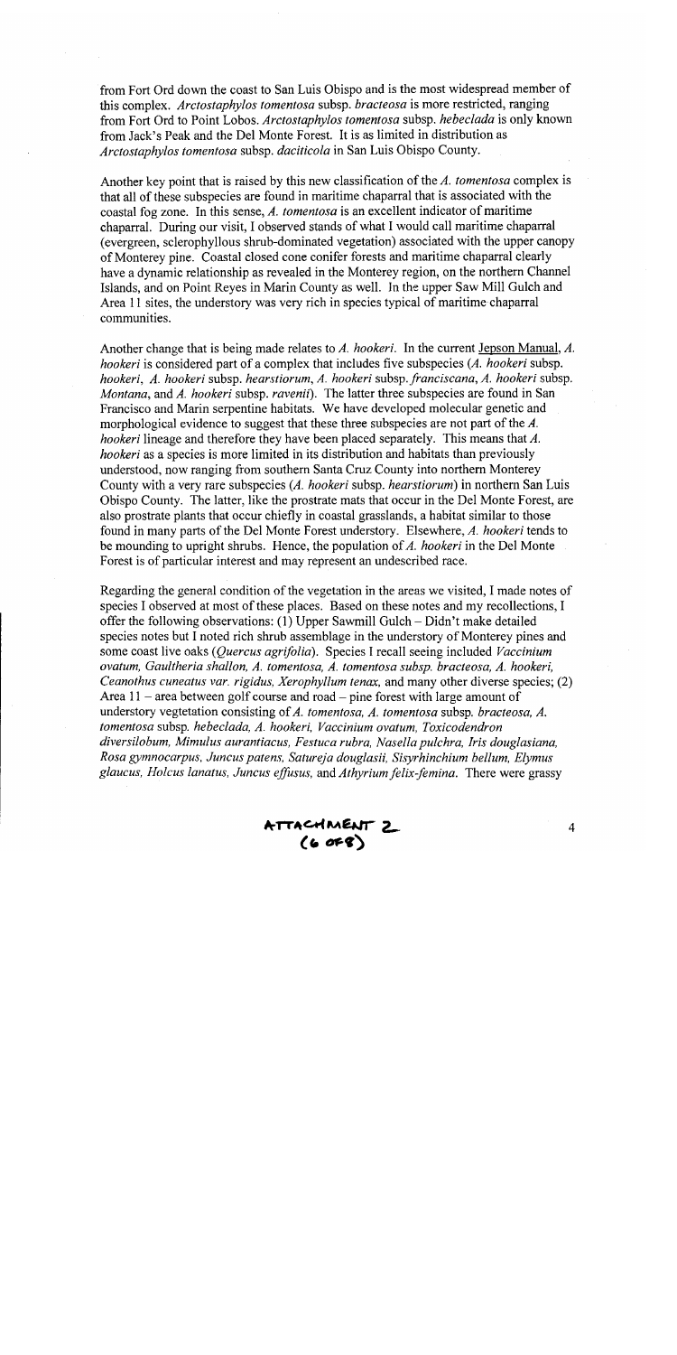from Fort Ord down the coast to San Luis Obispo and is the most widespread member of this complex. *Arctostaphylos tomentosa* subsp. *bracteosa* is more restricted, ranging from Fort Ord to Point Lobos. *Arctostaphylos tomentosa* subsp. *hebeclada* is only known from Jack's Peak and the Del Monte Forest. It is as limited in distribution as *Arctostaphylos tomentosa* subsp. *daciticola* in San Luis Obispo County.

Another key point that is raised by this new classification of the *A. tomentosa* complex is that all of these subspecies are found in maritime chaparral that is associated with the coastal fog zone. In this sense, *A. tomentosa* is an excellent indicator of maritime chaparral. During our visit, I observed stands of what I would call maritime chaparral (evergreen, sclerophyllous shrub-dominated vegetation) associated with the upper canopy of Monterey pine. Coastal closed cone conifer forests and maritime chaparral clearly have a dynamic relationship as revealed in the Monterey region, on the northern Channel Islands, and on Point Reyes in Marin County as well. In the upper Saw Mill Gulch and Area 11 sites, the understory was very rich in species typical of maritime chaparral communities.

Another change that is being made relates to *A. hookeri*. In the current Jepson Manual, *A. hookeri* is considered part of a complex that includes five subspecies (*A. hookeri* subsp. *hookeri*, *A. hookeri* subsp. *hearstiorum*, *A. hookeri* subsp. *franciscana*, *A. hookeri* subsp. *Montana*, and *A. hookeri* subsp. *ravenii*). The latter three subspecies are found in San Francisco and Marin serpentine habitats. We have developed molecular genetic and morphological evidence to suggest that these three subspecies are not part of the *A. hookeri* lineage and therefore they have been placed separately. This means that *A. hookeri* as a species is more limited in its distribution and habitats than previously understood, now ranging from southern Santa Cruz County into northern Monterey County with a very rare subspecies (*A. hookeri* subsp. *hearstiorum*) in northern San Luis Obispo County. The latter, like the prostrate mats that occur in the Del Monte Forest, are also prostrate plants that occur chiefly in coastal grasslands, a habitat similar to those found in many parts of the Del Monte Forest understory. Elsewhere, *A. hookeri* tends to be mounding to upright shrubs. Hence, the population of *A. hookeri* in the Del Monte Forest is of particular interest and may represent an undescribed race.

Regarding the general condition of the vegetation in the areas we visited, I made notes of species I observed at most of these places. Based on these notes and my recollections, I offer the following observations: (1) Upper Sawmill Gulch – Didn't make detailed species notes but I noted rich shrub assemblage in the understory of Monterey pines and some coast live oaks (*Quercus agrifolia*). Species I recall seeing included *Vaccinium ovatum, Gaultheria shallon, A. tomentosa, A. tomentosa subsp. bracteosa, A. hookeri, Ceanothus cuneatus var. rigidus, Xerophyllum tenax,* and many other diverse species; (2) Area 11 – area between golf course and road – pine forest with large amount of understory vegtetation consisting of *A. tomentosa, A. tomentosa* subsp. *bracteosa, A. tomentosa* subsp. *hebeclada, A. hookeri, Vaccinium ovatum, Toxicodendron diversilobum, Mimulus aurantiacus, Festuca rubra, Nasella pulchra, Iris douglasiana, Rosa gymnocarpus, Juncus patens, Satureja douglasii, Sisyrhinchium bellum, Elymus glaucus, Holcus lanatus, Juncus effusus,* and *Athyrium felix-femina.* There were grassy

ATTACHMENT 2
(6 OF 8)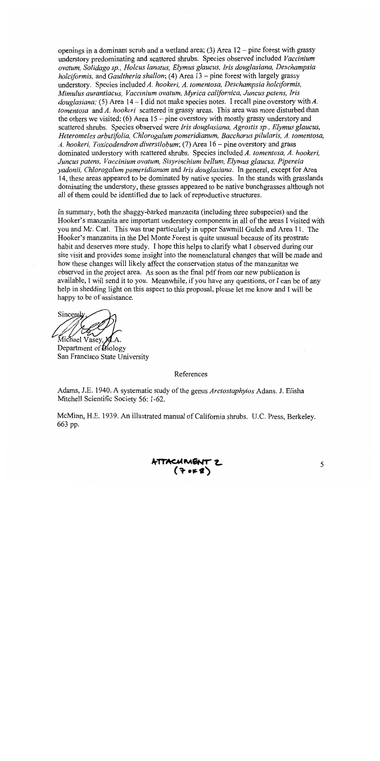openings in a dominant scrub and a wetland area; (3) Area 12 – pine forest with grassy understory predominating and scattered shrubs. Species observed included *Vaccinium ovatum, Solidago sp., Holcus lanatus, Elymus glaucus, Iris douglasiana, Deschampsia holciformis,* and *Gaultheria shallon*; (4) Area 13 – pine forest with largely grassy understory. Species included *A. hookeri, A. tomentosa, Deschampsia holciformis, Mimulus aurantiacus, Vaccinium ovatum, Myrica californica, Juncus patens, Iris douglasiana;* (5) Area 14 – I did not make species notes. I recall pine overstory with *A. tomentosa* and *A. hookeri* scattered in grassy areas. This area was more disturbed than the others we visited: (6) Area 15 – pine overstory with mostly grassy understory and scattered shrubs. Species observed were *Iris douglasiana, Agrostis sp., Elymus glaucus, Heteromeles arbutifolia, Chlorogalum pomeridianum, Baccharus pilularis, A. tomentosa, A. hookeri, Toxicodendron diversilobum*; (7) Area 16 – pine overstory and grass dominated understory with scattered shrubs. Species included *A. tomentosa, A. hookeri, Juncus patens, Vaccinium ovatum, Sisyrinchium bellum, Elymus glaucus, Pipereia yadonii, Chlorogalum pomeridianum* and *Iris douglasiana*. In general, except for Area 14, these areas appeared to be dominated by native species. In the stands with grasslands dominating the understory, these grasses appeared to be native bunchgrasses although not all of them could be identified due to lack of reproductive structures.

In summary, both the shaggy-barked manzanita (including three subspecies) and the Hooker's manzanita are important understory components in all of the areas I visited with you and Mr. Carl. This was true particularly in upper Sawmill Gulch and Area 11. The Hooker's manzanita in the Del Monte Forest is quite unusual because of its prostrate habit and deserves more study. I hope this helps to clarify what I observed during our site visit and provides some insight into the nomenclatural changes that will be made and how these changes will likely affect the conservation status of the manzanitas we observed in the project area. As soon as the final pdf from our new publication is available, I will send it to you. Meanwhile, if you have any questions, or I can be of any help in shedding light on this aspect to this proposal, please let me know and I will be happy to be of assistance.

Sincerely,

Michael Vasey, M.A.
Department of Biology
San Francisco State University

## References

Adams, J.E. 1940. A systematic study of the genus *Arctostaphylos* Adans. J. Elisha Mitchell Scientific Society 56: 1-62.

McMinn, H.E. 1939. An illustrated manual of California shrubs. U.C. Press, Berkeley. 663 pp.

ATTACHMENT 2
(7 of 8)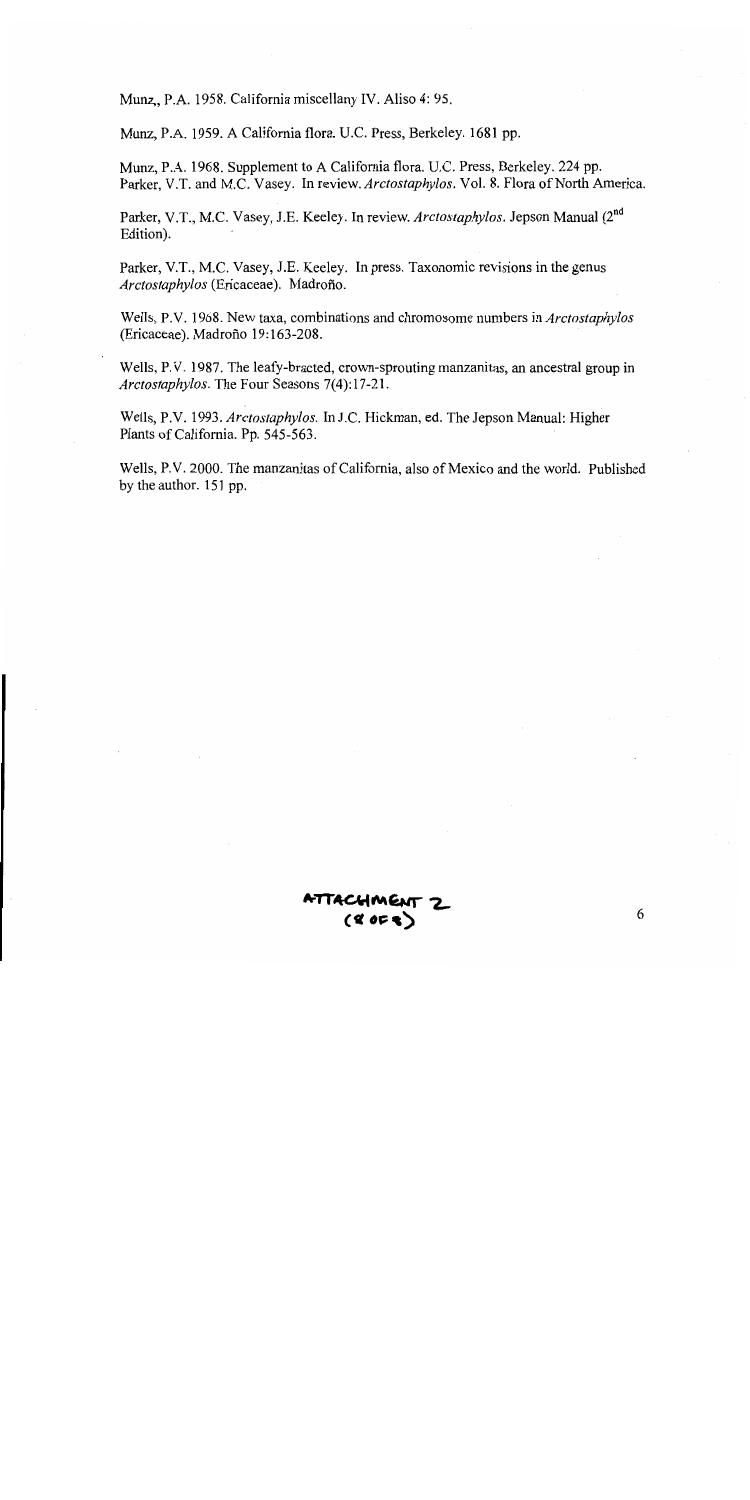Munz,, P.A. 1958. California miscellany IV. Aliso 4: 95.

Munz, P.A. 1959. A California flora. U.C. Press, Berkeley. 1681 pp.

Munz, P.A. 1968. Supplement to A California flora. U.C. Press, Berkeley. 224 pp.
Parker, V.T. and M.C. Vasey. In review. *Arctostaphylos*. Vol. 8. Flora of North America.

Parker, V.T., M.C. Vasey, J.E. Keeley. In review. *Arctostaphylos*. Jepson Manual (2nd Edition).

Parker, V.T., M.C. Vasey, J.E. Keeley. In press. Taxonomic revisions in the genus *Arctostaphylos* (Ericaceae). Madroño.

Wells, P.V. 1968. New taxa, combinations and chromosome numbers in *Arctostaphylos* (Ericaceae). Madroño 19:163-208.

Wells, P.V. 1987. The leafy-bracted, crown-sprouting manzanitas, an ancestral group in *Arctostaphylos*. The Four Seasons 7(4):17-21.

Wells, P.V. 1993. *Arctostaphylos*. In J.C. Hickman, ed. The Jepson Manual: Higher Plants of California. Pp. 545-563.

Wells, P.V. 2000. The manzanitas of California, also of Mexico and the world. Published by the author. 151 pp.

ATTACHMENT 2
(8 OF 8)